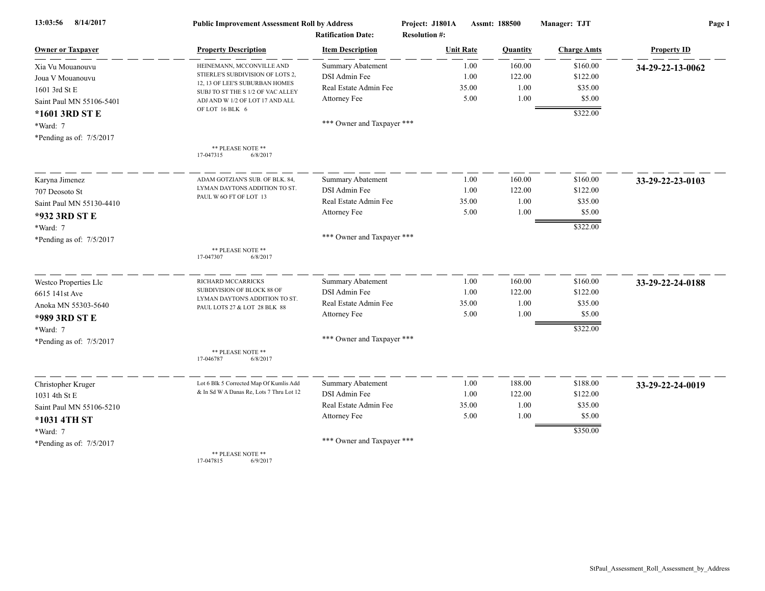**13:03:56 8/14/2017** **Public Improvement Assessment Roll by Address** **Project: J1801A** **Assmt: 188500** **Manager: TJT**

**Ratification Date:** **Resolution #:**

| Owner or Taxpayer | Property Description | Item Description | Unit Rate | Quantity | Charge Amts | Property ID |
|---|---|---|---|---|---|---|
| Xia Vu Mouanouvu<br>Joua V Mouanouvu<br>1601 3rd St E<br>Saint Paul MN 55106-5401<br>**\*1601 3RD ST E**<br>\*Ward: 7<br>\*Pending as of: 7/5/2017 | HEINEMANN, MCCONVILLE AND STIERLE'S SUBDIVISION OF LOTS 2, 12, 13 OF LEE'S SUBURBAN HOMES SUBJ TO ST THE S 1/2 OF VAC ALLEY ADJ AND W 1/2 OF LOT 17 AND ALL OF LOT 16 BLK 6<br><br>\*\* PLEASE NOTE \*\*<br>17-047315 6/8/2017 | Summary Abatement<br>DSI Admin Fee<br>Real Estate Admin Fee<br>Attorney Fee<br><br>\*\*\* Owner and Taxpayer \*\*\* | 1.00<br>1.00<br>35.00<br>5.00 | 160.00<br>122.00<br>1.00<br>1.00 | $160.00<br>$122.00<br>$35.00<br>$5.00<br>$322.00 | **34-29-22-13-0062** |
| Karyna Jimenez<br>707 Deosoto St<br>Saint Paul MN 55130-4410<br>**\*932 3RD ST E**<br>\*Ward: 7<br>\*Pending as of: 7/5/2017 | ADAM GOTZIAN'S SUB. OF BLK. 84, LYMAN DAYTONS ADDITION TO ST. PAUL W 6O FT OF LOT 13<br><br>\*\* PLEASE NOTE \*\*<br>17-047307 6/8/2017 | Summary Abatement<br>DSI Admin Fee<br>Real Estate Admin Fee<br>Attorney Fee<br><br>\*\*\* Owner and Taxpayer \*\*\* | 1.00<br>1.00<br>35.00<br>5.00 | 160.00<br>122.00<br>1.00<br>1.00 | $160.00<br>$122.00<br>$35.00<br>$5.00<br>$322.00 | **33-29-22-23-0103** |
| Westco Properties Llc<br>6615 141st Ave<br>Anoka MN 55303-5640<br>**\*989 3RD ST E**<br>\*Ward: 7<br>\*Pending as of: 7/5/2017 | RICHARD MCCARRICKS SUBDIVISION OF BLOCK 88 OF LYMAN DAYTON'S ADDITION TO ST. PAUL LOTS 27 & LOT 28 BLK 88<br><br>\*\* PLEASE NOTE \*\*<br>17-046787 6/8/2017 | Summary Abatement<br>DSI Admin Fee<br>Real Estate Admin Fee<br>Attorney Fee<br><br>\*\*\* Owner and Taxpayer \*\*\* | 1.00<br>1.00<br>35.00<br>5.00 | 160.00<br>122.00<br>1.00<br>1.00 | $160.00<br>$122.00<br>$35.00<br>$5.00<br>$322.00 | **33-29-22-24-0188** |
| Christopher Kruger<br>1031 4th St E<br>Saint Paul MN 55106-5210<br>**\*1031 4TH ST**<br>\*Ward: 7<br>\*Pending as of: 7/5/2017 | Lot 6 Blk 5 Corrected Map Of Kumlis Add & In Sd W A Danas Re, Lots 7 Thru Lot 12<br><br>\*\* PLEASE NOTE \*\*<br>17-047815 6/9/2017 | Summary Abatement<br>DSI Admin Fee<br>Real Estate Admin Fee<br>Attorney Fee<br><br>\*\*\* Owner and Taxpayer \*\*\* | 1.00<br>1.00<br>35.00<br>5.00 | 188.00<br>122.00<br>1.00<br>1.00 | $188.00<br>$122.00<br>$35.00<br>$5.00<br>$350.00 | **33-29-22-24-0019** |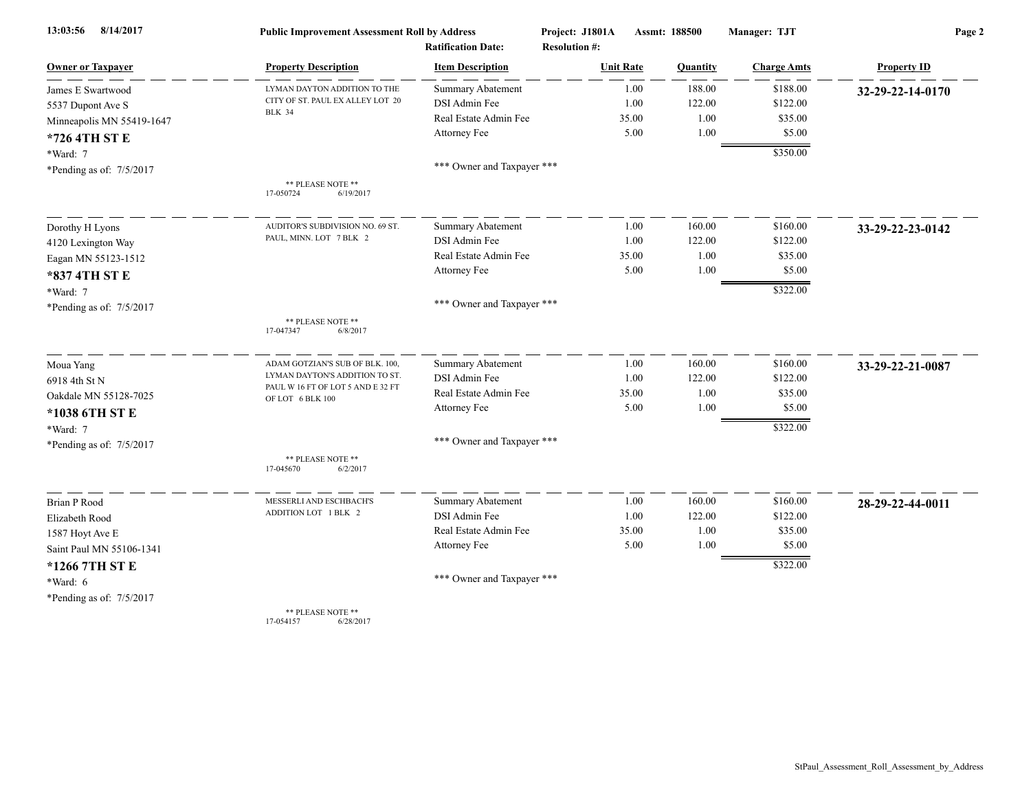**Public Improvement Assessment Roll by Address** — Project: J1801A — Assmt: 188500 — Manager: TJT

Ratification Date: — Resolution #:

| Owner or Taxpayer | Property Description | Item Description | Unit Rate | Quantity | Charge Amts | Property ID |
|---|---|---|---|---|---|---|
| James E Swartwood<br>5537 Dupont Ave S<br>Minneapolis MN 55419-1647<br>**\*726 4TH ST E**<br>\*Ward: 7<br>\*Pending as of: 7/5/2017 | LYMAN DAYTON ADDITION TO THE CITY OF ST. PAUL EX ALLEY LOT 20 BLK 34<br>\*\* PLEASE NOTE \*\*<br>17-050724 6/19/2017 | Summary Abatement<br>DSI Admin Fee<br>Real Estate Admin Fee<br>Attorney Fee<br>\*\*\* Owner and Taxpayer \*\*\* | 1.00<br>1.00<br>35.00<br>5.00 | 188.00<br>122.00<br>1.00<br>1.00 | $188.00<br>$122.00<br>$35.00<br>$5.00<br>$350.00 | **32-29-22-14-0170** |
| Dorothy H Lyons<br>4120 Lexington Way<br>Eagan MN 55123-1512<br>**\*837 4TH ST E**<br>\*Ward: 7<br>\*Pending as of: 7/5/2017 | AUDITOR'S SUBDIVISION NO. 69 ST. PAUL, MINN. LOT 7 BLK 2<br>\*\* PLEASE NOTE \*\*<br>17-047347 6/8/2017 | Summary Abatement<br>DSI Admin Fee<br>Real Estate Admin Fee<br>Attorney Fee<br>\*\*\* Owner and Taxpayer \*\*\* | 1.00<br>1.00<br>35.00<br>5.00 | 160.00<br>122.00<br>1.00<br>1.00 | $160.00<br>$122.00<br>$35.00<br>$5.00<br>$322.00 | **33-29-22-23-0142** |
| Moua Yang<br>6918 4th St N<br>Oakdale MN 55128-7025<br>**\*1038 6TH ST E**<br>\*Ward: 7<br>\*Pending as of: 7/5/2017 | ADAM GOTZIAN'S SUB OF BLK. 100, LYMAN DAYTON'S ADDITION TO ST. PAUL W 16 FT OF LOT 5 AND E 32 FT OF LOT 6 BLK 100<br>\*\* PLEASE NOTE \*\*<br>17-045670 6/2/2017 | Summary Abatement<br>DSI Admin Fee<br>Real Estate Admin Fee<br>Attorney Fee<br>\*\*\* Owner and Taxpayer \*\*\* | 1.00<br>1.00<br>35.00<br>5.00 | 160.00<br>122.00<br>1.00<br>1.00 | $160.00<br>$122.00<br>$35.00<br>$5.00<br>$322.00 | **33-29-22-21-0087** |
| Brian P Rood<br>Elizabeth Rood<br>1587 Hoyt Ave E<br>Saint Paul MN 55106-1341<br>**\*1266 7TH ST E**<br>\*Ward: 6<br>\*Pending as of: 7/5/2017 | MESSERLI AND ESCHBACH'S ADDITION LOT 1 BLK 2<br>\*\* PLEASE NOTE \*\*<br>17-054157 6/28/2017 | Summary Abatement<br>DSI Admin Fee<br>Real Estate Admin Fee<br>Attorney Fee<br>\*\*\* Owner and Taxpayer \*\*\* | 1.00<br>1.00<br>35.00<br>5.00 | 160.00<br>122.00<br>1.00<br>1.00 | $160.00<br>$122.00<br>$35.00<br>$5.00<br>$322.00 | **28-29-22-44-0011** |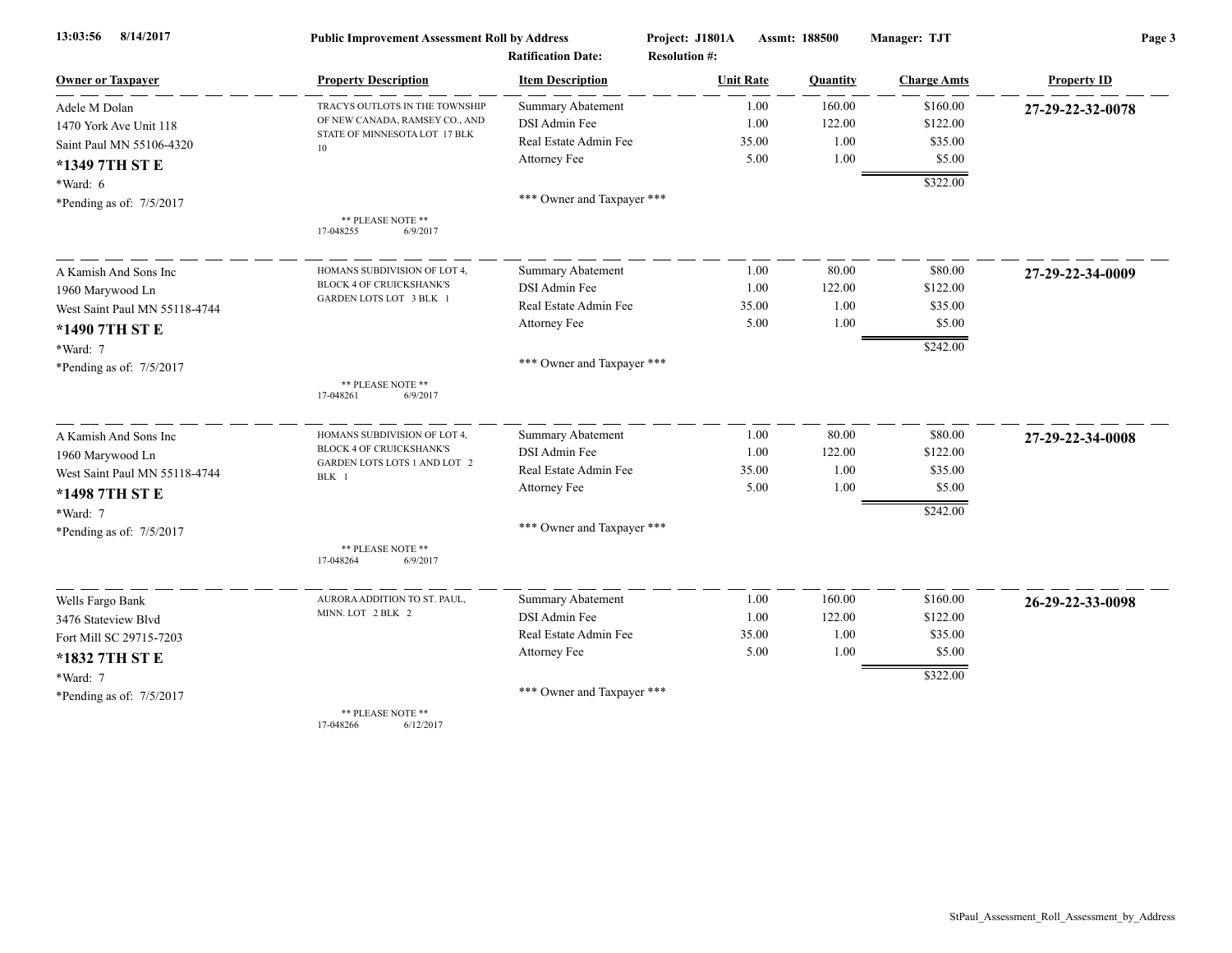13:03:56 8/14/2017 **Public Improvement Assessment Roll by Address** **Project: J1801A** **Assmt: 188500** **Manager: TJT**

**Ratification Date:** **Resolution #:**

| Owner or Taxpayer | Property Description | Item Description | Unit Rate | Quantity | Charge Amts | Property ID |
|---|---|---|---|---|---|---|
| Adele M Dolan<br>1470 York Ave Unit 118<br>Saint Paul MN 55106-4320<br>**\*1349 7TH ST E**<br>\*Ward: 6<br>\*Pending as of: 7/5/2017 | TRACYS OUTLOTS IN THE TOWNSHIP OF NEW CANADA, RAMSEY CO., AND STATE OF MINNESOTA LOT 17 BLK 10<br>** PLEASE NOTE **<br>17-048255 6/9/2017 | Summary Abatement<br>DSI Admin Fee<br>Real Estate Admin Fee<br>Attorney Fee<br>*** Owner and Taxpayer *** | 1.00<br>1.00<br>35.00<br>5.00 | 160.00<br>122.00<br>1.00<br>1.00 | $160.00<br>$122.00<br>$35.00<br>$5.00<br>$322.00 | **27-29-22-32-0078** |
| A Kamish And Sons Inc<br>1960 Marywood Ln<br>West Saint Paul MN 55118-4744<br>**\*1490 7TH ST E**<br>\*Ward: 7<br>\*Pending as of: 7/5/2017 | HOMANS SUBDIVISION OF LOT 4, BLOCK 4 OF CRUICKSHANK'S GARDEN LOTS LOT 3 BLK 1<br>** PLEASE NOTE **<br>17-048261 6/9/2017 | Summary Abatement<br>DSI Admin Fee<br>Real Estate Admin Fee<br>Attorney Fee<br>*** Owner and Taxpayer *** | 1.00<br>1.00<br>35.00<br>5.00 | 80.00<br>122.00<br>1.00<br>1.00 | $80.00<br>$122.00<br>$35.00<br>$5.00<br>$242.00 | **27-29-22-34-0009** |
| A Kamish And Sons Inc<br>1960 Marywood Ln<br>West Saint Paul MN 55118-4744<br>**\*1498 7TH ST E**<br>\*Ward: 7<br>\*Pending as of: 7/5/2017 | HOMANS SUBDIVISION OF LOT 4, BLOCK 4 OF CRUICKSHANK'S GARDEN LOTS LOTS 1 AND LOT 2 BLK 1<br>** PLEASE NOTE **<br>17-048264 6/9/2017 | Summary Abatement<br>DSI Admin Fee<br>Real Estate Admin Fee<br>Attorney Fee<br>*** Owner and Taxpayer *** | 1.00<br>1.00<br>35.00<br>5.00 | 80.00<br>122.00<br>1.00<br>1.00 | $80.00<br>$122.00<br>$35.00<br>$5.00<br>$242.00 | **27-29-22-34-0008** |
| Wells Fargo Bank<br>3476 Stateview Blvd<br>Fort Mill SC 29715-7203<br>**\*1832 7TH ST E**<br>\*Ward: 7<br>\*Pending as of: 7/5/2017 | AURORA ADDITION TO ST. PAUL, MINN. LOT 2 BLK 2<br>** PLEASE NOTE **<br>17-048266 6/12/2017 | Summary Abatement<br>DSI Admin Fee<br>Real Estate Admin Fee<br>Attorney Fee<br>*** Owner and Taxpayer *** | 1.00<br>1.00<br>35.00<br>5.00 | 160.00<br>122.00<br>1.00<br>1.00 | $160.00<br>$122.00<br>$35.00<br>$5.00<br>$322.00 | **26-29-22-33-0098** |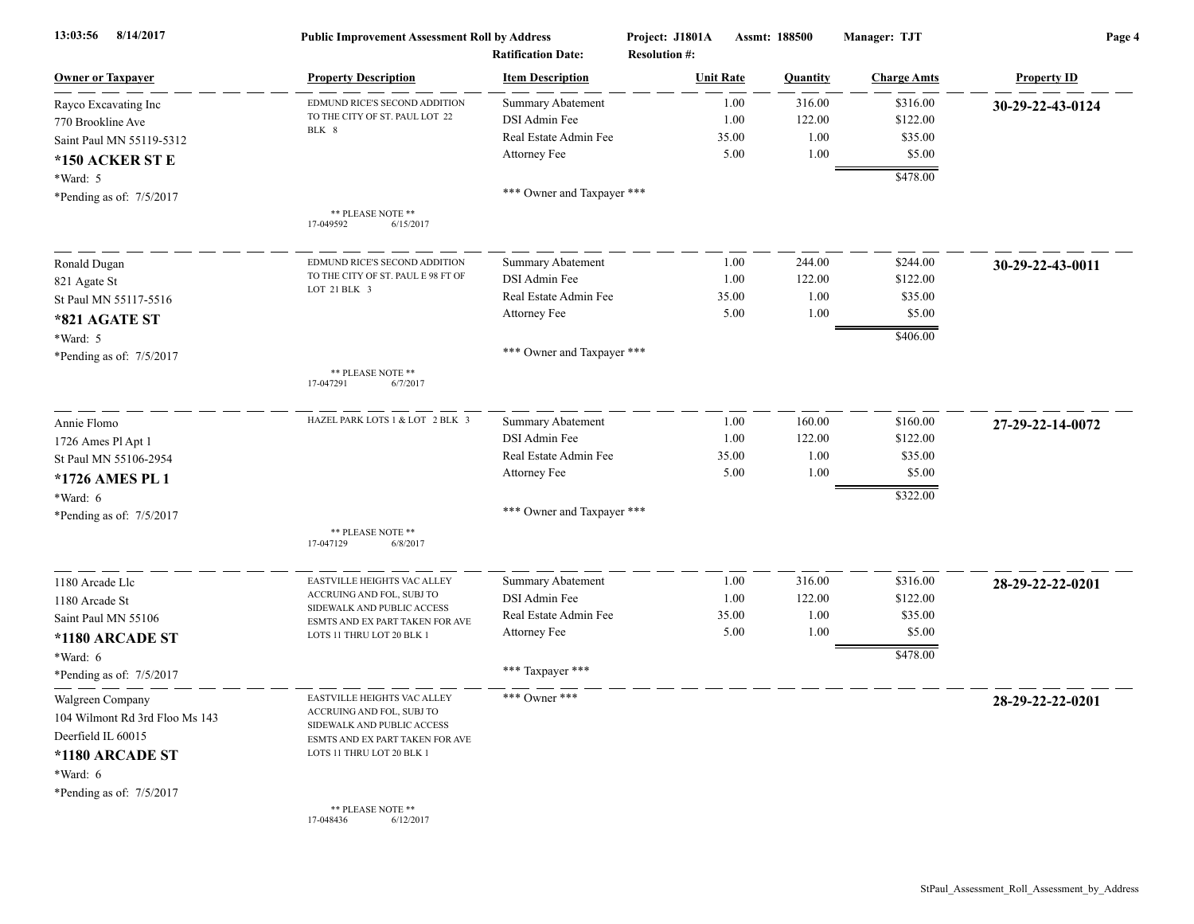**Public Improvement Assessment Roll by Address** | **Project: J1801A** | **Assmt: 188500** | **Manager: TJT**

**Ratification Date:** | **Resolution #:**

| Owner or Taxpayer | Property Description | Item Description | Unit Rate | Quantity | Charge Amts | Property ID |
|---|---|---|---|---|---|---|
| Rayco Excavating Inc | EDMUND RICE'S SECOND ADDITION TO THE CITY OF ST. PAUL LOT 22 BLK 8 | Summary Abatement | 1.00 | 316.00 | $316.00 | **30-29-22-43-0124** |
| 770 Brookline Ave | | DSI Admin Fee | 1.00 | 122.00 | $122.00 | |
| Saint Paul MN 55119-5312 | | Real Estate Admin Fee | 35.00 | 1.00 | $35.00 | |
| **\*150 ACKER ST E** | | Attorney Fee | 5.00 | 1.00 | $5.00 | |
| \*Ward: 5 | | | | | $478.00 | |
| \*Pending as of: 7/5/2017 | ** PLEASE NOTE ** 17-049592 6/15/2017 | *** Owner and Taxpayer *** | | | | |
| Ronald Dugan | EDMUND RICE'S SECOND ADDITION TO THE CITY OF ST. PAUL E 98 FT OF LOT 21 BLK 3 | Summary Abatement | 1.00 | 244.00 | $244.00 | **30-29-22-43-0011** |
| 821 Agate St | | DSI Admin Fee | 1.00 | 122.00 | $122.00 | |
| St Paul MN 55117-5516 | | Real Estate Admin Fee | 35.00 | 1.00 | $35.00 | |
| **\*821 AGATE ST** | | Attorney Fee | 5.00 | 1.00 | $5.00 | |
| \*Ward: 5 | | | | | $406.00 | |
| \*Pending as of: 7/5/2017 | ** PLEASE NOTE ** 17-047291 6/7/2017 | *** Owner and Taxpayer *** | | | | |
| Annie Flomo | HAZEL PARK LOTS 1 & LOT 2 BLK 3 | Summary Abatement | 1.00 | 160.00 | $160.00 | **27-29-22-14-0072** |
| 1726 Ames Pl Apt 1 | | DSI Admin Fee | 1.00 | 122.00 | $122.00 | |
| St Paul MN 55106-2954 | | Real Estate Admin Fee | 35.00 | 1.00 | $35.00 | |
| **\*1726 AMES PL 1** | | Attorney Fee | 5.00 | 1.00 | $5.00 | |
| \*Ward: 6 | | | | | $322.00 | |
| \*Pending as of: 7/5/2017 | ** PLEASE NOTE ** 17-047129 6/8/2017 | *** Owner and Taxpayer *** | | | | |
| 1180 Arcade Llc | EASTVILLE HEIGHTS VAC ALLEY ACCRUING AND FOL, SUBJ TO SIDEWALK AND PUBLIC ACCESS ESMTS AND EX PART TAKEN FOR AVE LOTS 11 THRU LOT 20 BLK 1 | Summary Abatement | 1.00 | 316.00 | $316.00 | **28-29-22-22-0201** |
| 1180 Arcade St | | DSI Admin Fee | 1.00 | 122.00 | $122.00 | |
| Saint Paul MN 55106 | | Real Estate Admin Fee | 35.00 | 1.00 | $35.00 | |
| **\*1180 ARCADE ST** | | Attorney Fee | 5.00 | 1.00 | $5.00 | |
| \*Ward: 6 | | | | | $478.00 | |
| \*Pending as of: 7/5/2017 | | *** Taxpayer *** | | | | |
| Walgreen Company | EASTVILLE HEIGHTS VAC ALLEY ACCRUING AND FOL, SUBJ TO SIDEWALK AND PUBLIC ACCESS ESMTS AND EX PART TAKEN FOR AVE LOTS 11 THRU LOT 20 BLK 1 | *** Owner *** | | | | **28-29-22-22-0201** |
| 104 Wilmont Rd 3rd Floo Ms 143 | | | | | | |
| Deerfield IL 60015 | | | | | | |
| **\*1180 ARCADE ST** | | | | | | |
| \*Ward: 6 | | | | | | |
| \*Pending as of: 7/5/2017 | ** PLEASE NOTE ** 17-048436 6/12/2017 | | | | | |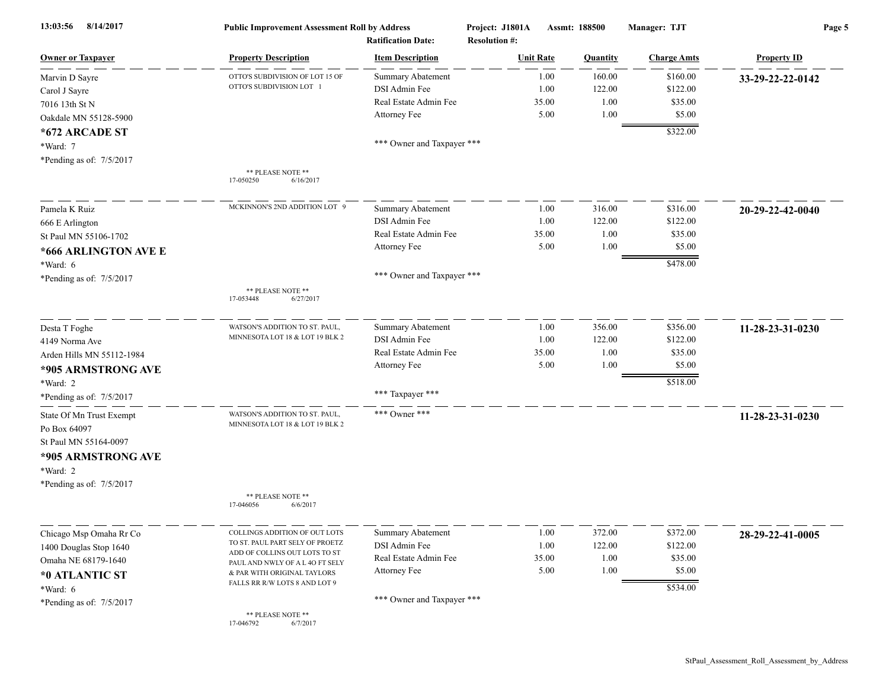Public Improvement Assessment Roll by Address — Project: J1801A — Assmt: 188500 — Manager: TJT

Ratification Date: — Resolution #:

| Owner or Taxpayer | Property Description | Item Description | Unit Rate | Quantity | Charge Amts | Property ID |
|---|---|---|---|---|---|---|
| Marvin D Sayre<br>Carol J Sayre<br>7016 13th St N<br>Oakdale MN 55128-5900<br>**\*672 ARCADE ST**<br>\*Ward: 7<br>\*Pending as of: 7/5/2017 | OTTO'S SUBDIVISION OF LOT 15 OF OTTO'S SUBDIVISION LOT 1<br>** PLEASE NOTE **<br>17-050250 6/16/2017 | Summary Abatement | 1.00 | 160.00 | $160.00 | **33-29-22-22-0142** |
| | | DSI Admin Fee | 1.00 | 122.00 | $122.00 | |
| | | Real Estate Admin Fee | 35.00 | 1.00 | $35.00 | |
| | | Attorney Fee | 5.00 | 1.00 | $5.00 | |
| | | | | | $322.00 | |
| | | \*\*\* Owner and Taxpayer \*\*\* | | | | |
| Pamela K Ruiz<br>666 E Arlington<br>St Paul MN 55106-1702<br>**\*666 ARLINGTON AVE E**<br>\*Ward: 6<br>\*Pending as of: 7/5/2017 | MCKINNON'S 2ND ADDITION LOT 9<br>** PLEASE NOTE **<br>17-053448 6/27/2017 | Summary Abatement | 1.00 | 316.00 | $316.00 | **20-29-22-42-0040** |
| | | DSI Admin Fee | 1.00 | 122.00 | $122.00 | |
| | | Real Estate Admin Fee | 35.00 | 1.00 | $35.00 | |
| | | Attorney Fee | 5.00 | 1.00 | $5.00 | |
| | | | | | $478.00 | |
| | | \*\*\* Owner and Taxpayer \*\*\* | | | | |
| Desta T Foghe<br>4149 Norma Ave<br>Arden Hills MN 55112-1984<br>**\*905 ARMSTRONG AVE**<br>\*Ward: 2<br>\*Pending as of: 7/5/2017 | WATSON'S ADDITION TO ST. PAUL, MINNESOTA LOT 18 & LOT 19 BLK 2 | Summary Abatement | 1.00 | 356.00 | $356.00 | **11-28-23-31-0230** |
| | | DSI Admin Fee | 1.00 | 122.00 | $122.00 | |
| | | Real Estate Admin Fee | 35.00 | 1.00 | $35.00 | |
| | | Attorney Fee | 5.00 | 1.00 | $5.00 | |
| | | | | | $518.00 | |
| | | \*\*\* Taxpayer \*\*\* | | | | |
| State Of Mn Trust Exempt<br>Po Box 64097<br>St Paul MN 55164-0097<br>**\*905 ARMSTRONG AVE**<br>\*Ward: 2<br>\*Pending as of: 7/5/2017 | WATSON'S ADDITION TO ST. PAUL, MINNESOTA LOT 18 & LOT 19 BLK 2<br>** PLEASE NOTE **<br>17-046056 6/6/2017 | \*\*\* Owner \*\*\* | | | | **11-28-23-31-0230** |
| Chicago Msp Omaha Rr Co<br>1400 Douglas Stop 1640<br>Omaha NE 68179-1640<br>**\*0 ATLANTIC ST**<br>\*Ward: 6<br>\*Pending as of: 7/5/2017 | COLLINGS ADDITION OF OUT LOTS TO ST. PAUL PART SELY OF PROETZ ADD OF COLLINS OUT LOTS TO ST PAUL AND NWLY OF A L 4O FT SELY & PAR WITH ORIGINAL TAYLORS FALLS RR R/W LOTS 8 AND LOT 9<br>** PLEASE NOTE **<br>17-046792 6/7/2017 | Summary Abatement | 1.00 | 372.00 | $372.00 | **28-29-22-41-0005** |
| | | DSI Admin Fee | 1.00 | 122.00 | $122.00 | |
| | | Real Estate Admin Fee | 35.00 | 1.00 | $35.00 | |
| | | Attorney Fee | 5.00 | 1.00 | $5.00 | |
| | | | | | $534.00 | |
| | | \*\*\* Owner and Taxpayer \*\*\* | | | | |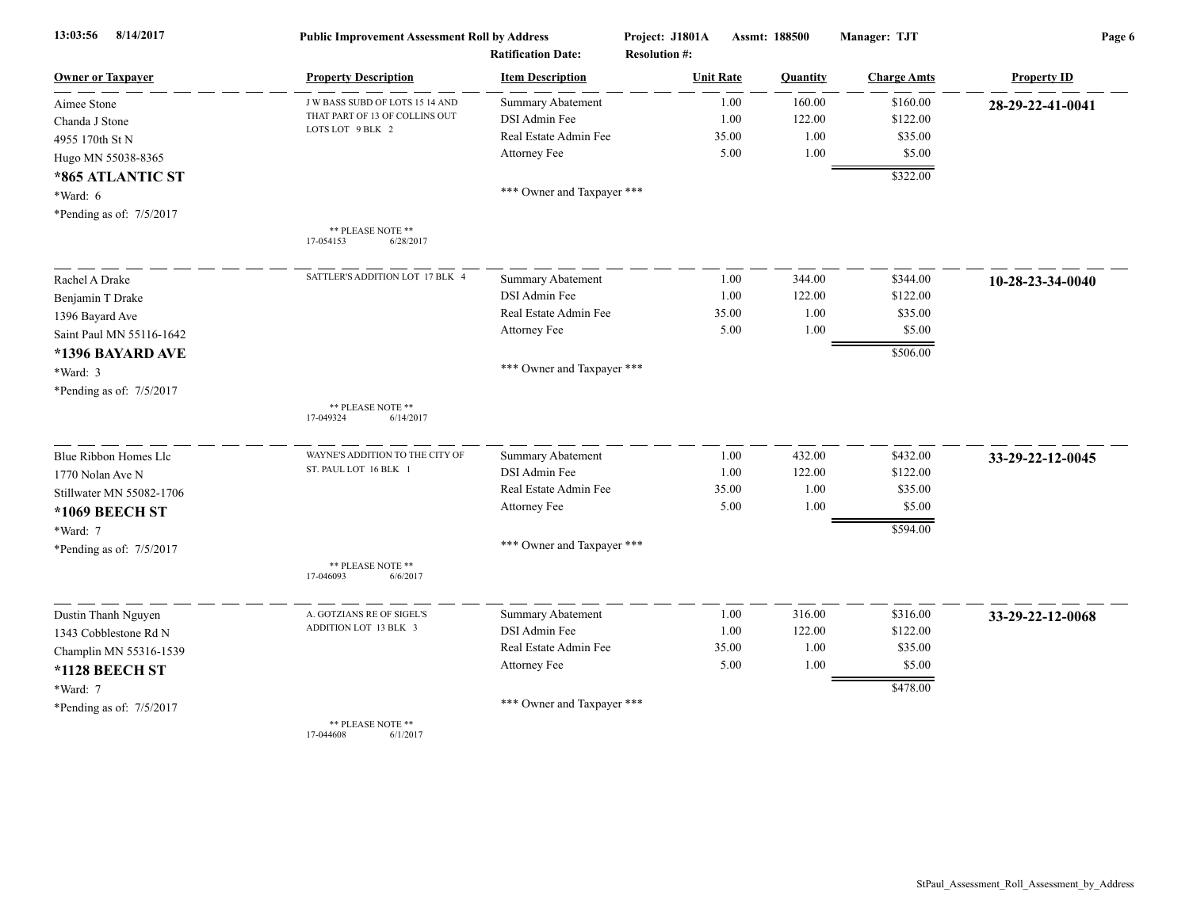| Owner or Taxpayer | Property Description | Item Description | Unit Rate | Quantity | Charge Amts | Property ID |
|---|---|---|---|---|---|---|
| Aimee Stone<br>Chanda J Stone<br>4955 170th St N<br>Hugo MN 55038-8365<br>**\*865 ATLANTIC ST**<br>\*Ward: 6<br>\*Pending as of: 7/5/2017 | J W BASS SUBD OF LOTS 15 14 AND THAT PART OF 13 OF COLLINS OUT LOTS LOT 9 BLK 2<br><br>\*\* PLEASE NOTE \*\*<br>17-054153 6/28/2017 | Summary Abatement | 1.00 | 160.00 | $160.00 | **28-29-22-41-0041** |
| | | DSI Admin Fee | 1.00 | 122.00 | $122.00 | |
| | | Real Estate Admin Fee | 35.00 | 1.00 | $35.00 | |
| | | Attorney Fee | 5.00 | 1.00 | $5.00 | |
| | | | | | $322.00 | |
| | | \*\*\* Owner and Taxpayer \*\*\* | | | | |
| Rachel A Drake<br>Benjamin T Drake<br>1396 Bayard Ave<br>Saint Paul MN 55116-1642<br>**\*1396 BAYARD AVE**<br>\*Ward: 3<br>\*Pending as of: 7/5/2017 | SATTLER'S ADDITION LOT 17 BLK 4<br><br>\*\* PLEASE NOTE \*\*<br>17-049324 6/14/2017 | Summary Abatement | 1.00 | 344.00 | $344.00 | **10-28-23-34-0040** |
| | | DSI Admin Fee | 1.00 | 122.00 | $122.00 | |
| | | Real Estate Admin Fee | 35.00 | 1.00 | $35.00 | |
| | | Attorney Fee | 5.00 | 1.00 | $5.00 | |
| | | | | | $506.00 | |
| | | \*\*\* Owner and Taxpayer \*\*\* | | | | |
| Blue Ribbon Homes Llc<br>1770 Nolan Ave N<br>Stillwater MN 55082-1706<br>**\*1069 BEECH ST**<br>\*Ward: 7<br>\*Pending as of: 7/5/2017 | WAYNE'S ADDITION TO THE CITY OF ST. PAUL LOT 16 BLK 1<br><br>\*\* PLEASE NOTE \*\*<br>17-046093 6/6/2017 | Summary Abatement | 1.00 | 432.00 | $432.00 | **33-29-22-12-0045** |
| | | DSI Admin Fee | 1.00 | 122.00 | $122.00 | |
| | | Real Estate Admin Fee | 35.00 | 1.00 | $35.00 | |
| | | Attorney Fee | 5.00 | 1.00 | $5.00 | |
| | | | | | $594.00 | |
| | | \*\*\* Owner and Taxpayer \*\*\* | | | | |
| Dustin Thanh Nguyen<br>1343 Cobblestone Rd N<br>Champlin MN 55316-1539<br>**\*1128 BEECH ST**<br>\*Ward: 7<br>\*Pending as of: 7/5/2017 | A. GOTZIANS RE OF SIGEL'S ADDITION LOT 13 BLK 3<br><br>\*\* PLEASE NOTE \*\*<br>17-044608 6/1/2017 | Summary Abatement | 1.00 | 316.00 | $316.00 | **33-29-22-12-0068** |
| | | DSI Admin Fee | 1.00 | 122.00 | $122.00 | |
| | | Real Estate Admin Fee | 35.00 | 1.00 | $35.00 | |
| | | Attorney Fee | 5.00 | 1.00 | $5.00 | |
| | | | | | $478.00 | |
| | | \*\*\* Owner and Taxpayer \*\*\* | | | | |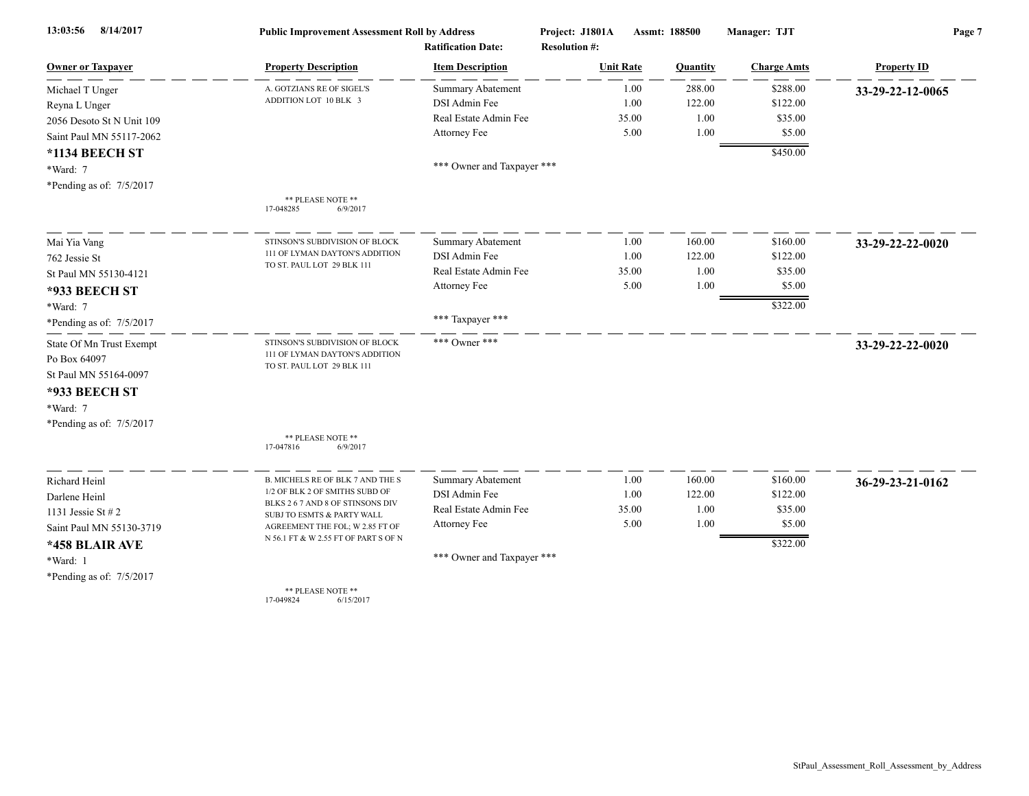**Public Improvement Assessment Roll by Address** — Project: J1801A — Assmt: 188500 — Manager: TJT

Ratification Date: — Resolution #:

13:03:56 8/14/2017

| Owner or Taxpayer | Property Description | Item Description | Unit Rate | Quantity | Charge Amts | Property ID |
|---|---|---|---|---|---|---|
| Michael T Unger<br>Reyna L Unger<br>2056 Desoto St N Unit 109<br>Saint Paul MN 55117-2062<br>**\*1134 BEECH ST**<br>\*Ward: 7<br>\*Pending as of: 7/5/2017 | A. GOTZIANS RE OF SIGEL'S ADDITION LOT 10 BLK 3<br><br>** PLEASE NOTE **<br>17-048285 6/9/2017 | Summary Abatement<br>DSI Admin Fee<br>Real Estate Admin Fee<br>Attorney Fee<br><br>*** Owner and Taxpayer *** | 1.00<br>1.00<br>35.00<br>5.00 | 288.00<br>122.00<br>1.00<br>1.00 | $288.00<br>$122.00<br>$35.00<br>$5.00<br>$450.00 | **33-29-22-12-0065** |
| Mai Yia Vang<br>762 Jessie St<br>St Paul MN 55130-4121<br>**\*933 BEECH ST**<br>\*Ward: 7<br>\*Pending as of: 7/5/2017 | STINSON'S SUBDIVISION OF BLOCK 111 OF LYMAN DAYTON'S ADDITION TO ST. PAUL LOT 29 BLK 111 | Summary Abatement<br>DSI Admin Fee<br>Real Estate Admin Fee<br>Attorney Fee<br><br>*** Taxpayer *** | 1.00<br>1.00<br>35.00<br>5.00 | 160.00<br>122.00<br>1.00<br>1.00 | $160.00<br>$122.00<br>$35.00<br>$5.00<br>$322.00 | **33-29-22-22-0020** |
| State Of Mn Trust Exempt<br>Po Box 64097<br>St Paul MN 55164-0097<br>**\*933 BEECH ST**<br>\*Ward: 7<br>\*Pending as of: 7/5/2017 | STINSON'S SUBDIVISION OF BLOCK 111 OF LYMAN DAYTON'S ADDITION TO ST. PAUL LOT 29 BLK 111<br><br>** PLEASE NOTE **<br>17-047816 6/9/2017 | *** Owner *** | | | | **33-29-22-22-0020** |
| Richard Heinl<br>Darlene Heinl<br>1131 Jessie St # 2<br>Saint Paul MN 55130-3719<br>**\*458 BLAIR AVE**<br>\*Ward: 1<br>\*Pending as of: 7/5/2017 | B. MICHELS RE OF BLK 7 AND THE S 1/2 OF BLK 2 OF SMITHS SUBD OF BLKS 2 6 7 AND 8 OF STINSONS DIV SUBJ TO ESMTS & PARTY WALL AGREEMENT THE FOL; W 2.85 FT OF N 56.1 FT & W 2.55 FT OF PART S OF N<br><br>** PLEASE NOTE **<br>17-049824 6/15/2017 | Summary Abatement<br>DSI Admin Fee<br>Real Estate Admin Fee<br>Attorney Fee<br><br>*** Owner and Taxpayer *** | 1.00<br>1.00<br>35.00<br>5.00 | 160.00<br>122.00<br>1.00<br>1.00 | $160.00<br>$122.00<br>$35.00<br>$5.00<br>$322.00 | **36-29-23-21-0162** |

StPaul_Assessment_Roll_Assessment_by_Address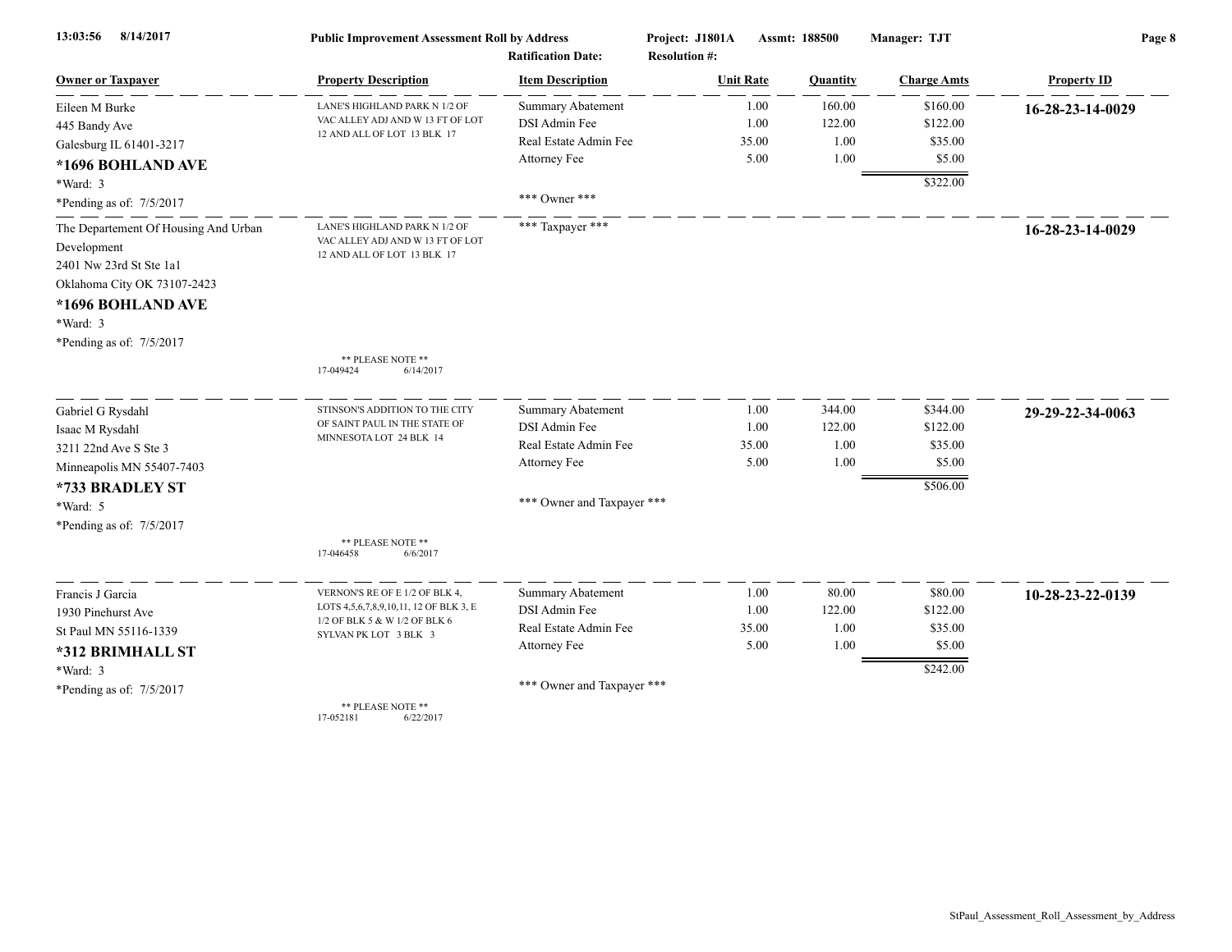**Public Improvement Assessment Roll by Address** — Project: J1801A — Assmt: 188500 — Manager: TJT

Ratification Date: — Resolution #:

| Owner or Taxpayer | Property Description | Item Description | Unit Rate | Quantity | Charge Amts | Property ID |
|---|---|---|---|---|---|---|
| Eileen M Burke<br>445 Bandy Ave<br>Galesburg IL 61401-3217<br>**\*1696 BOHLAND AVE**<br>\*Ward: 3<br>\*Pending as of: 7/5/2017 | LANE'S HIGHLAND PARK N 1/2 OF VAC ALLEY ADJ AND W 13 FT OF LOT 12 AND ALL OF LOT 13 BLK 17 | Summary Abatement | 1.00 | 160.00 | $160.00 | **16-28-23-14-0029** |
| | | DSI Admin Fee | 1.00 | 122.00 | $122.00 | |
| | | Real Estate Admin Fee | 35.00 | 1.00 | $35.00 | |
| | | Attorney Fee | 5.00 | 1.00 | $5.00 | |
| | | | | | $322.00 | |
| | | \*\*\* Owner \*\*\* | | | | |
| The Departement Of Housing And Urban Development<br>2401 Nw 23rd St Ste 1a1<br>Oklahoma City OK 73107-2423<br>**\*1696 BOHLAND AVE**<br>\*Ward: 3<br>\*Pending as of: 7/5/2017 | LANE'S HIGHLAND PARK N 1/2 OF VAC ALLEY ADJ AND W 13 FT OF LOT 12 AND ALL OF LOT 13 BLK 17<br><br>\*\* PLEASE NOTE \*\*<br>17-049424 6/14/2017 | \*\*\* Taxpayer \*\*\* | | | | **16-28-23-14-0029** |
| Gabriel G Rysdahl<br>Isaac M Rysdahl<br>3211 22nd Ave S Ste 3<br>Minneapolis MN 55407-7403<br>**\*733 BRADLEY ST**<br>\*Ward: 5<br>\*Pending as of: 7/5/2017 | STINSON'S ADDITION TO THE CITY OF SAINT PAUL IN THE STATE OF MINNESOTA LOT 24 BLK 14<br><br>\*\* PLEASE NOTE \*\*<br>17-046458 6/6/2017 | Summary Abatement | 1.00 | 344.00 | $344.00 | **29-29-22-34-0063** |
| | | DSI Admin Fee | 1.00 | 122.00 | $122.00 | |
| | | Real Estate Admin Fee | 35.00 | 1.00 | $35.00 | |
| | | Attorney Fee | 5.00 | 1.00 | $5.00 | |
| | | | | | $506.00 | |
| | | \*\*\* Owner and Taxpayer \*\*\* | | | | |
| Francis J Garcia<br>1930 Pinehurst Ave<br>St Paul MN 55116-1339<br>**\*312 BRIMHALL ST**<br>\*Ward: 3<br>\*Pending as of: 7/5/2017 | VERNON'S RE OF E 1/2 OF BLK 4, LOTS 4,5,6,7,8,9,10,11, 12 OF BLK 3, E 1/2 OF BLK 5 & W 1/2 OF BLK 6 SYLVAN PK LOT 3 BLK 3<br><br>\*\* PLEASE NOTE \*\*<br>17-052181 6/22/2017 | Summary Abatement | 1.00 | 80.00 | $80.00 | **10-28-23-22-0139** |
| | | DSI Admin Fee | 1.00 | 122.00 | $122.00 | |
| | | Real Estate Admin Fee | 35.00 | 1.00 | $35.00 | |
| | | Attorney Fee | 5.00 | 1.00 | $5.00 | |
| | | | | | $242.00 | |
| | | \*\*\* Owner and Taxpayer \*\*\* | | | | |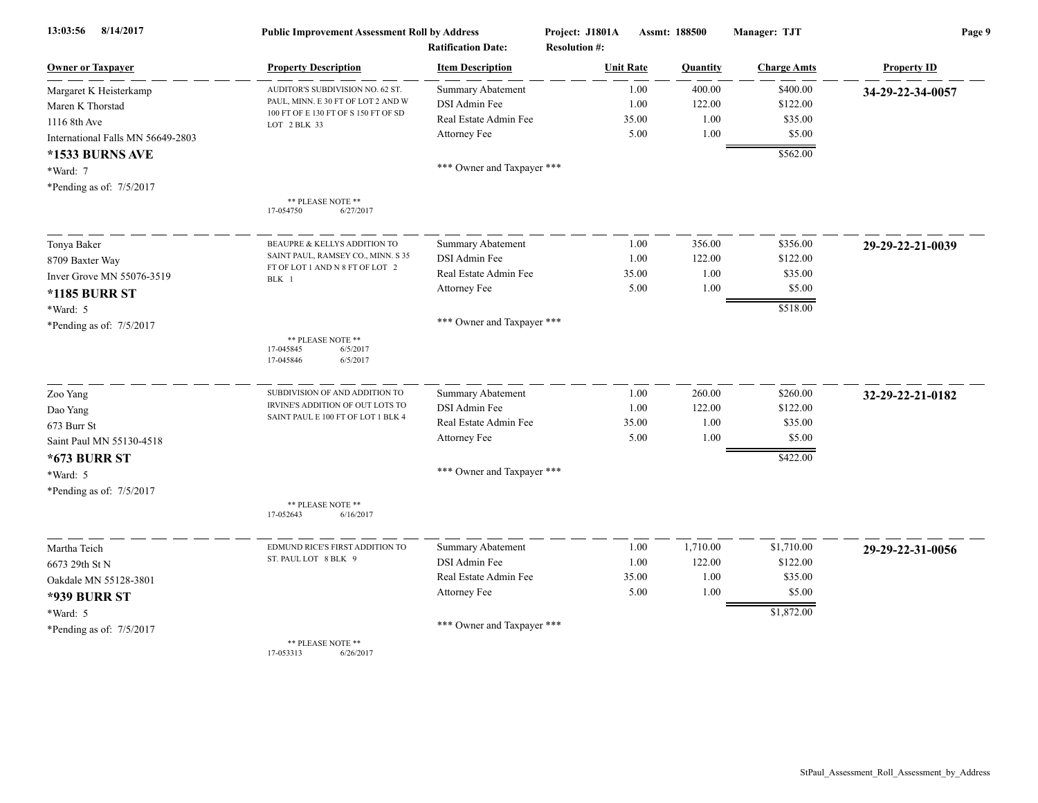**Public Improvement Assessment Roll by Address**

Project: J1801A Assmt: 188500 Manager: TJT

Ratification Date: Resolution #:

| Owner or Taxpayer | Property Description | Item Description | Unit Rate | Quantity | Charge Amts | Property ID |
|---|---|---|---|---|---|---|
| Margaret K Heisterkamp | AUDITOR'S SUBDIVISION NO. 62 ST. PAUL, MINN. E 30 FT OF LOT 2 AND W 100 FT OF E 130 FT OF S 150 FT OF SD LOT 2 BLK 33 | Summary Abatement | 1.00 | 400.00 | $400.00 | **34-29-22-34-0057** |
| Maren K Thorstad | | DSI Admin Fee | 1.00 | 122.00 | $122.00 | |
| 1116 8th Ave | | Real Estate Admin Fee | 35.00 | 1.00 | $35.00 | |
| International Falls MN 56649-2803 | | Attorney Fee | 5.00 | 1.00 | $5.00 | |
| ***1533 BURNS AVE** | | | | | $562.00 | |
| *Ward: 7 | | *** Owner and Taxpayer *** | | | | |
| *Pending as of: 7/5/2017 | ** PLEASE NOTE ** 17-054750 6/27/2017 | | | | | |
| Tonya Baker | BEAUPRE & KELLYS ADDITION TO SAINT PAUL, RAMSEY CO., MINN. S 35 FT OF LOT 1 AND N 8 FT OF LOT 2 BLK 1 | Summary Abatement | 1.00 | 356.00 | $356.00 | **29-29-22-21-0039** |
| 8709 Baxter Way | | DSI Admin Fee | 1.00 | 122.00 | $122.00 | |
| Inver Grove MN 55076-3519 | | Real Estate Admin Fee | 35.00 | 1.00 | $35.00 | |
| ***1185 BURR ST** | | Attorney Fee | 5.00 | 1.00 | $5.00 | |
| *Ward: 5 | | | | | $518.00 | |
| *Pending as of: 7/5/2017 | ** PLEASE NOTE ** 17-045845 6/5/2017 17-045846 6/5/2017 | *** Owner and Taxpayer *** | | | | |
| Zoo Yang | SUBDIVISION OF AND ADDITION TO IRVINE'S ADDITION OF OUT LOTS TO SAINT PAUL E 100 FT OF LOT 1 BLK 4 | Summary Abatement | 1.00 | 260.00 | $260.00 | **32-29-22-21-0182** |
| Dao Yang | | DSI Admin Fee | 1.00 | 122.00 | $122.00 | |
| 673 Burr St | | Real Estate Admin Fee | 35.00 | 1.00 | $35.00 | |
| Saint Paul MN 55130-4518 | | Attorney Fee | 5.00 | 1.00 | $5.00 | |
| ***673 BURR ST** | | | | | $422.00 | |
| *Ward: 5 | | *** Owner and Taxpayer *** | | | | |
| *Pending as of: 7/5/2017 | ** PLEASE NOTE ** 17-052643 6/16/2017 | | | | | |
| Martha Teich | EDMUND RICE'S FIRST ADDITION TO ST. PAUL LOT 8 BLK 9 | Summary Abatement | 1.00 | 1,710.00 | $1,710.00 | **29-29-22-31-0056** |
| 6673 29th St N | | DSI Admin Fee | 1.00 | 122.00 | $122.00 | |
| Oakdale MN 55128-3801 | | Real Estate Admin Fee | 35.00 | 1.00 | $35.00 | |
| ***939 BURR ST** | | Attorney Fee | 5.00 | 1.00 | $5.00 | |
| *Ward: 5 | | | | | $1,872.00 | |
| *Pending as of: 7/5/2017 | ** PLEASE NOTE ** 17-053313 6/26/2017 | *** Owner and Taxpayer *** | | | | |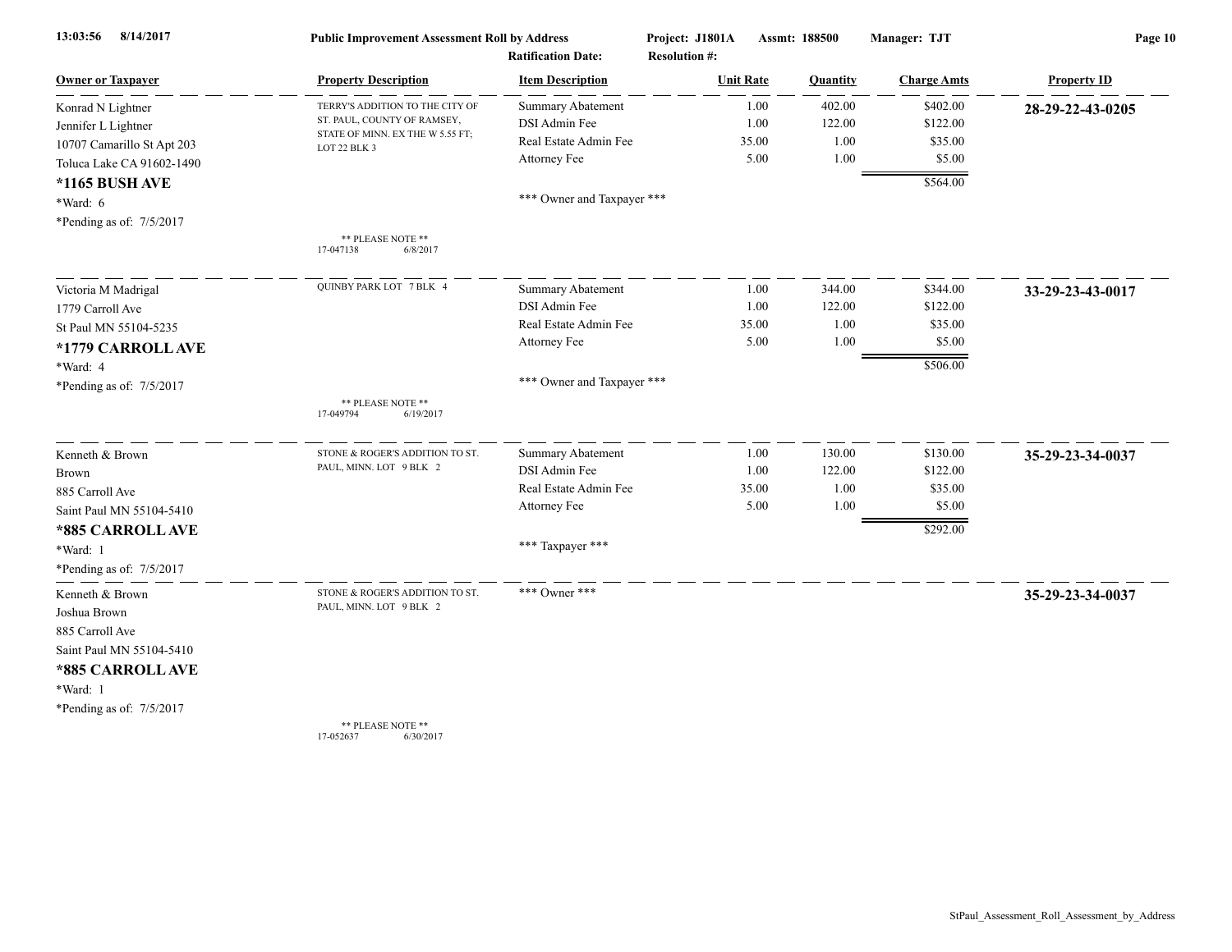**Public Improvement Assessment Roll by Address**

Project: J1801A    Assmt: 188500    Manager: TJT

Ratification Date:    Resolution #:

| Owner or Taxpayer | Property Description | Item Description | Unit Rate | Quantity | Charge Amts | Property ID |
|---|---|---|---|---|---|---|
| Konrad N Lightner<br>Jennifer L Lightner<br>10707 Camarillo St Apt 203<br>Toluca Lake CA 91602-1490<br>**\*1165 BUSH AVE**<br>\*Ward: 6<br>\*Pending as of: 7/5/2017 | TERRY'S ADDITION TO THE CITY OF ST. PAUL, COUNTY OF RAMSEY, STATE OF MINN. EX THE W 5.55 FT; LOT 22 BLK 3<br><br>\*\* PLEASE NOTE \*\*<br>17-047138 6/8/2017 | Summary Abatement | 1.00 | 402.00 | $402.00 | **28-29-22-43-0205** |
| | | DSI Admin Fee | 1.00 | 122.00 | $122.00 | |
| | | Real Estate Admin Fee | 35.00 | 1.00 | $35.00 | |
| | | Attorney Fee | 5.00 | 1.00 | $5.00 | |
| | | | | | $564.00 | |
| | | \*\*\* Owner and Taxpayer \*\*\* | | | | |
| Victoria M Madrigal<br>1779 Carroll Ave<br>St Paul MN 55104-5235<br>**\*1779 CARROLL AVE**<br>\*Ward: 4<br>\*Pending as of: 7/5/2017 | QUINBY PARK LOT 7 BLK 4<br><br>\*\* PLEASE NOTE \*\*<br>17-049794 6/19/2017 | Summary Abatement | 1.00 | 344.00 | $344.00 | **33-29-23-43-0017** |
| | | DSI Admin Fee | 1.00 | 122.00 | $122.00 | |
| | | Real Estate Admin Fee | 35.00 | 1.00 | $35.00 | |
| | | Attorney Fee | 5.00 | 1.00 | $5.00 | |
| | | | | | $506.00 | |
| | | \*\*\* Owner and Taxpayer \*\*\* | | | | |
| Kenneth & Brown<br>Brown<br>885 Carroll Ave<br>Saint Paul MN 55104-5410<br>**\*885 CARROLL AVE**<br>\*Ward: 1<br>\*Pending as of: 7/5/2017 | STONE & ROGER'S ADDITION TO ST. PAUL, MINN. LOT 9 BLK 2 | Summary Abatement | 1.00 | 130.00 | $130.00 | **35-29-23-34-0037** |
| | | DSI Admin Fee | 1.00 | 122.00 | $122.00 | |
| | | Real Estate Admin Fee | 35.00 | 1.00 | $35.00 | |
| | | Attorney Fee | 5.00 | 1.00 | $5.00 | |
| | | | | | $292.00 | |
| | | \*\*\* Taxpayer \*\*\* | | | | |
| Kenneth & Brown<br>Joshua Brown<br>885 Carroll Ave<br>Saint Paul MN 55104-5410<br>**\*885 CARROLL AVE**<br>\*Ward: 1<br>\*Pending as of: 7/5/2017 | STONE & ROGER'S ADDITION TO ST. PAUL, MINN. LOT 9 BLK 2<br><br>\*\* PLEASE NOTE \*\*<br>17-052637 6/30/2017 | \*\*\* Owner \*\*\* | | | | **35-29-23-34-0037** |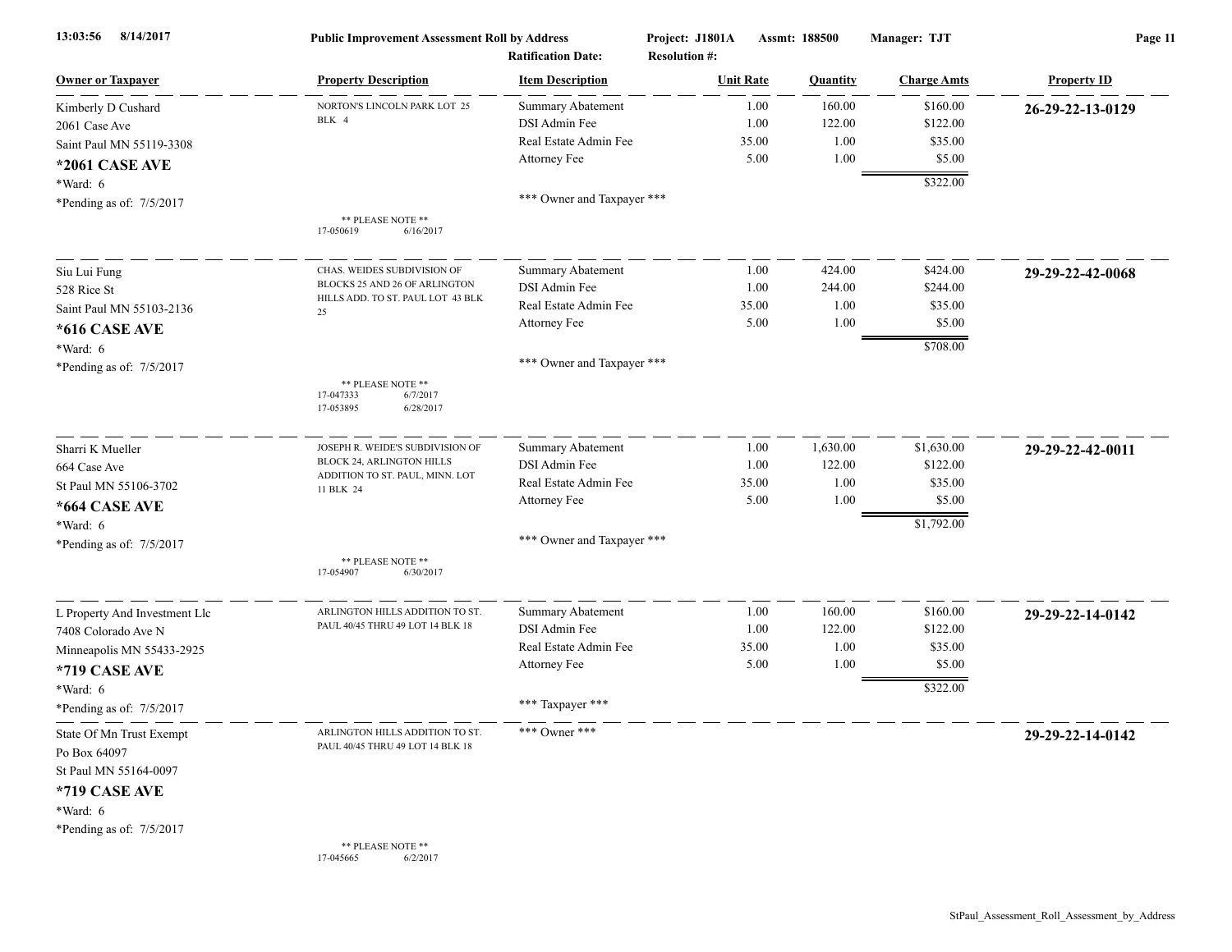**13:03:56 8/14/2017** **Public Improvement Assessment Roll by Address** **Project: J1801A** **Assmt: 188500** **Manager: TJT**

**Ratification Date:** **Resolution #:**

| Owner or Taxpayer | Property Description | Item Description | Unit Rate | Quantity | Charge Amts | Property ID |
|---|---|---|---|---|---|---|
| Kimberly D Cushard<br>2061 Case Ave<br>Saint Paul MN 55119-3308<br>**\*2061 CASE AVE**<br>\*Ward: 6<br>\*Pending as of: 7/5/2017 | NORTON'S LINCOLN PARK LOT 25 BLK 4<br><br>\*\* PLEASE NOTE \*\*<br>17-050619 6/16/2017 | Summary Abatement<br>DSI Admin Fee<br>Real Estate Admin Fee<br>Attorney Fee<br><br>\*\*\* Owner and Taxpayer \*\*\* | 1.00<br>1.00<br>35.00<br>5.00 | 160.00<br>122.00<br>1.00<br>1.00 | $160.00<br>$122.00<br>$35.00<br>$5.00<br>$322.00 | **26-29-22-13-0129** |
| Siu Lui Fung<br>528 Rice St<br>Saint Paul MN 55103-2136<br>**\*616 CASE AVE**<br>\*Ward: 6<br>\*Pending as of: 7/5/2017 | CHAS. WEIDES SUBDIVISION OF BLOCKS 25 AND 26 OF ARLINGTON HILLS ADD. TO ST. PAUL LOT 43 BLK 25<br><br>\*\* PLEASE NOTE \*\*<br>17-047333 6/7/2017<br>17-053895 6/28/2017 | Summary Abatement<br>DSI Admin Fee<br>Real Estate Admin Fee<br>Attorney Fee<br><br>\*\*\* Owner and Taxpayer \*\*\* | 1.00<br>1.00<br>35.00<br>5.00 | 424.00<br>244.00<br>1.00<br>1.00 | $424.00<br>$244.00<br>$35.00<br>$5.00<br>$708.00 | **29-29-22-42-0068** |
| Sharri K Mueller<br>664 Case Ave<br>St Paul MN 55106-3702<br>**\*664 CASE AVE**<br>\*Ward: 6<br>\*Pending as of: 7/5/2017 | JOSEPH R. WEIDE'S SUBDIVISION OF BLOCK 24, ARLINGTON HILLS ADDITION TO ST. PAUL, MINN. LOT 11 BLK 24<br><br>\*\* PLEASE NOTE \*\*<br>17-054907 6/30/2017 | Summary Abatement<br>DSI Admin Fee<br>Real Estate Admin Fee<br>Attorney Fee<br><br>\*\*\* Owner and Taxpayer \*\*\* | 1.00<br>1.00<br>35.00<br>5.00 | 1,630.00<br>122.00<br>1.00<br>1.00 | $1,630.00<br>$122.00<br>$35.00<br>$5.00<br>$1,792.00 | **29-29-22-42-0011** |
| L Property And Investment Llc<br>7408 Colorado Ave N<br>Minneapolis MN 55433-2925<br>**\*719 CASE AVE**<br>\*Ward: 6<br>\*Pending as of: 7/5/2017 | ARLINGTON HILLS ADDITION TO ST. PAUL 40/45 THRU 49 LOT 14 BLK 18 | Summary Abatement<br>DSI Admin Fee<br>Real Estate Admin Fee<br>Attorney Fee<br><br>\*\*\* Taxpayer \*\*\* | 1.00<br>1.00<br>35.00<br>5.00 | 160.00<br>122.00<br>1.00<br>1.00 | $160.00<br>$122.00<br>$35.00<br>$5.00<br>$322.00 | **29-29-22-14-0142** |
| State Of Mn Trust Exempt<br>Po Box 64097<br>St Paul MN 55164-0097<br>**\*719 CASE AVE**<br>\*Ward: 6<br>\*Pending as of: 7/5/2017 | ARLINGTON HILLS ADDITION TO ST. PAUL 40/45 THRU 49 LOT 14 BLK 18<br><br>\*\* PLEASE NOTE \*\*<br>17-045665 6/2/2017 | \*\*\* Owner \*\*\* | | | | **29-29-22-14-0142** |

StPaul_Assessment_Roll_Assessment_by_Address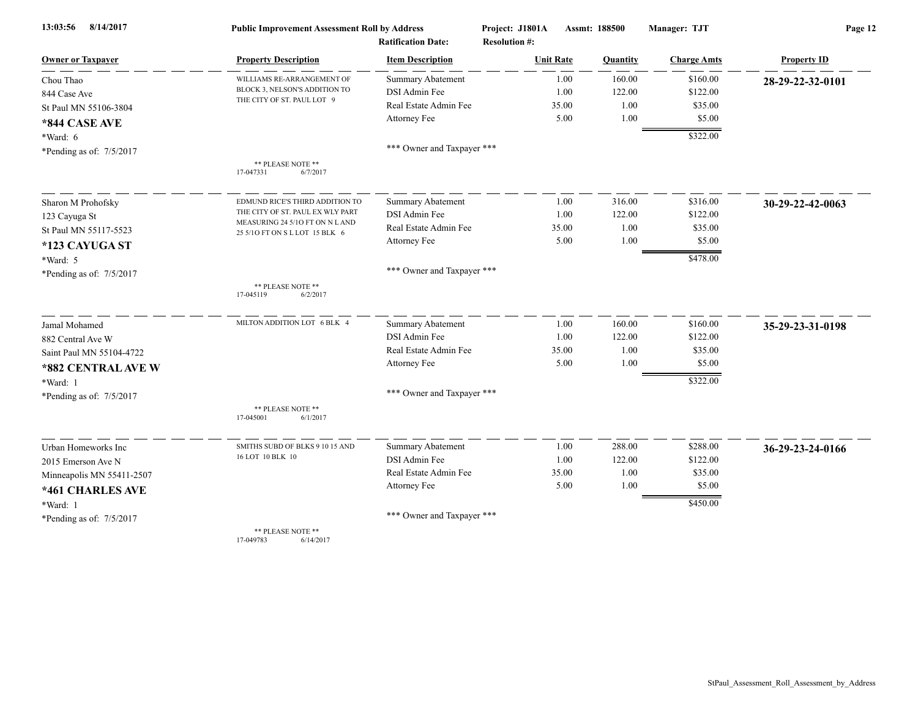**Public Improvement Assessment Roll by Address** — Project: J1801A — Assmt: 188500 — Manager: TJT

Ratification Date: — Resolution #:

| Owner or Taxpayer | Property Description | Item Description | Unit Rate | Quantity | Charge Amts | Property ID |
|---|---|---|---|---|---|---|
| Chou Thao | WILLIAMS RE-ARRANGEMENT OF BLOCK 3, NELSON'S ADDITION TO THE CITY OF ST. PAUL LOT 9 | Summary Abatement | 1.00 | 160.00 | $160.00 | **28-29-22-32-0101** |
| 844 Case Ave | | DSI Admin Fee | 1.00 | 122.00 | $122.00 | |
| St Paul MN 55106-3804 | | Real Estate Admin Fee | 35.00 | 1.00 | $35.00 | |
| **\*844 CASE AVE** | | Attorney Fee | 5.00 | 1.00 | $5.00 | |
| *Ward: 6 | | | | | $322.00 | |
| *Pending as of: 7/5/2017 | ** PLEASE NOTE ** 17-047331 6/7/2017 | *** Owner and Taxpayer *** | | | | |
| Sharon M Prohofsky | EDMUND RICE'S THIRD ADDITION TO THE CITY OF ST. PAUL EX WLY PART MEASURING 24 5/1O FT ON N L AND 25 5/1O FT ON S L LOT 15 BLK 6 | Summary Abatement | 1.00 | 316.00 | $316.00 | **30-29-22-42-0063** |
| 123 Cayuga St | | DSI Admin Fee | 1.00 | 122.00 | $122.00 | |
| St Paul MN 55117-5523 | | Real Estate Admin Fee | 35.00 | 1.00 | $35.00 | |
| **\*123 CAYUGA ST** | | Attorney Fee | 5.00 | 1.00 | $5.00 | |
| *Ward: 5 | | | | | $478.00 | |
| *Pending as of: 7/5/2017 | ** PLEASE NOTE ** 17-045119 6/2/2017 | *** Owner and Taxpayer *** | | | | |
| Jamal Mohamed | MILTON ADDITION LOT 6 BLK 4 | Summary Abatement | 1.00 | 160.00 | $160.00 | **35-29-23-31-0198** |
| 882 Central Ave W | | DSI Admin Fee | 1.00 | 122.00 | $122.00 | |
| Saint Paul MN 55104-4722 | | Real Estate Admin Fee | 35.00 | 1.00 | $35.00 | |
| **\*882 CENTRAL AVE W** | | Attorney Fee | 5.00 | 1.00 | $5.00 | |
| *Ward: 1 | | | | | $322.00 | |
| *Pending as of: 7/5/2017 | ** PLEASE NOTE ** 17-045001 6/1/2017 | *** Owner and Taxpayer *** | | | | |
| Urban Homeworks Inc | SMITHS SUBD OF BLKS 9 10 15 AND 16 LOT 10 BLK 10 | Summary Abatement | 1.00 | 288.00 | $288.00 | **36-29-23-24-0166** |
| 2015 Emerson Ave N | | DSI Admin Fee | 1.00 | 122.00 | $122.00 | |
| Minneapolis MN 55411-2507 | | Real Estate Admin Fee | 35.00 | 1.00 | $35.00 | |
| **\*461 CHARLES AVE** | | Attorney Fee | 5.00 | 1.00 | $5.00 | |
| *Ward: 1 | | | | | $450.00 | |
| *Pending as of: 7/5/2017 | ** PLEASE NOTE ** 17-049783 6/14/2017 | *** Owner and Taxpayer *** | | | | |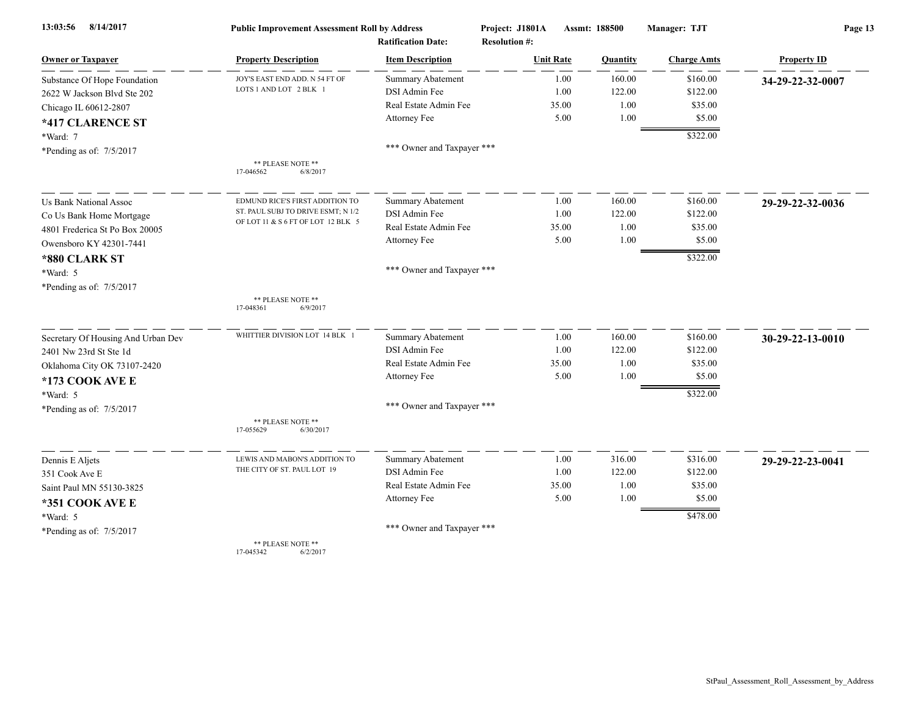13:03:56 8/14/2017 **Public Improvement Assessment Roll by Address** **Project: J1801A** **Assmt: 188500** **Manager: TJT**

**Ratification Date:** **Resolution #:**

| Owner or Taxpayer | Property Description | Item Description | Unit Rate | Quantity | Charge Amts | Property ID |
|---|---|---|---|---|---|---|
| Substance Of Hope Foundation<br>2622 W Jackson Blvd Ste 202<br>Chicago IL 60612-2807<br>**\*417 CLARENCE ST**<br>\*Ward: 7<br>\*Pending as of: 7/5/2017 | JOY'S EAST END ADD. N 54 FT OF LOTS 1 AND LOT 2 BLK 1<br>** PLEASE NOTE **<br>17-046562 6/8/2017 | Summary Abatement<br>DSI Admin Fee<br>Real Estate Admin Fee<br>Attorney Fee<br>*** Owner and Taxpayer *** | 1.00<br>1.00<br>35.00<br>5.00 | 160.00<br>122.00<br>1.00<br>1.00 | $160.00<br>$122.00<br>$35.00<br>$5.00<br>$322.00 | **34-29-22-32-0007** |
| Us Bank National Assoc<br>Co Us Bank Home Mortgage<br>4801 Frederica St Po Box 20005<br>Owensboro KY 42301-7441<br>**\*880 CLARK ST**<br>\*Ward: 5<br>\*Pending as of: 7/5/2017 | EDMUND RICE'S FIRST ADDITION TO ST. PAUL SUBJ TO DRIVE ESMT; N 1/2 OF LOT 11 & S 6 FT OF LOT 12 BLK 5<br>** PLEASE NOTE **<br>17-048361 6/9/2017 | Summary Abatement<br>DSI Admin Fee<br>Real Estate Admin Fee<br>Attorney Fee<br>*** Owner and Taxpayer *** | 1.00<br>1.00<br>35.00<br>5.00 | 160.00<br>122.00<br>1.00<br>1.00 | $160.00<br>$122.00<br>$35.00<br>$5.00<br>$322.00 | **29-29-22-32-0036** |
| Secretary Of Housing And Urban Dev<br>2401 Nw 23rd St Ste 1d<br>Oklahoma City OK 73107-2420<br>**\*173 COOK AVE E**<br>\*Ward: 5<br>\*Pending as of: 7/5/2017 | WHITTIER DIVISION LOT 14 BLK 1<br>** PLEASE NOTE **<br>17-055629 6/30/2017 | Summary Abatement<br>DSI Admin Fee<br>Real Estate Admin Fee<br>Attorney Fee<br>*** Owner and Taxpayer *** | 1.00<br>1.00<br>35.00<br>5.00 | 160.00<br>122.00<br>1.00<br>1.00 | $160.00<br>$122.00<br>$35.00<br>$5.00<br>$322.00 | **30-29-22-13-0010** |
| Dennis E Aljets<br>351 Cook Ave E<br>Saint Paul MN 55130-3825<br>**\*351 COOK AVE E**<br>\*Ward: 5<br>\*Pending as of: 7/5/2017 | LEWIS AND MABON'S ADDITION TO THE CITY OF ST. PAUL LOT 19<br>** PLEASE NOTE **<br>17-045342 6/2/2017 | Summary Abatement<br>DSI Admin Fee<br>Real Estate Admin Fee<br>Attorney Fee<br>*** Owner and Taxpayer *** | 1.00<br>1.00<br>35.00<br>5.00 | 316.00<br>122.00<br>1.00<br>1.00 | $316.00<br>$122.00<br>$35.00<br>$5.00<br>$478.00 | **29-29-22-23-0041** |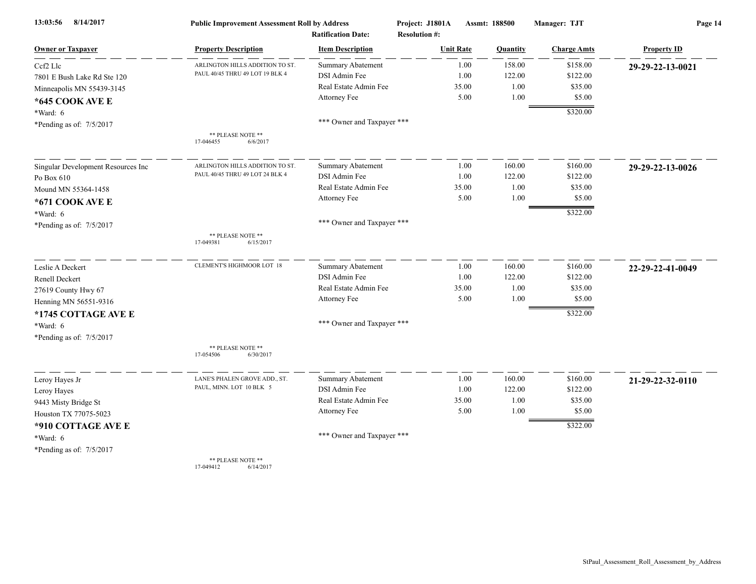13:03:56 8/14/2017 **Public Improvement Assessment Roll by Address** **Project: J1801A** **Assmt: 188500** **Manager: TJT**

**Ratification Date:** **Resolution #:**

| Owner or Taxpayer | Property Description | Item Description | Unit Rate | Quantity | Charge Amts | Property ID |
|---|---|---|---|---|---|---|
| Ccf2 Llc<br>7801 E Bush Lake Rd Ste 120<br>Minneapolis MN 55439-3145<br>**\*645 COOK AVE E**<br>\*Ward: 6<br>\*Pending as of: 7/5/2017 | ARLINGTON HILLS ADDITION TO ST. PAUL 40/45 THRU 49 LOT 19 BLK 4<br>** PLEASE NOTE **<br>17-046455 6/6/2017 | Summary Abatement | 1.00 | 158.00 | $158.00 | **29-29-22-13-0021** |
| | | DSI Admin Fee | 1.00 | 122.00 | $122.00 | |
| | | Real Estate Admin Fee | 35.00 | 1.00 | $35.00 | |
| | | Attorney Fee | 5.00 | 1.00 | $5.00 | |
| | | | | | $320.00 | |
| | | *** Owner and Taxpayer *** | | | | |
| Singular Development Resources Inc<br>Po Box 610<br>Mound MN 55364-1458<br>**\*671 COOK AVE E**<br>\*Ward: 6<br>\*Pending as of: 7/5/2017 | ARLINGTON HILLS ADDITION TO ST. PAUL 40/45 THRU 49 LOT 24 BLK 4<br>** PLEASE NOTE **<br>17-049381 6/15/2017 | Summary Abatement | 1.00 | 160.00 | $160.00 | **29-29-22-13-0026** |
| | | DSI Admin Fee | 1.00 | 122.00 | $122.00 | |
| | | Real Estate Admin Fee | 35.00 | 1.00 | $35.00 | |
| | | Attorney Fee | 5.00 | 1.00 | $5.00 | |
| | | | | | $322.00 | |
| | | *** Owner and Taxpayer *** | | | | |
| Leslie A Deckert<br>Renell Deckert<br>27619 County Hwy 67<br>Henning MN 56551-9316<br>**\*1745 COTTAGE AVE E**<br>\*Ward: 6<br>\*Pending as of: 7/5/2017 | CLEMENT'S HIGHMOOR LOT 18<br>** PLEASE NOTE **<br>17-054506 6/30/2017 | Summary Abatement | 1.00 | 160.00 | $160.00 | **22-29-22-41-0049** |
| | | DSI Admin Fee | 1.00 | 122.00 | $122.00 | |
| | | Real Estate Admin Fee | 35.00 | 1.00 | $35.00 | |
| | | Attorney Fee | 5.00 | 1.00 | $5.00 | |
| | | | | | $322.00 | |
| | | *** Owner and Taxpayer *** | | | | |
| Leroy Hayes Jr<br>Leroy Hayes<br>9443 Misty Bridge St<br>Houston TX 77075-5023<br>**\*910 COTTAGE AVE E**<br>\*Ward: 6<br>\*Pending as of: 7/5/2017 | LANE'S PHALEN GROVE ADD., ST. PAUL, MINN. LOT 10 BLK 5<br>** PLEASE NOTE **<br>17-049412 6/14/2017 | Summary Abatement | 1.00 | 160.00 | $160.00 | **21-29-22-32-0110** |
| | | DSI Admin Fee | 1.00 | 122.00 | $122.00 | |
| | | Real Estate Admin Fee | 35.00 | 1.00 | $35.00 | |
| | | Attorney Fee | 5.00 | 1.00 | $5.00 | |
| | | | | | $322.00 | |
| | | *** Owner and Taxpayer *** | | | | |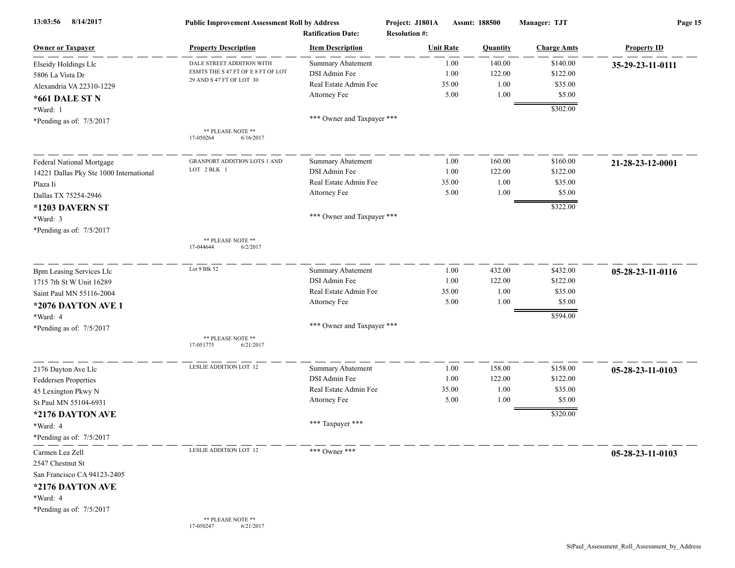**Public Improvement Assessment Roll by Address** — Project: J1801A — Assmt: 188500 — Manager: TJT

Ratification Date: — Resolution #:

| Owner or Taxpayer | Property Description | Item Description | Unit Rate | Quantity | Charge Amts | Property ID |
|---|---|---|---|---|---|---|
| Elseidy Holdings Llc<br>5806 La Vista Dr<br>Alexandria VA 22310-1229<br>**\*661 DALE ST N**<br>\*Ward: 1<br>\*Pending as of: 7/5/2017 | DALE STREET ADDITION WITH ESMTS THE S 47 FT OF E 8 FT OF LOT 29 AND S 47 FT OF LOT 30<br>** PLEASE NOTE **<br>17-050264 6/16/2017 | Summary Abatement<br>DSI Admin Fee<br>Real Estate Admin Fee<br>Attorney Fee<br>*** Owner and Taxpayer *** | 1.00<br>1.00<br>35.00<br>5.00 | 140.00<br>122.00<br>1.00<br>1.00 | $140.00<br>$122.00<br>$35.00<br>$5.00<br>**$302.00** | **35-29-23-11-0111** |
| Federal National Mortgage<br>14221 Dallas Pky Ste 1000 International Plaza Ii<br>Dallas TX 75254-2946<br>**\*1203 DAVERN ST**<br>\*Ward: 3<br>\*Pending as of: 7/5/2017 | GRANPORT ADDITION LOTS 1 AND LOT 2 BLK 1<br>** PLEASE NOTE **<br>17-044644 6/2/2017 | Summary Abatement<br>DSI Admin Fee<br>Real Estate Admin Fee<br>Attorney Fee<br>*** Owner and Taxpayer *** | 1.00<br>1.00<br>35.00<br>5.00 | 160.00<br>122.00<br>1.00<br>1.00 | $160.00<br>$122.00<br>$35.00<br>$5.00<br>**$322.00** | **21-28-23-12-0001** |
| Bpm Leasing Services Llc<br>1715 7th St W Unit 16289<br>Saint Paul MN 55116-2004<br>**\*2076 DAYTON AVE 1**<br>\*Ward: 4<br>\*Pending as of: 7/5/2017 | Lot 9 Blk 52<br>** PLEASE NOTE **<br>17-051775 6/21/2017 | Summary Abatement<br>DSI Admin Fee<br>Real Estate Admin Fee<br>Attorney Fee<br>*** Owner and Taxpayer *** | 1.00<br>1.00<br>35.00<br>5.00 | 432.00<br>122.00<br>1.00<br>1.00 | $432.00<br>$122.00<br>$35.00<br>$5.00<br>**$594.00** | **05-28-23-11-0116** |
| 2176 Dayton Ave Llc<br>Feddersen Properties<br>45 Lexington Pkwy N<br>St Paul MN 55104-6931<br>**\*2176 DAYTON AVE**<br>\*Ward: 4<br>\*Pending as of: 7/5/2017 | LESLIE ADDITION LOT 12 | Summary Abatement<br>DSI Admin Fee<br>Real Estate Admin Fee<br>Attorney Fee<br>*** Taxpayer *** | 1.00<br>1.00<br>35.00<br>5.00 | 158.00<br>122.00<br>1.00<br>1.00 | $158.00<br>$122.00<br>$35.00<br>$5.00<br>**$320.00** | **05-28-23-11-0103** |
| Carmen Lea Zell<br>2547 Chestnut St<br>San Francisco CA 94123-2405<br>**\*2176 DAYTON AVE**<br>\*Ward: 4<br>\*Pending as of: 7/5/2017 | LESLIE ADDITION LOT 12<br>** PLEASE NOTE **<br>17-050247 6/21/2017 | *** Owner *** | | | | **05-28-23-11-0103** |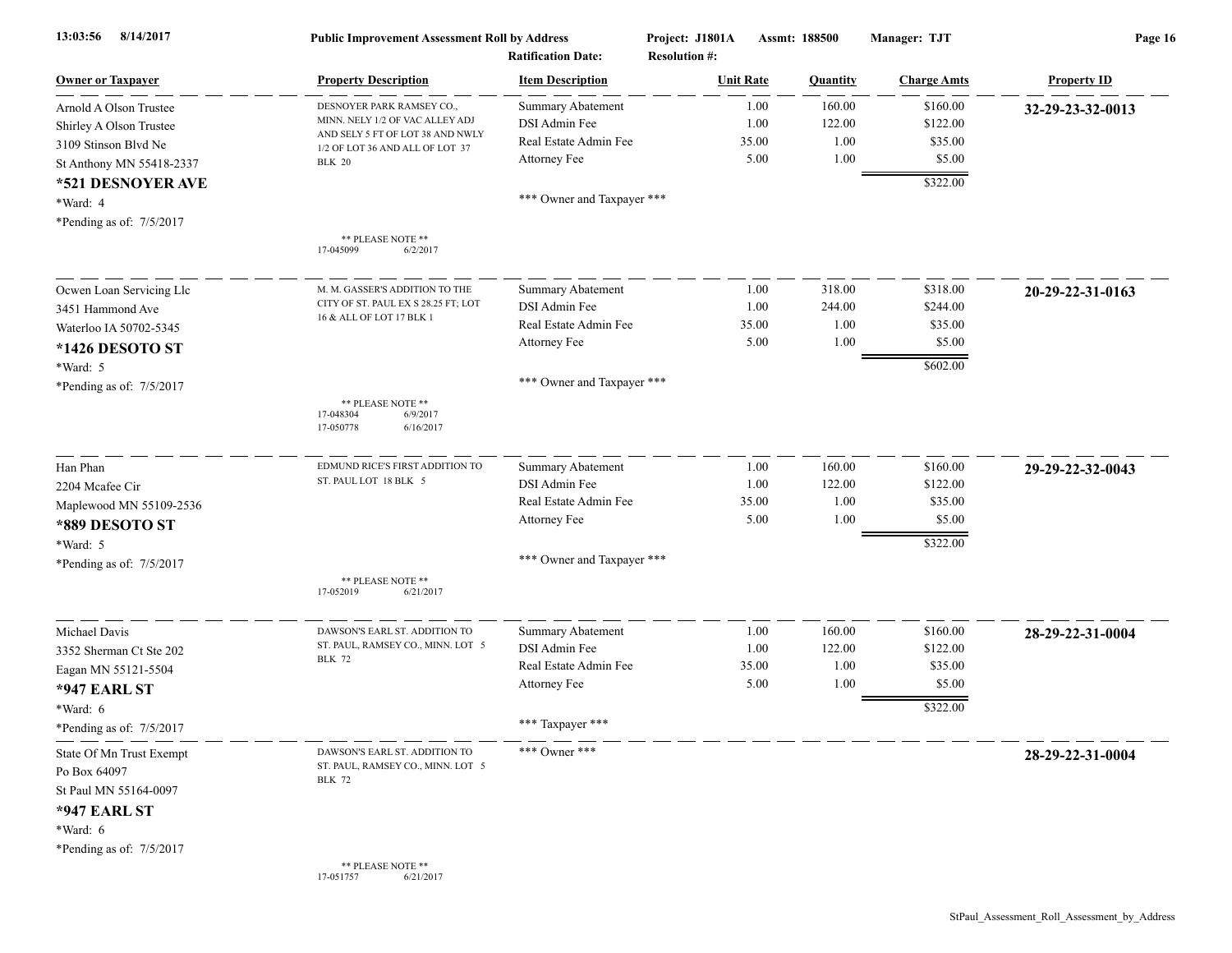**Public Improvement Assessment Roll by Address**

Project: J1801A  Assmt: 188500  Manager: TJT

Ratification Date:  Resolution #:

| Owner or Taxpayer | Property Description | Item Description | Unit Rate | Quantity | Charge Amts | Property ID |
|---|---|---|---|---|---|---|
| Arnold A Olson Trustee<br>Shirley A Olson Trustee<br>3109 Stinson Blvd Ne<br>St Anthony MN 55418-2337<br>**\*521 DESNOYER AVE**<br>\*Ward: 4<br>\*Pending as of: 7/5/2017 | DESNOYER PARK RAMSEY CO., MINN. NELY 1/2 OF VAC ALLEY ADJ AND SELY 5 FT OF LOT 38 AND NWLY 1/2 OF LOT 36 AND ALL OF LOT 37 BLK 20<br><br>\*\* PLEASE NOTE \*\*<br>17-045099 6/2/2017 | Summary Abatement<br>DSI Admin Fee<br>Real Estate Admin Fee<br>Attorney Fee<br><br>\*\*\* Owner and Taxpayer \*\*\* | 1.00<br>1.00<br>35.00<br>5.00 | 160.00<br>122.00<br>1.00<br>1.00 | $160.00<br>$122.00<br>$35.00<br>$5.00<br>$322.00 | **32-29-23-32-0013** |
| Ocwen Loan Servicing Llc<br>3451 Hammond Ave<br>Waterloo IA 50702-5345<br>**\*1426 DESOTO ST**<br>\*Ward: 5<br>\*Pending as of: 7/5/2017 | M. M. GASSER'S ADDITION TO THE CITY OF ST. PAUL EX S 28.25 FT; LOT 16 & ALL OF LOT 17 BLK 1<br><br>\*\* PLEASE NOTE \*\*<br>17-048304 6/9/2017<br>17-050778 6/16/2017 | Summary Abatement<br>DSI Admin Fee<br>Real Estate Admin Fee<br>Attorney Fee<br><br>\*\*\* Owner and Taxpayer \*\*\* | 1.00<br>1.00<br>35.00<br>5.00 | 318.00<br>244.00<br>1.00<br>1.00 | $318.00<br>$244.00<br>$35.00<br>$5.00<br>$602.00 | **20-29-22-31-0163** |
| Han Phan<br>2204 Mcafee Cir<br>Maplewood MN 55109-2536<br>**\*889 DESOTO ST**<br>\*Ward: 5<br>\*Pending as of: 7/5/2017 | EDMUND RICE'S FIRST ADDITION TO ST. PAUL LOT 18 BLK 5<br><br>\*\* PLEASE NOTE \*\*<br>17-052019 6/21/2017 | Summary Abatement<br>DSI Admin Fee<br>Real Estate Admin Fee<br>Attorney Fee<br><br>\*\*\* Owner and Taxpayer \*\*\* | 1.00<br>1.00<br>35.00<br>5.00 | 160.00<br>122.00<br>1.00<br>1.00 | $160.00<br>$122.00<br>$35.00<br>$5.00<br>$322.00 | **29-29-22-32-0043** |
| Michael Davis<br>3352 Sherman Ct Ste 202<br>Eagan MN 55121-5504<br>**\*947 EARL ST**<br>\*Ward: 6<br>\*Pending as of: 7/5/2017 | DAWSON'S EARL ST. ADDITION TO ST. PAUL, RAMSEY CO., MINN. LOT 5 BLK 72 | Summary Abatement<br>DSI Admin Fee<br>Real Estate Admin Fee<br>Attorney Fee<br><br>\*\*\* Taxpayer \*\*\* | 1.00<br>1.00<br>35.00<br>5.00 | 160.00<br>122.00<br>1.00<br>1.00 | $160.00<br>$122.00<br>$35.00<br>$5.00<br>$322.00 | **28-29-22-31-0004** |
| State Of Mn Trust Exempt<br>Po Box 64097<br>St Paul MN 55164-0097<br>**\*947 EARL ST**<br>\*Ward: 6<br>\*Pending as of: 7/5/2017 | DAWSON'S EARL ST. ADDITION TO ST. PAUL, RAMSEY CO., MINN. LOT 5 BLK 72<br><br>\*\* PLEASE NOTE \*\*<br>17-051757 6/21/2017 | \*\*\* Owner \*\*\* | | | | **28-29-22-31-0004** |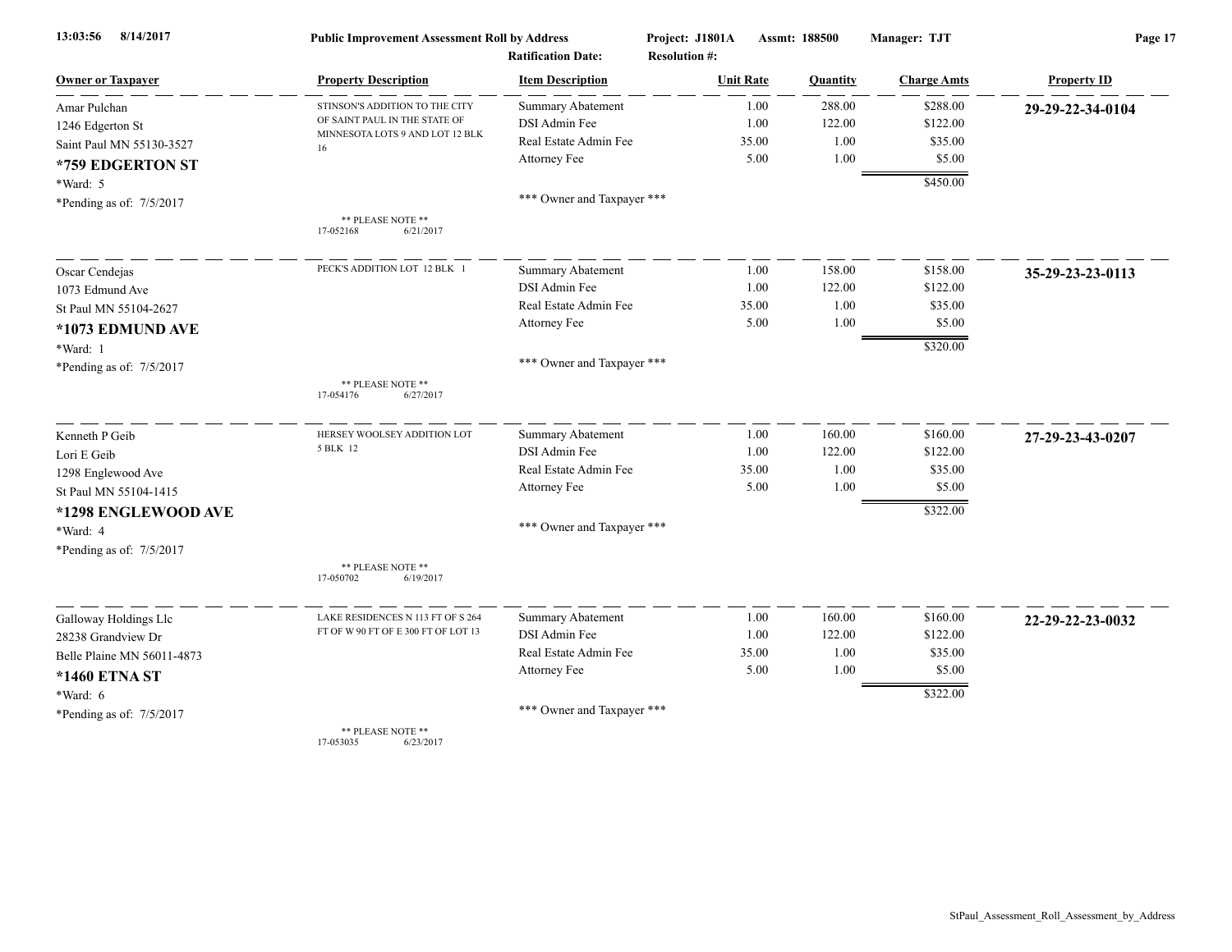**Public Improvement Assessment Roll by Address** — Project: J1801A — Assmt: 188500 — Manager: TJT

Ratification Date: — Resolution #:

| Owner or Taxpayer | Property Description | Item Description | Unit Rate | Quantity | Charge Amts | Property ID |
|---|---|---|---|---|---|---|
| Amar Pulchan<br>1246 Edgerton St<br>Saint Paul MN 55130-3527<br>**\*759 EDGERTON ST**<br>\*Ward: 5<br>\*Pending as of: 7/5/2017 | STINSON'S ADDITION TO THE CITY OF SAINT PAUL IN THE STATE OF MINNESOTA LOTS 9 AND LOT 12 BLK 16<br>** PLEASE NOTE **<br>17-052168 6/21/2017 | Summary Abatement | 1.00 | 288.00 | $288.00 | **29-29-22-34-0104** |
| | | DSI Admin Fee | 1.00 | 122.00 | $122.00 | |
| | | Real Estate Admin Fee | 35.00 | 1.00 | $35.00 | |
| | | Attorney Fee | 5.00 | 1.00 | $5.00 | |
| | | | | | $450.00 | |
| | | *** Owner and Taxpayer *** | | | | |
| Oscar Cendejas<br>1073 Edmund Ave<br>St Paul MN 55104-2627<br>**\*1073 EDMUND AVE**<br>\*Ward: 1<br>\*Pending as of: 7/5/2017 | PECK'S ADDITION LOT 12 BLK 1<br>** PLEASE NOTE **<br>17-054176 6/27/2017 | Summary Abatement | 1.00 | 158.00 | $158.00 | **35-29-23-23-0113** |
| | | DSI Admin Fee | 1.00 | 122.00 | $122.00 | |
| | | Real Estate Admin Fee | 35.00 | 1.00 | $35.00 | |
| | | Attorney Fee | 5.00 | 1.00 | $5.00 | |
| | | | | | $320.00 | |
| | | *** Owner and Taxpayer *** | | | | |
| Kenneth P Geib<br>Lori E Geib<br>1298 Englewood Ave<br>St Paul MN 55104-1415<br>**\*1298 ENGLEWOOD AVE**<br>\*Ward: 4<br>\*Pending as of: 7/5/2017 | HERSEY WOOLSEY ADDITION LOT 5 BLK 12<br>** PLEASE NOTE **<br>17-050702 6/19/2017 | Summary Abatement | 1.00 | 160.00 | $160.00 | **27-29-23-43-0207** |
| | | DSI Admin Fee | 1.00 | 122.00 | $122.00 | |
| | | Real Estate Admin Fee | 35.00 | 1.00 | $35.00 | |
| | | Attorney Fee | 5.00 | 1.00 | $5.00 | |
| | | | | | $322.00 | |
| | | *** Owner and Taxpayer *** | | | | |
| Galloway Holdings Llc<br>28238 Grandview Dr<br>Belle Plaine MN 56011-4873<br>**\*1460 ETNA ST**<br>\*Ward: 6<br>\*Pending as of: 7/5/2017 | LAKE RESIDENCES N 113 FT OF S 264 FT OF W 90 FT OF E 300 FT OF LOT 13<br>** PLEASE NOTE **<br>17-053035 6/23/2017 | Summary Abatement | 1.00 | 160.00 | $160.00 | **22-29-22-23-0032** |
| | | DSI Admin Fee | 1.00 | 122.00 | $122.00 | |
| | | Real Estate Admin Fee | 35.00 | 1.00 | $35.00 | |
| | | Attorney Fee | 5.00 | 1.00 | $5.00 | |
| | | | | | $322.00 | |
| | | *** Owner and Taxpayer *** | | | | |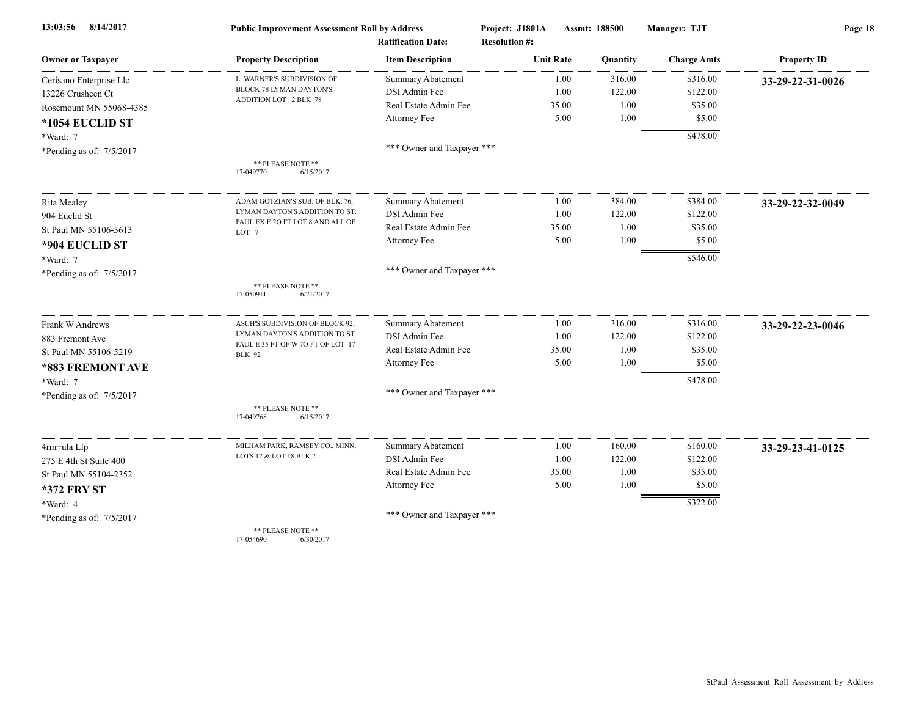**Public Improvement Assessment Roll by Address** — Project: J1801A — Assmt: 188500 — Manager: TJT

Ratification Date: — Resolution #:

| Owner or Taxpayer | Property Description | Item Description | Unit Rate | Quantity | Charge Amts | Property ID |
|---|---|---|---|---|---|---|
| Cerisano Enterprise Llc | L. WARNER'S SUBDIVISION OF BLOCK 78 LYMAN DAYTON'S ADDITION LOT 2 BLK 78 | Summary Abatement | 1.00 | 316.00 | $316.00 | **33-29-22-31-0026** |
| 13226 Crusheen Ct | | DSI Admin Fee | 1.00 | 122.00 | $122.00 | |
| Rosemount MN 55068-4385 | | Real Estate Admin Fee | 35.00 | 1.00 | $35.00 | |
| **\*1054 EUCLID ST** | | Attorney Fee | 5.00 | 1.00 | $5.00 | |
| \*Ward: 7 | | | | | $478.00 | |
| \*Pending as of: 7/5/2017 | ** PLEASE NOTE ** 17-049770 6/15/2017 | *** Owner and Taxpayer *** | | | | |
| Rita Mealey | ADAM GOTZIAN'S SUB. OF BLK. 76, LYMAN DAYTON'S ADDITION TO ST. PAUL EX E 2O FT LOT 8 AND ALL OF LOT 7 | Summary Abatement | 1.00 | 384.00 | $384.00 | **33-29-22-32-0049** |
| 904 Euclid St | | DSI Admin Fee | 1.00 | 122.00 | $122.00 | |
| St Paul MN 55106-5613 | | Real Estate Admin Fee | 35.00 | 1.00 | $35.00 | |
| **\*904 EUCLID ST** | | Attorney Fee | 5.00 | 1.00 | $5.00 | |
| \*Ward: 7 | | | | | $546.00 | |
| \*Pending as of: 7/5/2017 | ** PLEASE NOTE ** 17-050911 6/21/2017 | *** Owner and Taxpayer *** | | | | |
| Frank W Andrews | ASCH'S SUBDIVISION OF BLOCK 92, LYMAN DAYTON'S ADDITION TO ST. PAUL E 35 FT OF W 7O FT OF LOT 17 BLK 92 | Summary Abatement | 1.00 | 316.00 | $316.00 | **33-29-22-23-0046** |
| 883 Fremont Ave | | DSI Admin Fee | 1.00 | 122.00 | $122.00 | |
| St Paul MN 55106-5219 | | Real Estate Admin Fee | 35.00 | 1.00 | $35.00 | |
| **\*883 FREMONT AVE** | | Attorney Fee | 5.00 | 1.00 | $5.00 | |
| \*Ward: 7 | | | | | $478.00 | |
| \*Pending as of: 7/5/2017 | ** PLEASE NOTE ** 17-049768 6/15/2017 | *** Owner and Taxpayer *** | | | | |
| 4rm+ula Llp | MILHAM PARK, RAMSEY CO., MINN. LOTS 17 & LOT 18 BLK 2 | Summary Abatement | 1.00 | 160.00 | $160.00 | **33-29-23-41-0125** |
| 275 E 4th St Suite 400 | | DSI Admin Fee | 1.00 | 122.00 | $122.00 | |
| St Paul MN 55104-2352 | | Real Estate Admin Fee | 35.00 | 1.00 | $35.00 | |
| **\*372 FRY ST** | | Attorney Fee | 5.00 | 1.00 | $5.00 | |
| \*Ward: 4 | | | | | $322.00 | |
| \*Pending as of: 7/5/2017 | ** PLEASE NOTE ** 17-054690 6/30/2017 | *** Owner and Taxpayer *** | | | | |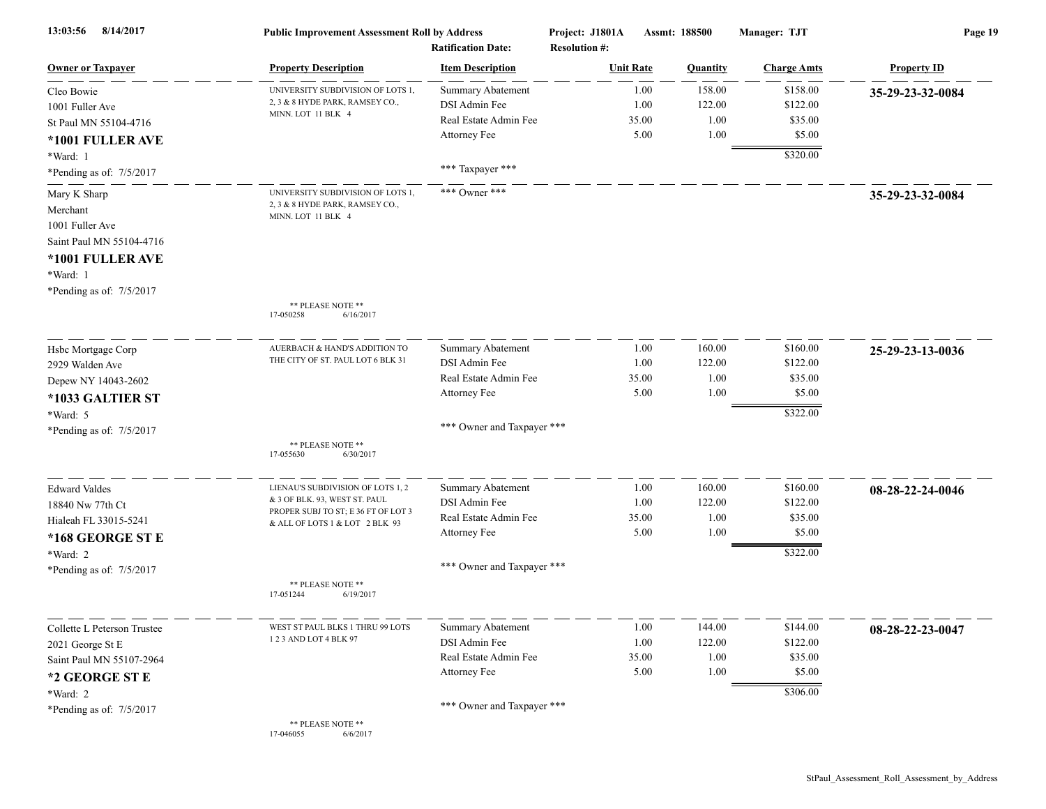**Public Improvement Assessment Roll by Address**

Project: J1801A | Assmt: 188500 | Manager: TJT

Ratification Date: | Resolution #:

| Owner or Taxpayer | Property Description | Item Description | Unit Rate | Quantity | Charge Amts | Property ID |
|---|---|---|---|---|---|---|
| Cleo Bowie<br>1001 Fuller Ave<br>St Paul MN 55104-4716<br>**\*1001 FULLER AVE**<br>*Ward: 1<br>*Pending as of: 7/5/2017 | UNIVERSITY SUBDIVISION OF LOTS 1, 2, 3 & 8 HYDE PARK, RAMSEY CO., MINN. LOT 11 BLK 4 | Summary Abatement<br>DSI Admin Fee<br>Real Estate Admin Fee<br>Attorney Fee<br><br>*** Taxpayer *** | 1.00<br>1.00<br>35.00<br>5.00 | 158.00<br>122.00<br>1.00<br>1.00 | $158.00<br>$122.00<br>$35.00<br>$5.00<br>**$320.00** | **35-29-23-32-0084** |
| Mary K Sharp<br>Merchant<br>1001 Fuller Ave<br>Saint Paul MN 55104-4716<br>**\*1001 FULLER AVE**<br>*Ward: 1<br>*Pending as of: 7/5/2017 | UNIVERSITY SUBDIVISION OF LOTS 1, 2, 3 & 8 HYDE PARK, RAMSEY CO., MINN. LOT 11 BLK 4<br><br>** PLEASE NOTE **<br>17-050258 6/16/2017 | *** Owner *** | | | | **35-29-23-32-0084** |
| Hsbc Mortgage Corp<br>2929 Walden Ave<br>Depew NY 14043-2602<br>**\*1033 GALTIER ST**<br>*Ward: 5<br>*Pending as of: 7/5/2017 | AUERBACH & HAND'S ADDITION TO THE CITY OF ST. PAUL LOT 6 BLK 31<br><br>** PLEASE NOTE **<br>17-055630 6/30/2017 | Summary Abatement<br>DSI Admin Fee<br>Real Estate Admin Fee<br>Attorney Fee<br><br>*** Owner and Taxpayer *** | 1.00<br>1.00<br>35.00<br>5.00 | 160.00<br>122.00<br>1.00<br>1.00 | $160.00<br>$122.00<br>$35.00<br>$5.00<br>**$322.00** | **25-29-23-13-0036** |
| Edward Valdes<br>18840 Nw 77th Ct<br>Hialeah FL 33015-5241<br>**\*168 GEORGE ST E**<br>*Ward: 2<br>*Pending as of: 7/5/2017 | LIENAU'S SUBDIVISION OF LOTS 1, 2 & 3 OF BLK. 93, WEST ST. PAUL PROPER SUBJ TO ST; E 36 FT OF LOT 3 & ALL OF LOTS 1 & LOT 2 BLK 93<br><br>** PLEASE NOTE **<br>17-051244 6/19/2017 | Summary Abatement<br>DSI Admin Fee<br>Real Estate Admin Fee<br>Attorney Fee<br><br>*** Owner and Taxpayer *** | 1.00<br>1.00<br>35.00<br>5.00 | 160.00<br>122.00<br>1.00<br>1.00 | $160.00<br>$122.00<br>$35.00<br>$5.00<br>**$322.00** | **08-28-22-24-0046** |
| Collette L Peterson Trustee<br>2021 George St E<br>Saint Paul MN 55107-2964<br>**\*2 GEORGE ST E**<br>*Ward: 2<br>*Pending as of: 7/5/2017 | WEST ST PAUL BLKS 1 THRU 99 LOTS 1 2 3 AND LOT 4 BLK 97<br><br>** PLEASE NOTE **<br>17-046055 6/6/2017 | Summary Abatement<br>DSI Admin Fee<br>Real Estate Admin Fee<br>Attorney Fee<br><br>*** Owner and Taxpayer *** | 1.00<br>1.00<br>35.00<br>5.00 | 144.00<br>122.00<br>1.00<br>1.00 | $144.00<br>$122.00<br>$35.00<br>$5.00<br>**$306.00** | **08-28-22-23-0047** |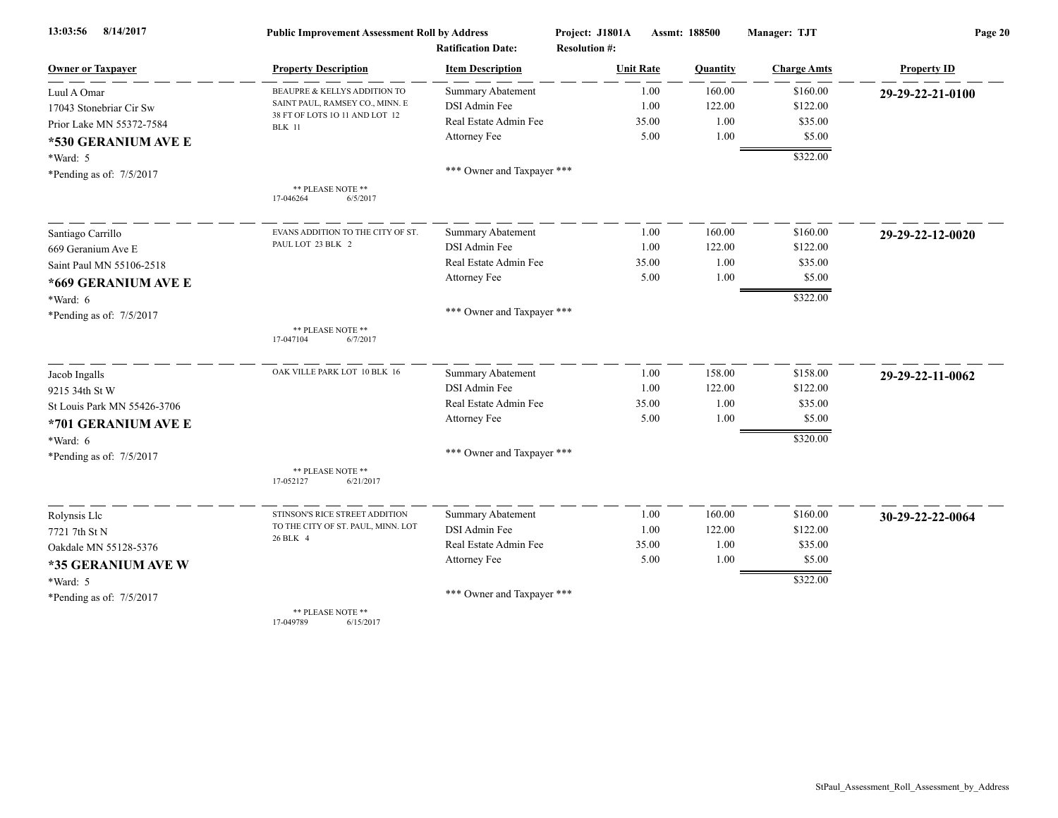| Owner or Taxpayer | Property Description | Item Description | Unit Rate | Quantity | Charge Amts | Property ID |
|---|---|---|---|---|---|---|
| Luul A Omar<br>17043 Stonebriar Cir Sw<br>Prior Lake MN 55372-7584<br>**\*530 GERANIUM AVE E**<br>*Ward: 5<br>*Pending as of: 7/5/2017 | BEAUPRE & KELLYS ADDITION TO SAINT PAUL, RAMSEY CO., MINN. E 38 FT OF LOTS 1O 11 AND LOT 12 BLK 11<br><br>** PLEASE NOTE **<br>17-046264 6/5/2017 | Summary Abatement<br>DSI Admin Fee<br>Real Estate Admin Fee<br>Attorney Fee<br><br>*** Owner and Taxpayer *** | 1.00<br>1.00<br>35.00<br>5.00 | 160.00<br>122.00<br>1.00<br>1.00 | $160.00<br>$122.00<br>$35.00<br>$5.00<br>$322.00 | **29-29-22-21-0100** |
| Santiago Carrillo<br>669 Geranium Ave E<br>Saint Paul MN 55106-2518<br>**\*669 GERANIUM AVE E**<br>*Ward: 6<br>*Pending as of: 7/5/2017 | EVANS ADDITION TO THE CITY OF ST. PAUL LOT 23 BLK 2<br><br>** PLEASE NOTE **<br>17-047104 6/7/2017 | Summary Abatement<br>DSI Admin Fee<br>Real Estate Admin Fee<br>Attorney Fee<br><br>*** Owner and Taxpayer *** | 1.00<br>1.00<br>35.00<br>5.00 | 160.00<br>122.00<br>1.00<br>1.00 | $160.00<br>$122.00<br>$35.00<br>$5.00<br>$322.00 | **29-29-22-12-0020** |
| Jacob Ingalls<br>9215 34th St W<br>St Louis Park MN 55426-3706<br>**\*701 GERANIUM AVE E**<br>*Ward: 6<br>*Pending as of: 7/5/2017 | OAK VILLE PARK LOT 10 BLK 16<br><br>** PLEASE NOTE **<br>17-052127 6/21/2017 | Summary Abatement<br>DSI Admin Fee<br>Real Estate Admin Fee<br>Attorney Fee<br><br>*** Owner and Taxpayer *** | 1.00<br>1.00<br>35.00<br>5.00 | 158.00<br>122.00<br>1.00<br>1.00 | $158.00<br>$122.00<br>$35.00<br>$5.00<br>$320.00 | **29-29-22-11-0062** |
| Rolynsis Llc<br>7721 7th St N<br>Oakdale MN 55128-5376<br>**\*35 GERANIUM AVE W**<br>*Ward: 5<br>*Pending as of: 7/5/2017 | STINSON'S RICE STREET ADDITION TO THE CITY OF ST. PAUL, MINN. LOT 26 BLK 4<br><br>** PLEASE NOTE **<br>17-049789 6/15/2017 | Summary Abatement<br>DSI Admin Fee<br>Real Estate Admin Fee<br>Attorney Fee<br><br>*** Owner and Taxpayer *** | 1.00<br>1.00<br>35.00<br>5.00 | 160.00<br>122.00<br>1.00<br>1.00 | $160.00<br>$122.00<br>$35.00<br>$5.00<br>$322.00 | **30-29-22-22-0064** |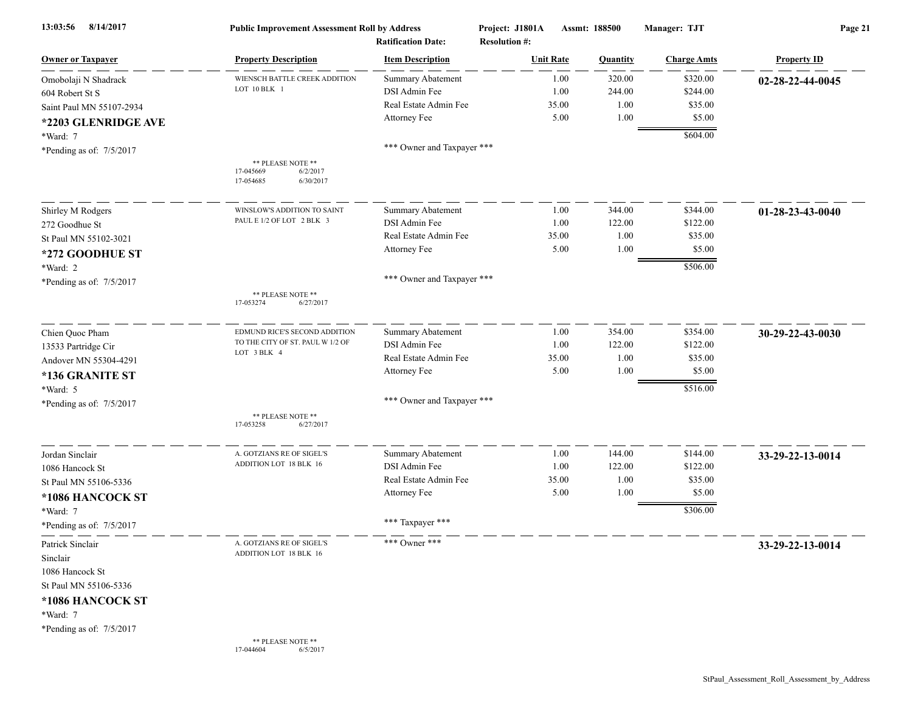Public Improvement Assessment Roll by Address — Project: J1801A — Assmt: 188500 — Manager: TJT

Ratification Date: — Resolution #:

| Owner or Taxpayer | Property Description | Item Description | Unit Rate | Quantity | Charge Amts | Property ID |
|---|---|---|---|---|---|---|
| Omobolaji N Shadrack<br>604 Robert St S<br>Saint Paul MN 55107-2934<br>**\*2203 GLENRIDGE AVE**<br>\*Ward: 7<br>\*Pending as of: 7/5/2017 | WIENSCH BATTLE CREEK ADDITION LOT 10 BLK 1<br><br>** PLEASE NOTE **<br>17-045669 6/2/2017<br>17-054685 6/30/2017 | Summary Abatement<br>DSI Admin Fee<br>Real Estate Admin Fee<br>Attorney Fee<br><br>*** Owner and Taxpayer *** | 1.00<br>1.00<br>35.00<br>5.00 | 320.00<br>244.00<br>1.00<br>1.00 | $320.00<br>$244.00<br>$35.00<br>$5.00<br>**$604.00** | **02-28-22-44-0045** |
| Shirley M Rodgers<br>272 Goodhue St<br>St Paul MN 55102-3021<br>**\*272 GOODHUE ST**<br>\*Ward: 2<br>\*Pending as of: 7/5/2017 | WINSLOW'S ADDITION TO SAINT PAUL E 1/2 OF LOT 2 BLK 3<br><br>** PLEASE NOTE **<br>17-053274 6/27/2017 | Summary Abatement<br>DSI Admin Fee<br>Real Estate Admin Fee<br>Attorney Fee<br><br>*** Owner and Taxpayer *** | 1.00<br>1.00<br>35.00<br>5.00 | 344.00<br>122.00<br>1.00<br>1.00 | $344.00<br>$122.00<br>$35.00<br>$5.00<br>**$506.00** | **01-28-23-43-0040** |
| Chien Quoc Pham<br>13533 Partridge Cir<br>Andover MN 55304-4291<br>**\*136 GRANITE ST**<br>\*Ward: 5<br>\*Pending as of: 7/5/2017 | EDMUND RICE'S SECOND ADDITION TO THE CITY OF ST. PAUL W 1/2 OF LOT 3 BLK 4<br><br>** PLEASE NOTE **<br>17-053258 6/27/2017 | Summary Abatement<br>DSI Admin Fee<br>Real Estate Admin Fee<br>Attorney Fee<br><br>*** Owner and Taxpayer *** | 1.00<br>1.00<br>35.00<br>5.00 | 354.00<br>122.00<br>1.00<br>1.00 | $354.00<br>$122.00<br>$35.00<br>$5.00<br>**$516.00** | **30-29-22-43-0030** |
| Jordan Sinclair<br>1086 Hancock St<br>St Paul MN 55106-5336<br>**\*1086 HANCOCK ST**<br>\*Ward: 7<br>\*Pending as of: 7/5/2017 | A. GOTZIANS RE OF SIGEL'S ADDITION LOT 18 BLK 16 | Summary Abatement<br>DSI Admin Fee<br>Real Estate Admin Fee<br>Attorney Fee<br><br>*** Taxpayer *** | 1.00<br>1.00<br>35.00<br>5.00 | 144.00<br>122.00<br>1.00<br>1.00 | $144.00<br>$122.00<br>$35.00<br>$5.00<br>**$306.00** | **33-29-22-13-0014** |
| Patrick Sinclair<br>Sinclair<br>1086 Hancock St<br>St Paul MN 55106-5336<br>**\*1086 HANCOCK ST**<br>\*Ward: 7<br>\*Pending as of: 7/5/2017 | A. GOTZIANS RE OF SIGEL'S ADDITION LOT 18 BLK 16<br><br>** PLEASE NOTE **<br>17-044604 6/5/2017 | *** Owner *** | | | | **33-29-22-13-0014** |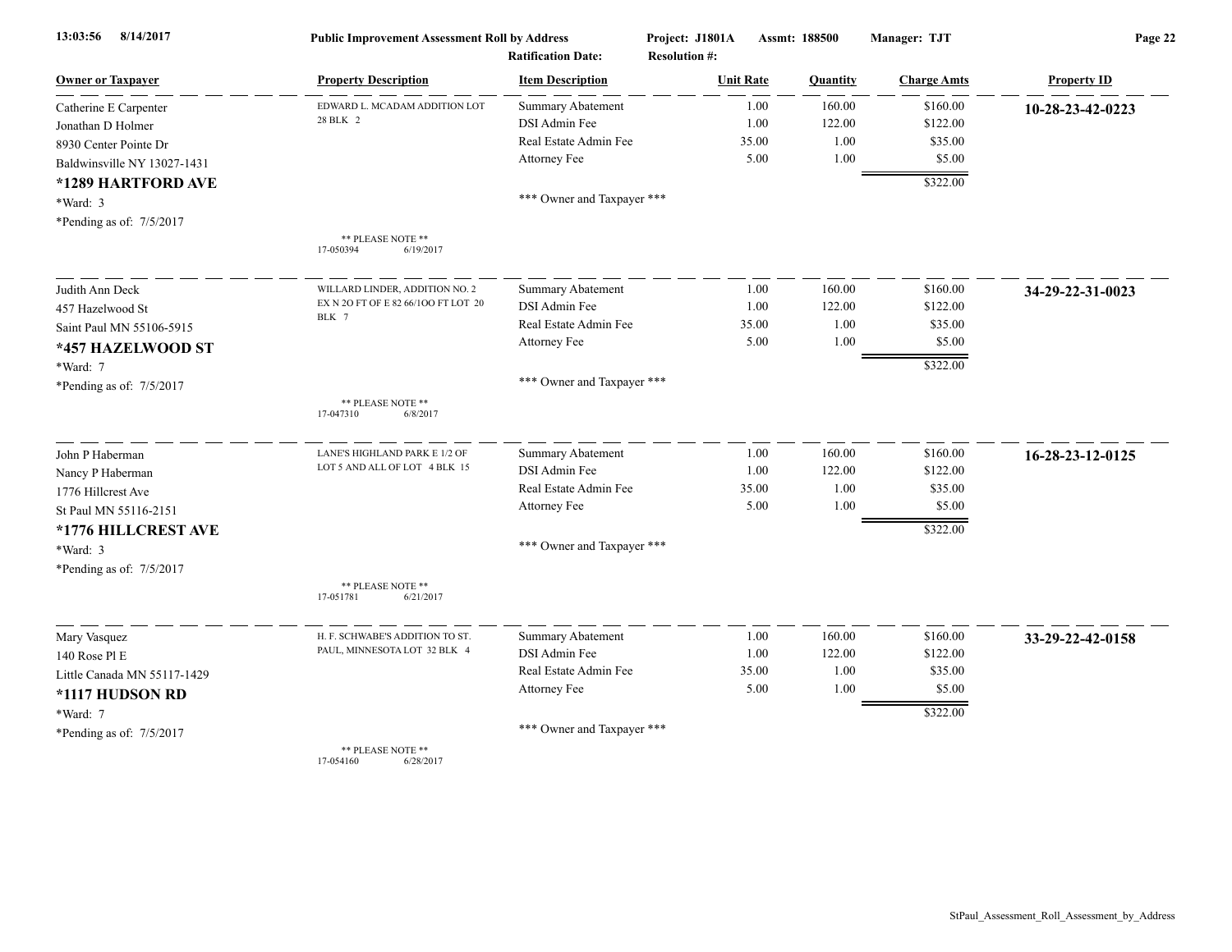**Public Improvement Assessment Roll by Address** — Project: J1801A — Assmt: 188500 — Manager: TJT

Ratification Date: — Resolution #:

| Owner or Taxpayer | Property Description | Item Description | Unit Rate | Quantity | Charge Amts | Property ID |
|---|---|---|---|---|---|---|
| Catherine E Carpenter | EDWARD L. MCADAM ADDITION LOT 28 BLK 2 | Summary Abatement | 1.00 | 160.00 | $160.00 | **10-28-23-42-0223** |
| Jonathan D Holmer | | DSI Admin Fee | 1.00 | 122.00 | $122.00 | |
| 8930 Center Pointe Dr | | Real Estate Admin Fee | 35.00 | 1.00 | $35.00 | |
| Baldwinsville NY 13027-1431 | | Attorney Fee | 5.00 | 1.00 | $5.00 | |
| **\*1289 HARTFORD AVE** | | | | | $322.00 | |
| \*Ward: 3 | | \*\*\* Owner and Taxpayer \*\*\* | | | | |
| \*Pending as of: 7/5/2017 | \*\* PLEASE NOTE \*\* 17-050394 6/19/2017 | | | | | |
| Judith Ann Deck | WILLARD LINDER, ADDITION NO. 2 EX N 2O FT OF E 82 66/1OO FT LOT 20 BLK 7 | Summary Abatement | 1.00 | 160.00 | $160.00 | **34-29-22-31-0023** |
| 457 Hazelwood St | | DSI Admin Fee | 1.00 | 122.00 | $122.00 | |
| Saint Paul MN 55106-5915 | | Real Estate Admin Fee | 35.00 | 1.00 | $35.00 | |
| **\*457 HAZELWOOD ST** | | Attorney Fee | 5.00 | 1.00 | $5.00 | |
| \*Ward: 7 | | | | | $322.00 | |
| \*Pending as of: 7/5/2017 | \*\* PLEASE NOTE \*\* 17-047310 6/8/2017 | \*\*\* Owner and Taxpayer \*\*\* | | | | |
| John P Haberman | LANE'S HIGHLAND PARK E 1/2 OF LOT 5 AND ALL OF LOT 4 BLK 15 | Summary Abatement | 1.00 | 160.00 | $160.00 | **16-28-23-12-0125** |
| Nancy P Haberman | | DSI Admin Fee | 1.00 | 122.00 | $122.00 | |
| 1776 Hillcrest Ave | | Real Estate Admin Fee | 35.00 | 1.00 | $35.00 | |
| St Paul MN 55116-2151 | | Attorney Fee | 5.00 | 1.00 | $5.00 | |
| **\*1776 HILLCREST AVE** | | | | | $322.00 | |
| \*Ward: 3 | | \*\*\* Owner and Taxpayer \*\*\* | | | | |
| \*Pending as of: 7/5/2017 | \*\* PLEASE NOTE \*\* 17-051781 6/21/2017 | | | | | |
| Mary Vasquez | H. F. SCHWABE'S ADDITION TO ST. PAUL, MINNESOTA LOT 32 BLK 4 | Summary Abatement | 1.00 | 160.00 | $160.00 | **33-29-22-42-0158** |
| 140 Rose Pl E | | DSI Admin Fee | 1.00 | 122.00 | $122.00 | |
| Little Canada MN 55117-1429 | | Real Estate Admin Fee | 35.00 | 1.00 | $35.00 | |
| **\*1117 HUDSON RD** | | Attorney Fee | 5.00 | 1.00 | $5.00 | |
| \*Ward: 7 | | | | | $322.00 | |
| \*Pending as of: 7/5/2017 | \*\* PLEASE NOTE \*\* 17-054160 6/28/2017 | \*\*\* Owner and Taxpayer \*\*\* | | | | |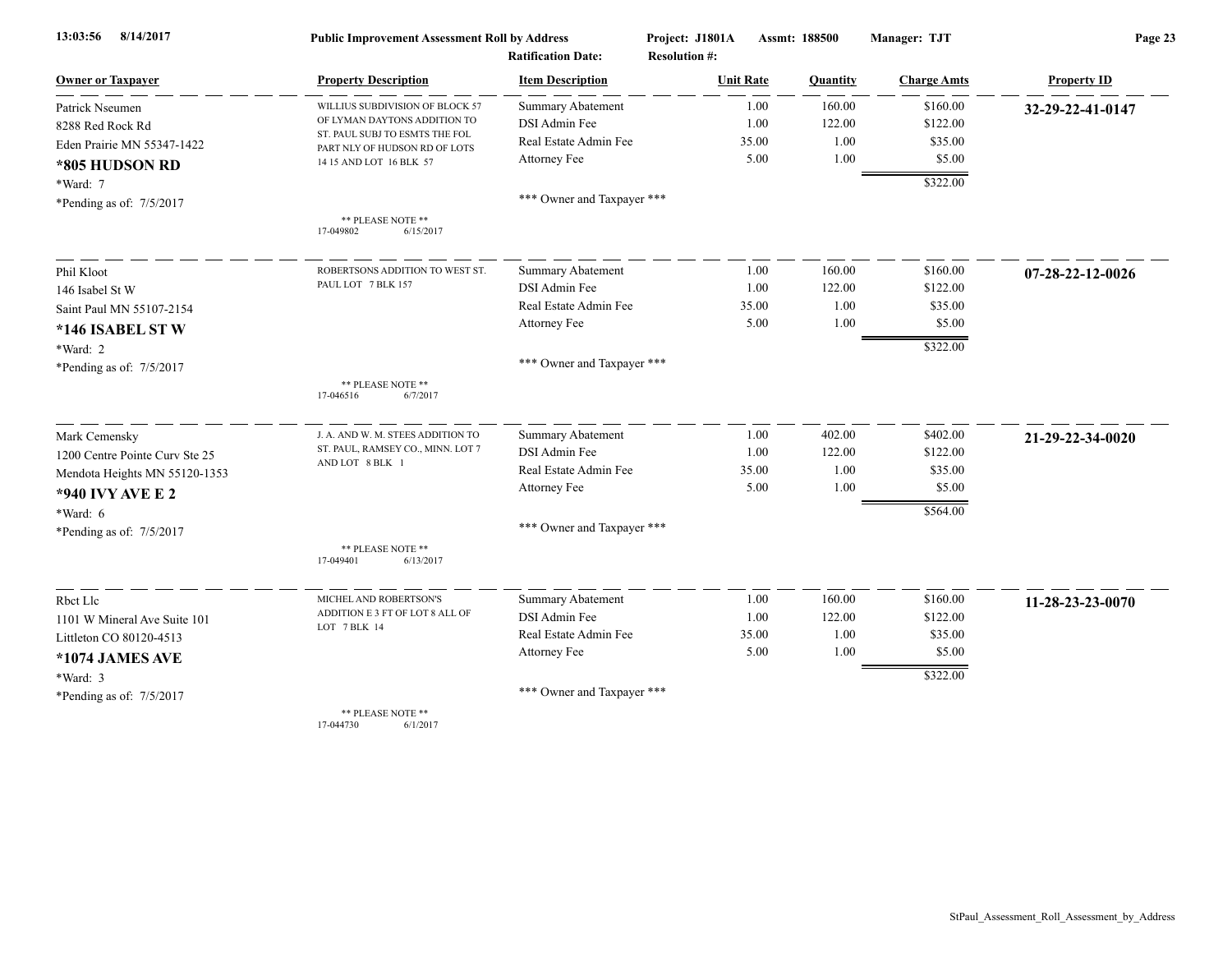| Owner or Taxpayer | Property Description | Item Description | Unit Rate | Quantity | Charge Amts | Property ID |
|---|---|---|---|---|---|---|
| Patrick Nseumen<br>8288 Red Rock Rd<br>Eden Prairie MN 55347-1422<br>**\*805 HUDSON RD**<br>\*Ward: 7<br>\*Pending as of: 7/5/2017 | WILLIUS SUBDIVISION OF BLOCK 57 OF LYMAN DAYTONS ADDITION TO ST. PAUL SUBJ TO ESMTS THE FOL PART NLY OF HUDSON RD OF LOTS 14 15 AND LOT 16 BLK 57<br>** PLEASE NOTE **<br>17-049802 6/15/2017 | Summary Abatement<br>DSI Admin Fee<br>Real Estate Admin Fee<br>Attorney Fee<br>*** Owner and Taxpayer *** | 1.00<br>1.00<br>35.00<br>5.00 | 160.00<br>122.00<br>1.00<br>1.00 | $160.00<br>$122.00<br>$35.00<br>$5.00<br>$322.00 | **32-29-22-41-0147** |
| Phil Kloot<br>146 Isabel St W<br>Saint Paul MN 55107-2154<br>**\*146 ISABEL ST W**<br>\*Ward: 2<br>\*Pending as of: 7/5/2017 | ROBERTSONS ADDITION TO WEST ST. PAUL LOT 7 BLK 157<br>** PLEASE NOTE **<br>17-046516 6/7/2017 | Summary Abatement<br>DSI Admin Fee<br>Real Estate Admin Fee<br>Attorney Fee<br>*** Owner and Taxpayer *** | 1.00<br>1.00<br>35.00<br>5.00 | 160.00<br>122.00<br>1.00<br>1.00 | $160.00<br>$122.00<br>$35.00<br>$5.00<br>$322.00 | **07-28-22-12-0026** |
| Mark Cemensky<br>1200 Centre Pointe Curv Ste 25<br>Mendota Heights MN 55120-1353<br>**\*940 IVY AVE E 2**<br>\*Ward: 6<br>\*Pending as of: 7/5/2017 | J. A. AND W. M. STEES ADDITION TO ST. PAUL, RAMSEY CO., MINN. LOT 7 AND LOT 8 BLK 1<br>** PLEASE NOTE **<br>17-049401 6/13/2017 | Summary Abatement<br>DSI Admin Fee<br>Real Estate Admin Fee<br>Attorney Fee<br>*** Owner and Taxpayer *** | 1.00<br>1.00<br>35.00<br>5.00 | 402.00<br>122.00<br>1.00<br>1.00 | $402.00<br>$122.00<br>$35.00<br>$5.00<br>$564.00 | **21-29-22-34-0020** |
| Rbct Llc<br>1101 W Mineral Ave Suite 101<br>Littleton CO 80120-4513<br>**\*1074 JAMES AVE**<br>\*Ward: 3<br>\*Pending as of: 7/5/2017 | MICHEL AND ROBERTSON'S ADDITION E 3 FT OF LOT 8 ALL OF LOT 7 BLK 14<br>** PLEASE NOTE **<br>17-044730 6/1/2017 | Summary Abatement<br>DSI Admin Fee<br>Real Estate Admin Fee<br>Attorney Fee<br>*** Owner and Taxpayer *** | 1.00<br>1.00<br>35.00<br>5.00 | 160.00<br>122.00<br>1.00<br>1.00 | $160.00<br>$122.00<br>$35.00<br>$5.00<br>$322.00 | **11-28-23-23-0070** |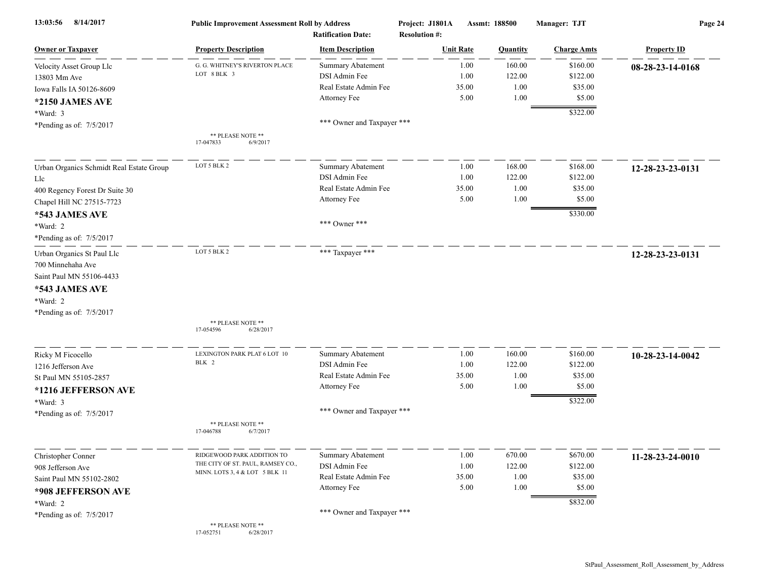**Public Improvement Assessment Roll by Address**

Project: J1801A | Assmt: 188500 | Manager: TJT

Ratification Date: | Resolution #:

| Owner or Taxpayer | Property Description | Item Description | Unit Rate | Quantity | Charge Amts | Property ID |
|---|---|---|---|---|---|---|
| Velocity Asset Group Llc<br>13803 Mm Ave<br>Iowa Falls IA 50126-8609<br>**\*2150 JAMES AVE**<br>\*Ward: 3<br>\*Pending as of: 7/5/2017 | G. G. WHITNEY'S RIVERTON PLACE LOT 8 BLK 3<br><br>\*\* PLEASE NOTE \*\*<br>17-047833 6/9/2017 | Summary Abatement<br>DSI Admin Fee<br>Real Estate Admin Fee<br>Attorney Fee<br><br>\*\*\* Owner and Taxpayer \*\*\* | 1.00<br>1.00<br>35.00<br>5.00 | 160.00<br>122.00<br>1.00<br>1.00 | $160.00<br>$122.00<br>$35.00<br>$5.00<br>**$322.00** | **08-28-23-14-0168** |
| Urban Organics Schmidt Real Estate Group Llc<br>400 Regency Forest Dr Suite 30<br>Chapel Hill NC 27515-7723<br>**\*543 JAMES AVE**<br>\*Ward: 2<br>\*Pending as of: 7/5/2017 | LOT 5 BLK 2 | Summary Abatement<br>DSI Admin Fee<br>Real Estate Admin Fee<br>Attorney Fee<br><br>\*\*\* Owner \*\*\* | 1.00<br>1.00<br>35.00<br>5.00 | 168.00<br>122.00<br>1.00<br>1.00 | $168.00<br>$122.00<br>$35.00<br>$5.00<br>**$330.00** | **12-28-23-23-0131** |
| Urban Organics St Paul Llc<br>700 Minnehaha Ave<br>Saint Paul MN 55106-4433<br>**\*543 JAMES AVE**<br>\*Ward: 2<br>\*Pending as of: 7/5/2017 | LOT 5 BLK 2<br><br>\*\* PLEASE NOTE \*\*<br>17-054596 6/28/2017 | \*\*\* Taxpayer \*\*\* | | | | **12-28-23-23-0131** |
| Ricky M Ficocello<br>1216 Jefferson Ave<br>St Paul MN 55105-2857<br>**\*1216 JEFFERSON AVE**<br>\*Ward: 3<br>\*Pending as of: 7/5/2017 | LEXINGTON PARK PLAT 6 LOT 10 BLK 2<br><br>\*\* PLEASE NOTE \*\*<br>17-046788 6/7/2017 | Summary Abatement<br>DSI Admin Fee<br>Real Estate Admin Fee<br>Attorney Fee<br><br>\*\*\* Owner and Taxpayer \*\*\* | 1.00<br>1.00<br>35.00<br>5.00 | 160.00<br>122.00<br>1.00<br>1.00 | $160.00<br>$122.00<br>$35.00<br>$5.00<br>**$322.00** | **10-28-23-14-0042** |
| Christopher Conner<br>908 Jefferson Ave<br>Saint Paul MN 55102-2802<br>**\*908 JEFFERSON AVE**<br>\*Ward: 2<br>\*Pending as of: 7/5/2017 | RIDGEWOOD PARK ADDITION TO THE CITY OF ST. PAUL, RAMSEY CO., MINN. LOTS 3, 4 & LOT 5 BLK 11<br><br>\*\* PLEASE NOTE \*\*<br>17-052751 6/28/2017 | Summary Abatement<br>DSI Admin Fee<br>Real Estate Admin Fee<br>Attorney Fee<br><br>\*\*\* Owner and Taxpayer \*\*\* | 1.00<br>1.00<br>35.00<br>5.00 | 670.00<br>122.00<br>1.00<br>1.00 | $670.00<br>$122.00<br>$35.00<br>$5.00<br>**$832.00** | **11-28-23-24-0010** |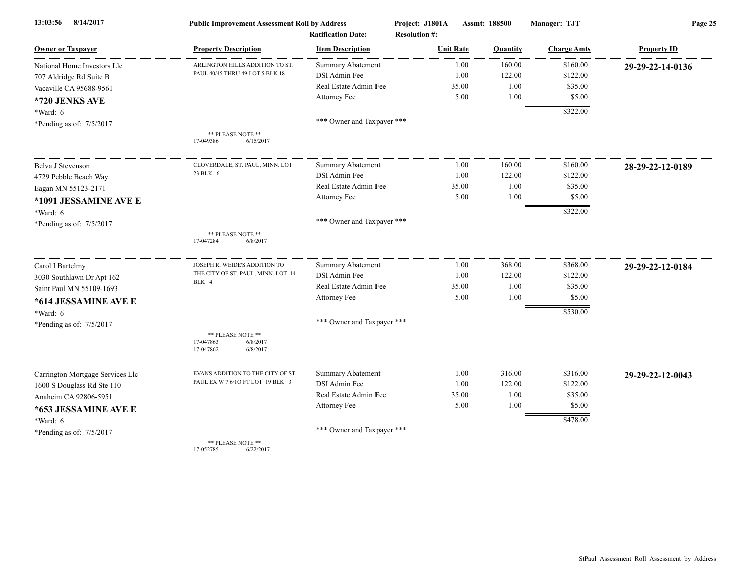| Owner or Taxpayer | Property Description | Item Description | Unit Rate | Quantity | Charge Amts | Property ID |
|---|---|---|---|---|---|---|
| National Home Investors Llc<br>707 Aldridge Rd Suite B<br>Vacaville CA 95688-9561<br>**\*720 JENKS AVE**<br>\*Ward: 6<br>\*Pending as of: 7/5/2017 | ARLINGTON HILLS ADDITION TO ST. PAUL 40/45 THRU 49 LOT 5 BLK 18<br><br>** PLEASE NOTE **<br>17-049386 6/15/2017 | Summary Abatement<br>DSI Admin Fee<br>Real Estate Admin Fee<br>Attorney Fee<br><br>*** Owner and Taxpayer *** | 1.00<br>1.00<br>35.00<br>5.00 | 160.00<br>122.00<br>1.00<br>1.00 | $160.00<br>$122.00<br>$35.00<br>$5.00<br>$322.00 | **29-29-22-14-0136** |
| Belva J Stevenson<br>4729 Pebble Beach Way<br>Eagan MN 55123-2171<br>**\*1091 JESSAMINE AVE E**<br>\*Ward: 6<br>\*Pending as of: 7/5/2017 | CLOVERDALE, ST. PAUL, MINN. LOT 23 BLK 6<br><br>** PLEASE NOTE **<br>17-047284 6/8/2017 | Summary Abatement<br>DSI Admin Fee<br>Real Estate Admin Fee<br>Attorney Fee<br><br>*** Owner and Taxpayer *** | 1.00<br>1.00<br>35.00<br>5.00 | 160.00<br>122.00<br>1.00<br>1.00 | $160.00<br>$122.00<br>$35.00<br>$5.00<br>$322.00 | **28-29-22-12-0189** |
| Carol I Bartelmy<br>3030 Southlawn Dr Apt 162<br>Saint Paul MN 55109-1693<br>**\*614 JESSAMINE AVE E**<br>\*Ward: 6<br>\*Pending as of: 7/5/2017 | JOSEPH R. WEIDE'S ADDITION TO THE CITY OF ST. PAUL, MINN. LOT 14 BLK 4<br><br>** PLEASE NOTE **<br>17-047863 6/8/2017<br>17-047862 6/8/2017 | Summary Abatement<br>DSI Admin Fee<br>Real Estate Admin Fee<br>Attorney Fee<br><br>*** Owner and Taxpayer *** | 1.00<br>1.00<br>35.00<br>5.00 | 368.00<br>122.00<br>1.00<br>1.00 | $368.00<br>$122.00<br>$35.00<br>$5.00<br>$530.00 | **29-29-22-12-0184** |
| Carrington Mortgage Services Llc<br>1600 S Douglass Rd Ste 110<br>Anaheim CA 92806-5951<br>**\*653 JESSAMINE AVE E**<br>\*Ward: 6<br>\*Pending as of: 7/5/2017 | EVANS ADDITION TO THE CITY OF ST. PAUL EX W 7 6/1O FT LOT 19 BLK 3<br><br>** PLEASE NOTE **<br>17-052785 6/22/2017 | Summary Abatement<br>DSI Admin Fee<br>Real Estate Admin Fee<br>Attorney Fee<br><br>*** Owner and Taxpayer *** | 1.00<br>1.00<br>35.00<br>5.00 | 316.00<br>122.00<br>1.00<br>1.00 | $316.00<br>$122.00<br>$35.00<br>$5.00<br>$478.00 | **29-29-22-12-0043** |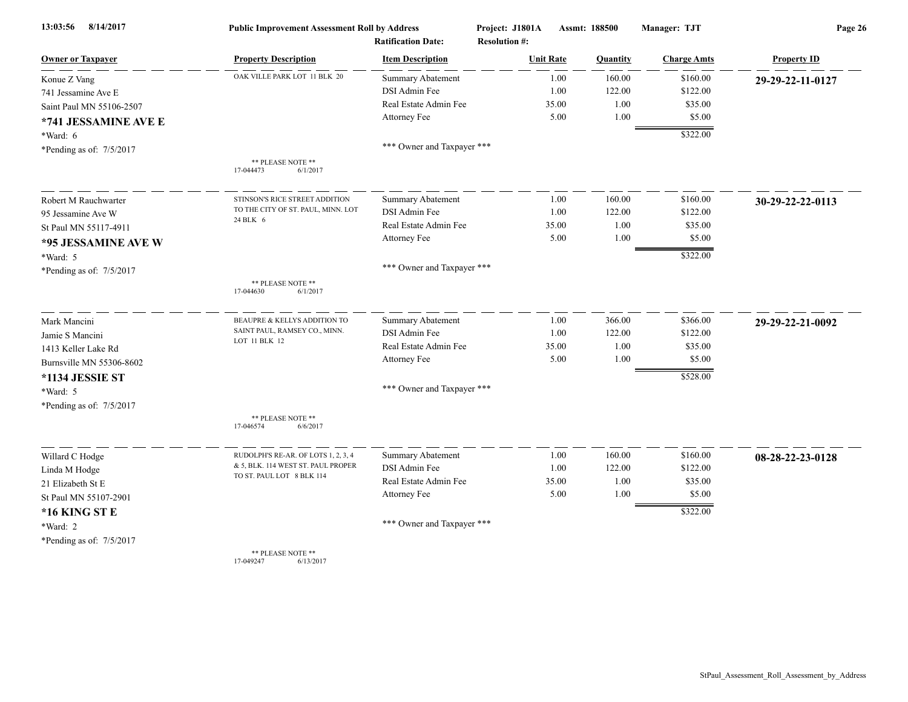13:03:56 8/14/2017 **Public Improvement Assessment Roll by Address** Project: J1801A Assmt: 188500 Manager: TJT

Ratification Date: Resolution #:

| Owner or Taxpayer | Property Description | Item Description | Unit Rate | Quantity | Charge Amts | Property ID |
|---|---|---|---|---|---|---|
| Konue Z Vang<br>741 Jessamine Ave E<br>Saint Paul MN 55106-2507<br>**\*741 JESSAMINE AVE E**<br>\*Ward: 6<br>\*Pending as of: 7/5/2017 | OAK VILLE PARK LOT 11 BLK 20<br><br>** PLEASE NOTE **<br>17-044473 6/1/2017 | Summary Abatement<br>DSI Admin Fee<br>Real Estate Admin Fee<br>Attorney Fee<br><br>*** Owner and Taxpayer *** | 1.00<br>1.00<br>35.00<br>5.00 | 160.00<br>122.00<br>1.00<br>1.00 | $160.00<br>$122.00<br>$35.00<br>$5.00<br>$322.00 | **29-29-22-11-0127** |
| Robert M Rauchwarter<br>95 Jessamine Ave W<br>St Paul MN 55117-4911<br>**\*95 JESSAMINE AVE W**<br>\*Ward: 5<br>\*Pending as of: 7/5/2017 | STINSON'S RICE STREET ADDITION TO THE CITY OF ST. PAUL, MINN. LOT 24 BLK 6<br><br>** PLEASE NOTE **<br>17-044630 6/1/2017 | Summary Abatement<br>DSI Admin Fee<br>Real Estate Admin Fee<br>Attorney Fee<br><br>*** Owner and Taxpayer *** | 1.00<br>1.00<br>35.00<br>5.00 | 160.00<br>122.00<br>1.00<br>1.00 | $160.00<br>$122.00<br>$35.00<br>$5.00<br>$322.00 | **30-29-22-22-0113** |
| Mark Mancini<br>Jamie S Mancini<br>1413 Keller Lake Rd<br>Burnsville MN 55306-8602<br>**\*1134 JESSIE ST**<br>\*Ward: 5<br>\*Pending as of: 7/5/2017 | BEAUPRE & KELLYS ADDITION TO SAINT PAUL, RAMSEY CO., MINN. LOT 11 BLK 12<br><br>** PLEASE NOTE **<br>17-046574 6/6/2017 | Summary Abatement<br>DSI Admin Fee<br>Real Estate Admin Fee<br>Attorney Fee<br><br>*** Owner and Taxpayer *** | 1.00<br>1.00<br>35.00<br>5.00 | 366.00<br>122.00<br>1.00<br>1.00 | $366.00<br>$122.00<br>$35.00<br>$5.00<br>$528.00 | **29-29-22-21-0092** |
| Willard C Hodge<br>Linda M Hodge<br>21 Elizabeth St E<br>St Paul MN 55107-2901<br>**\*16 KING ST E**<br>\*Ward: 2<br>\*Pending as of: 7/5/2017 | RUDOLPH'S RE-AR. OF LOTS 1, 2, 3, 4 & 5, BLK. 114 WEST ST. PAUL PROPER TO ST. PAUL LOT 8 BLK 114<br><br>** PLEASE NOTE **<br>17-049247 6/13/2017 | Summary Abatement<br>DSI Admin Fee<br>Real Estate Admin Fee<br>Attorney Fee<br><br>*** Owner and Taxpayer *** | 1.00<br>1.00<br>35.00<br>5.00 | 160.00<br>122.00<br>1.00<br>1.00 | $160.00<br>$122.00<br>$35.00<br>$5.00<br>$322.00 | **08-28-22-23-0128** |

StPaul_Assessment_Roll_Assessment_by_Address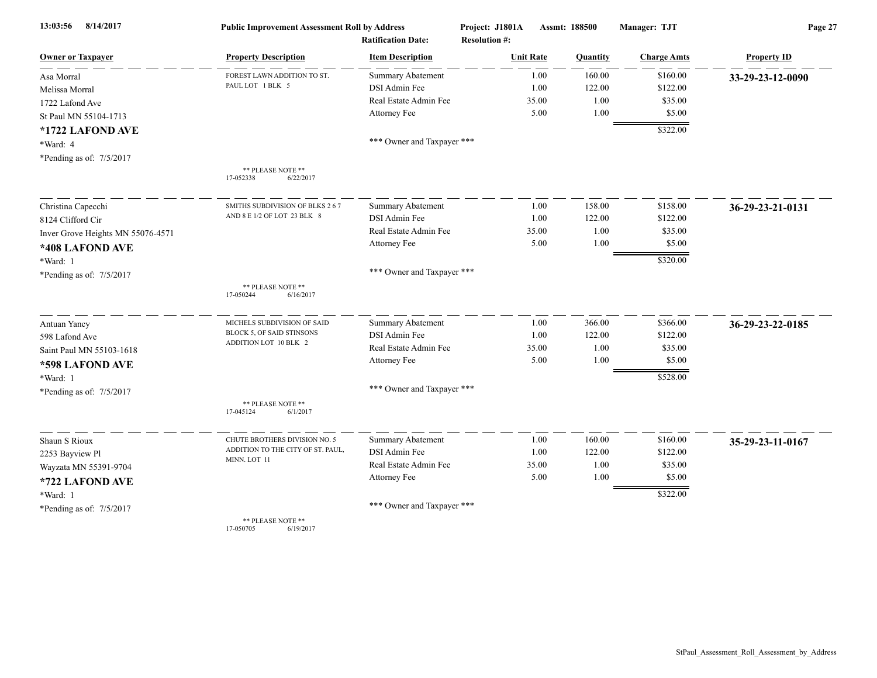**Public Improvement Assessment Roll by Address** | Project: J1801A | Assmt: 188500 | Manager: TJT

Ratification Date: | Resolution #:

| Owner or Taxpayer | Property Description | Item Description | Unit Rate | Quantity | Charge Amts | Property ID |
|---|---|---|---|---|---|---|
| Asa Morral<br>Melissa Morral<br>1722 Lafond Ave<br>St Paul MN 55104-1713<br>**\*1722 LAFOND AVE**<br>\*Ward: 4<br>\*Pending as of: 7/5/2017 | FOREST LAWN ADDITION TO ST. PAUL LOT 1 BLK 5<br><br>\*\* PLEASE NOTE \*\*<br>17-052338 6/22/2017 | Summary Abatement | 1.00 | 160.00 | $160.00 | **33-29-23-12-0090** |
| | | DSI Admin Fee | 1.00 | 122.00 | $122.00 | |
| | | Real Estate Admin Fee | 35.00 | 1.00 | $35.00 | |
| | | Attorney Fee | 5.00 | 1.00 | $5.00 | |
| | | | | | $322.00 | |
| | | \*\*\* Owner and Taxpayer \*\*\* | | | | |
| Christina Capecchi<br>8124 Clifford Cir<br>Inver Grove Heights MN 55076-4571<br>**\*408 LAFOND AVE**<br>\*Ward: 1<br>\*Pending as of: 7/5/2017 | SMITHS SUBDIVISION OF BLKS 2 6 7 AND 8 E 1/2 OF LOT 23 BLK 8<br><br>\*\* PLEASE NOTE \*\*<br>17-050244 6/16/2017 | Summary Abatement | 1.00 | 158.00 | $158.00 | **36-29-23-21-0131** |
| | | DSI Admin Fee | 1.00 | 122.00 | $122.00 | |
| | | Real Estate Admin Fee | 35.00 | 1.00 | $35.00 | |
| | | Attorney Fee | 5.00 | 1.00 | $5.00 | |
| | | | | | $320.00 | |
| | | \*\*\* Owner and Taxpayer \*\*\* | | | | |
| Antuan Yancy<br>598 Lafond Ave<br>Saint Paul MN 55103-1618<br>**\*598 LAFOND AVE**<br>\*Ward: 1<br>\*Pending as of: 7/5/2017 | MICHELS SUBDIVISION OF SAID BLOCK 5, OF SAID STINSONS ADDITION LOT 10 BLK 2<br><br>\*\* PLEASE NOTE \*\*<br>17-045124 6/1/2017 | Summary Abatement | 1.00 | 366.00 | $366.00 | **36-29-23-22-0185** |
| | | DSI Admin Fee | 1.00 | 122.00 | $122.00 | |
| | | Real Estate Admin Fee | 35.00 | 1.00 | $35.00 | |
| | | Attorney Fee | 5.00 | 1.00 | $5.00 | |
| | | | | | $528.00 | |
| | | \*\*\* Owner and Taxpayer \*\*\* | | | | |
| Shaun S Rioux<br>2253 Bayview Pl<br>Wayzata MN 55391-9704<br>**\*722 LAFOND AVE**<br>\*Ward: 1<br>\*Pending as of: 7/5/2017 | CHUTE BROTHERS DIVISION NO. 5 ADDITION TO THE CITY OF ST. PAUL, MINN. LOT 11<br><br>\*\* PLEASE NOTE \*\*<br>17-050705 6/19/2017 | Summary Abatement | 1.00 | 160.00 | $160.00 | **35-29-23-11-0167** |
| | | DSI Admin Fee | 1.00 | 122.00 | $122.00 | |
| | | Real Estate Admin Fee | 35.00 | 1.00 | $35.00 | |
| | | Attorney Fee | 5.00 | 1.00 | $5.00 | |
| | | | | | $322.00 | |
| | | \*\*\* Owner and Taxpayer \*\*\* | | | | |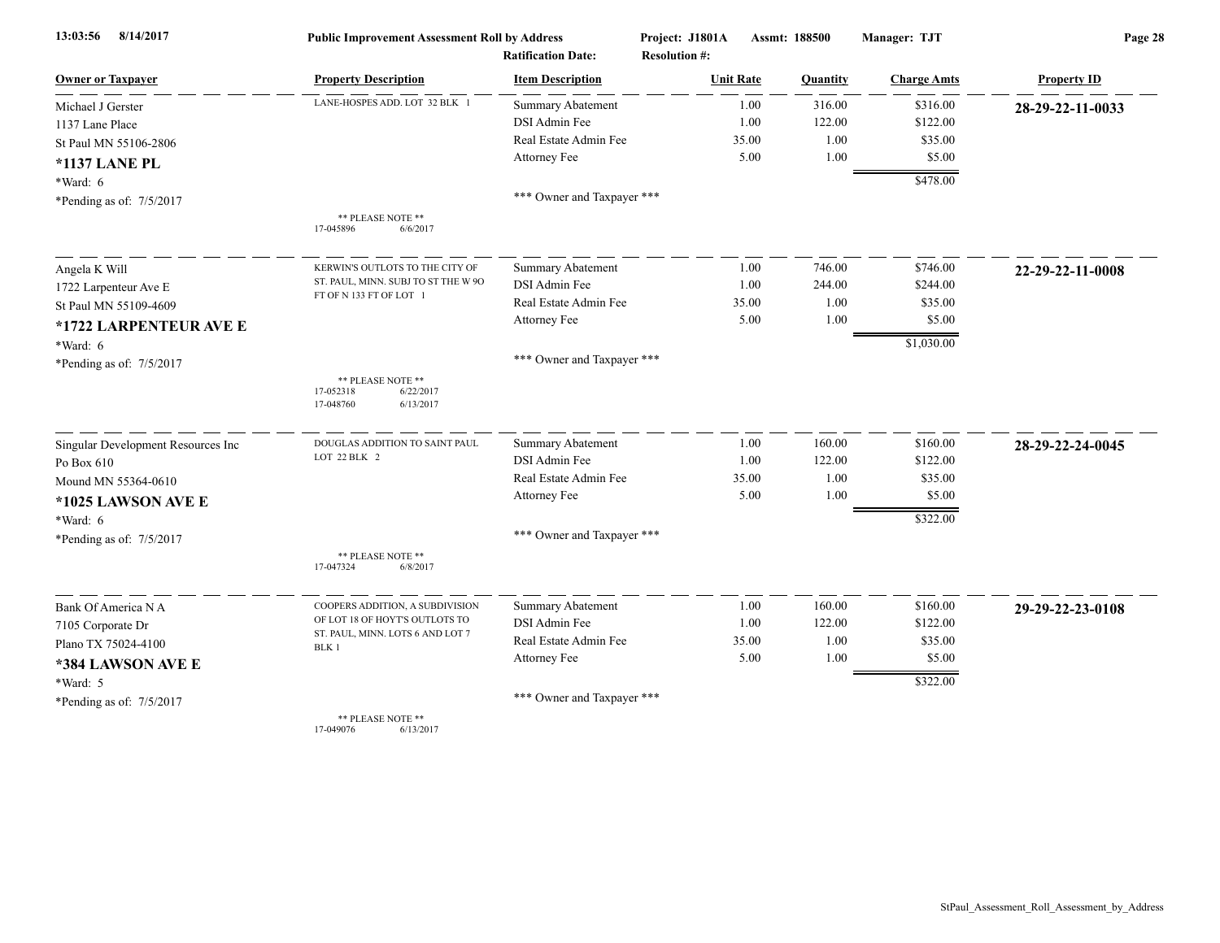| Owner or Taxpayer | Property Description | Item Description | Unit Rate | Quantity | Charge Amts | Property ID |
|---|---|---|---|---|---|---|
| Michael J Gerster | LANE-HOSPES ADD. LOT 32 BLK 1 | Summary Abatement | 1.00 | 316.00 | $316.00 | **28-29-22-11-0033** |
| 1137 Lane Place | | DSI Admin Fee | 1.00 | 122.00 | $122.00 | |
| St Paul MN 55106-2806 | | Real Estate Admin Fee | 35.00 | 1.00 | $35.00 | |
| **\*1137 LANE PL** | | Attorney Fee | 5.00 | 1.00 | $5.00 | |
| *Ward: 6 | | | | | $478.00 | |
| *Pending as of: 7/5/2017 | ** PLEASE NOTE ** 17-045896 6/6/2017 | *** Owner and Taxpayer *** | | | | |
| Angela K Will | KERWIN'S OUTLOTS TO THE CITY OF ST. PAUL, MINN. SUBJ TO ST THE W 9O FT OF N 133 FT OF LOT 1 | Summary Abatement | 1.00 | 746.00 | $746.00 | **22-29-22-11-0008** |
| 1722 Larpenteur Ave E | | DSI Admin Fee | 1.00 | 244.00 | $244.00 | |
| St Paul MN 55109-4609 | | Real Estate Admin Fee | 35.00 | 1.00 | $35.00 | |
| **\*1722 LARPENTEUR AVE E** | | Attorney Fee | 5.00 | 1.00 | $5.00 | |
| *Ward: 6 | | | | | $1,030.00 | |
| *Pending as of: 7/5/2017 | ** PLEASE NOTE ** 17-052318 6/22/2017 17-048760 6/13/2017 | *** Owner and Taxpayer *** | | | | |
| Singular Development Resources Inc | DOUGLAS ADDITION TO SAINT PAUL LOT 22 BLK 2 | Summary Abatement | 1.00 | 160.00 | $160.00 | **28-29-22-24-0045** |
| Po Box 610 | | DSI Admin Fee | 1.00 | 122.00 | $122.00 | |
| Mound MN 55364-0610 | | Real Estate Admin Fee | 35.00 | 1.00 | $35.00 | |
| **\*1025 LAWSON AVE E** | | Attorney Fee | 5.00 | 1.00 | $5.00 | |
| *Ward: 6 | | | | | $322.00 | |
| *Pending as of: 7/5/2017 | ** PLEASE NOTE ** 17-047324 6/8/2017 | *** Owner and Taxpayer *** | | | | |
| Bank Of America N A | COOPERS ADDITION, A SUBDIVISION OF LOT 18 OF HOYT'S OUTLOTS TO ST. PAUL, MINN. LOTS 6 AND LOT 7 BLK 1 | Summary Abatement | 1.00 | 160.00 | $160.00 | **29-29-22-23-0108** |
| 7105 Corporate Dr | | DSI Admin Fee | 1.00 | 122.00 | $122.00 | |
| Plano TX 75024-4100 | | Real Estate Admin Fee | 35.00 | 1.00 | $35.00 | |
| **\*384 LAWSON AVE E** | | Attorney Fee | 5.00 | 1.00 | $5.00 | |
| *Ward: 5 | | | | | $322.00 | |
| *Pending as of: 7/5/2017 | ** PLEASE NOTE ** 17-049076 6/13/2017 | *** Owner and Taxpayer *** | | | | |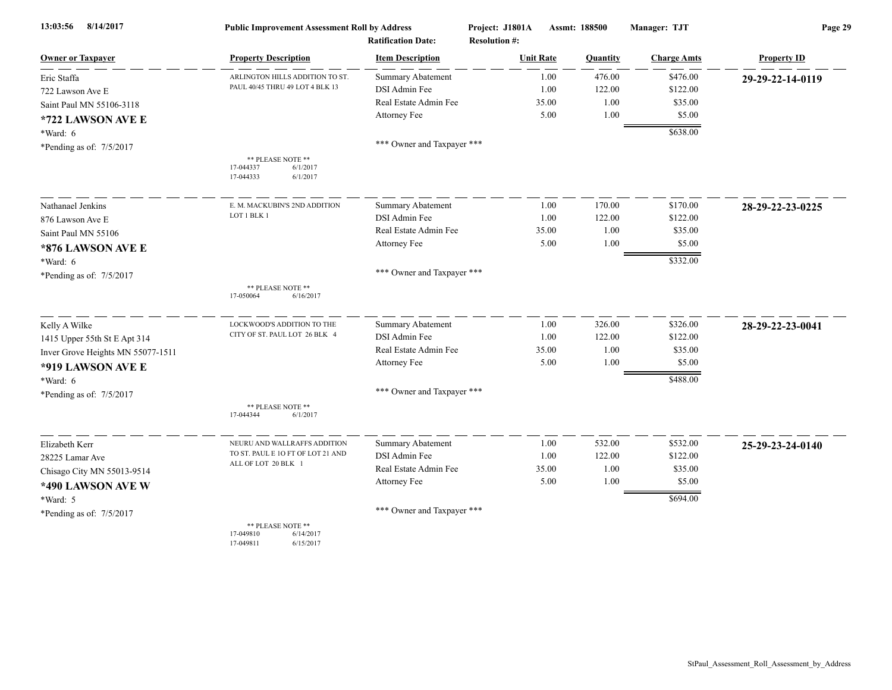**Public Improvement Assessment Roll by Address**

Project: J1801A Assmt: 188500 Manager: TJT

Ratification Date: Resolution #:

| Owner or Taxpayer | Property Description | Item Description | Unit Rate | Quantity | Charge Amts | Property ID |
|---|---|---|---|---|---|---|
| Eric Staffa | ARLINGTON HILLS ADDITION TO ST. PAUL 40/45 THRU 49 LOT 4 BLK 13 | Summary Abatement | 1.00 | 476.00 | $476.00 | **29-29-22-14-0119** |
| 722 Lawson Ave E | | DSI Admin Fee | 1.00 | 122.00 | $122.00 | |
| Saint Paul MN 55106-3118 | | Real Estate Admin Fee | 35.00 | 1.00 | $35.00 | |
| **\*722 LAWSON AVE E** | | Attorney Fee | 5.00 | 1.00 | $5.00 | |
| \*Ward: 6 | | | | | $638.00 | |
| \*Pending as of: 7/5/2017 | | \*\*\* Owner and Taxpayer \*\*\* | | | | |
| | \*\* PLEASE NOTE \*\* 17-044337 6/1/2017; 17-044333 6/1/2017 | | | | | |
| Nathanael Jenkins | E. M. MACKUBIN'S 2ND ADDITION LOT 1 BLK 1 | Summary Abatement | 1.00 | 170.00 | $170.00 | **28-29-22-23-0225** |
| 876 Lawson Ave E | | DSI Admin Fee | 1.00 | 122.00 | $122.00 | |
| Saint Paul MN 55106 | | Real Estate Admin Fee | 35.00 | 1.00 | $35.00 | |
| **\*876 LAWSON AVE E** | | Attorney Fee | 5.00 | 1.00 | $5.00 | |
| \*Ward: 6 | | | | | $332.00 | |
| \*Pending as of: 7/5/2017 | | \*\*\* Owner and Taxpayer \*\*\* | | | | |
| | \*\* PLEASE NOTE \*\* 17-050064 6/16/2017 | | | | | |
| Kelly A Wilke | LOCKWOOD'S ADDITION TO THE CITY OF ST. PAUL LOT 26 BLK 4 | Summary Abatement | 1.00 | 326.00 | $326.00 | **28-29-22-23-0041** |
| 1415 Upper 55th St E Apt 314 | | DSI Admin Fee | 1.00 | 122.00 | $122.00 | |
| Inver Grove Heights MN 55077-1511 | | Real Estate Admin Fee | 35.00 | 1.00 | $35.00 | |
| **\*919 LAWSON AVE E** | | Attorney Fee | 5.00 | 1.00 | $5.00 | |
| \*Ward: 6 | | | | | $488.00 | |
| \*Pending as of: 7/5/2017 | | \*\*\* Owner and Taxpayer \*\*\* | | | | |
| | \*\* PLEASE NOTE \*\* 17-044344 6/1/2017 | | | | | |
| Elizabeth Kerr | NEURU AND WALLRAFFS ADDITION TO ST. PAUL E 1O FT OF LOT 21 AND ALL OF LOT 20 BLK 1 | Summary Abatement | 1.00 | 532.00 | $532.00 | **25-29-23-24-0140** |
| 28225 Lamar Ave | | DSI Admin Fee | 1.00 | 122.00 | $122.00 | |
| Chisago City MN 55013-9514 | | Real Estate Admin Fee | 35.00 | 1.00 | $35.00 | |
| **\*490 LAWSON AVE W** | | Attorney Fee | 5.00 | 1.00 | $5.00 | |
| \*Ward: 5 | | | | | $694.00 | |
| \*Pending as of: 7/5/2017 | | \*\*\* Owner and Taxpayer \*\*\* | | | | |
| | \*\* PLEASE NOTE \*\* 17-049810 6/14/2017; 17-049811 6/15/2017 | | | | | |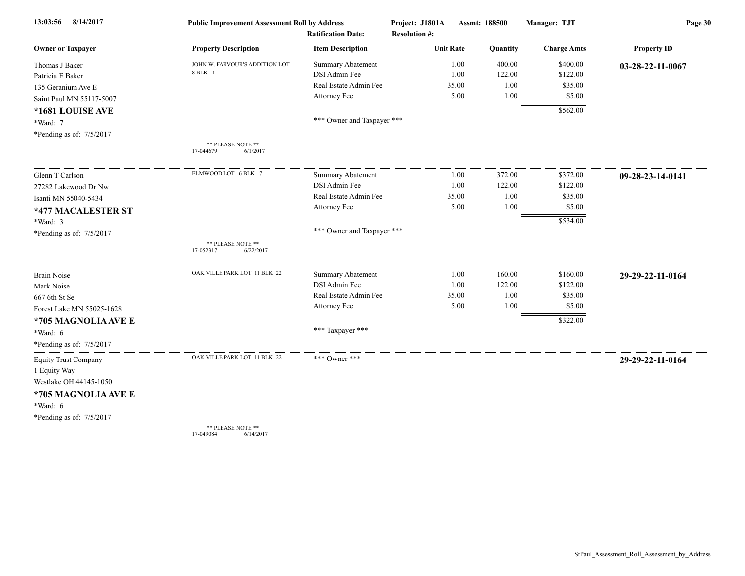**Public Improvement Assessment Roll by Address**

**Project: J1801A** **Assmt: 188500** **Manager: TJT**

**Ratification Date:** **Resolution #:**

| Owner or Taxpayer | Property Description | Item Description | Unit Rate | Quantity | Charge Amts | Property ID |
|---|---|---|---|---|---|---|
| Thomas J Baker | JOHN W. FARVOUR'S ADDITION LOT 8 BLK 1 | Summary Abatement | 1.00 | 400.00 | $400.00 | **03-28-22-11-0067** |
| Patricia E Baker | | DSI Admin Fee | 1.00 | 122.00 | $122.00 | |
| 135 Geranium Ave E | | Real Estate Admin Fee | 35.00 | 1.00 | $35.00 | |
| Saint Paul MN 55117-5007 | | Attorney Fee | 5.00 | 1.00 | $5.00 | |
| **\*1681 LOUISE AVE** | | | | | $562.00 | |
| \*Ward: 7 | | \*\*\* Owner and Taxpayer \*\*\* | | | | |
| \*Pending as of: 7/5/2017 | \*\* PLEASE NOTE \*\* 17-044679 6/1/2017 | | | | | |
| Glenn T Carlson | ELMWOOD LOT 6 BLK 7 | Summary Abatement | 1.00 | 372.00 | $372.00 | **09-28-23-14-0141** |
| 27282 Lakewood Dr Nw | | DSI Admin Fee | 1.00 | 122.00 | $122.00 | |
| Isanti MN 55040-5434 | | Real Estate Admin Fee | 35.00 | 1.00 | $35.00 | |
| **\*477 MACALESTER ST** | | Attorney Fee | 5.00 | 1.00 | $5.00 | |
| \*Ward: 3 | | | | | $534.00 | |
| \*Pending as of: 7/5/2017 | \*\* PLEASE NOTE \*\* 17-052317 6/22/2017 | \*\*\* Owner and Taxpayer \*\*\* | | | | |
| Brain Noise | OAK VILLE PARK LOT 11 BLK 22 | Summary Abatement | 1.00 | 160.00 | $160.00 | **29-29-22-11-0164** |
| Mark Noise | | DSI Admin Fee | 1.00 | 122.00 | $122.00 | |
| 667 6th St Se | | Real Estate Admin Fee | 35.00 | 1.00 | $35.00 | |
| Forest Lake MN 55025-1628 | | Attorney Fee | 5.00 | 1.00 | $5.00 | |
| **\*705 MAGNOLIA AVE E** | | | | | $322.00 | |
| \*Ward: 6 | | \*\*\* Taxpayer \*\*\* | | | | |
| \*Pending as of: 7/5/2017 | | | | | | |
| Equity Trust Company | OAK VILLE PARK LOT 11 BLK 22 | \*\*\* Owner \*\*\* | | | | **29-29-22-11-0164** |
| 1 Equity Way | | | | | | |
| Westlake OH 44145-1050 | | | | | | |
| **\*705 MAGNOLIA AVE E** | | | | | | |
| \*Ward: 6 | | | | | | |
| \*Pending as of: 7/5/2017 | \*\* PLEASE NOTE \*\* 17-049084 6/14/2017 | | | | | |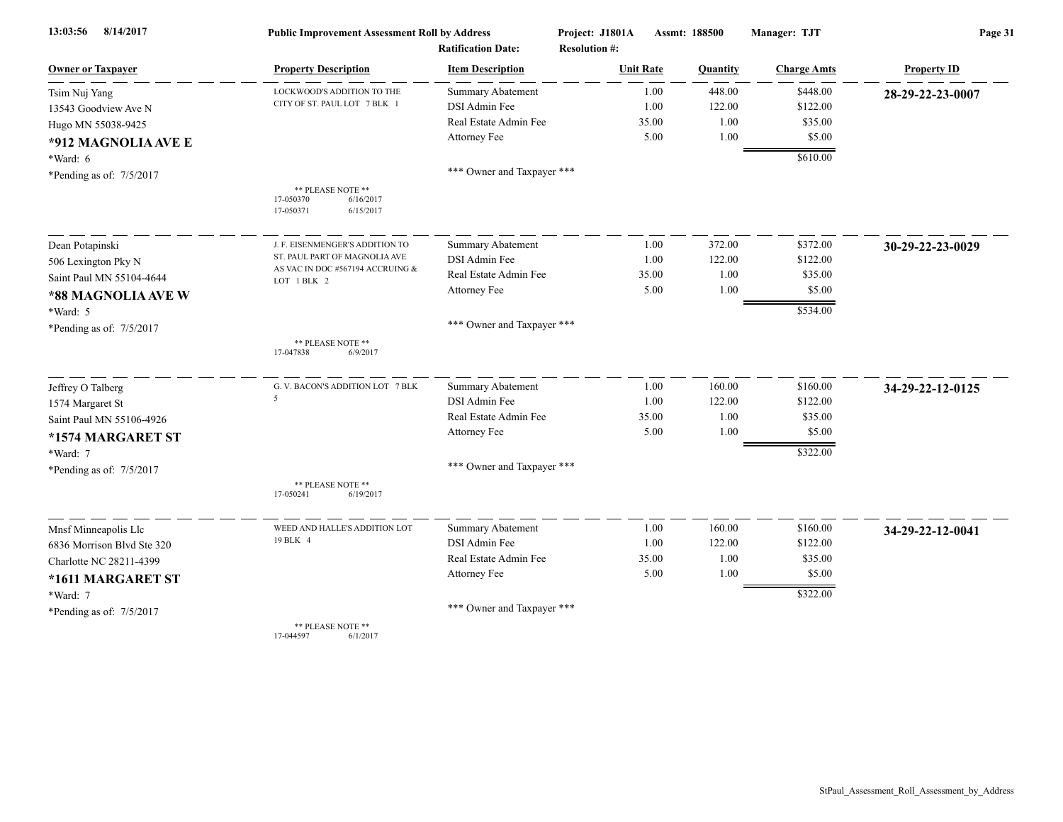13:03:56 8/14/2017 **Public Improvement Assessment Roll by Address** Project: J1801A Assmt: 188500 Manager: TJT

Ratification Date: Resolution #:

| Owner or Taxpayer | Property Description | Item Description | Unit Rate | Quantity | Charge Amts | Property ID |
|---|---|---|---|---|---|---|
| Tsim Nuj Yang<br>13543 Goodview Ave N<br>Hugo MN 55038-9425<br>**\*912 MAGNOLIA AVE E**<br>\*Ward: 6<br>\*Pending as of: 7/5/2017 | LOCKWOOD'S ADDITION TO THE CITY OF ST. PAUL LOT 7 BLK 1<br><br>\*\* PLEASE NOTE \*\*<br>17-050370 6/16/2017<br>17-050371 6/15/2017 | Summary Abatement<br>DSI Admin Fee<br>Real Estate Admin Fee<br>Attorney Fee<br><br>\*\*\* Owner and Taxpayer \*\*\* | 1.00<br>1.00<br>35.00<br>5.00 | 448.00<br>122.00<br>1.00<br>1.00 | $448.00<br>$122.00<br>$35.00<br>$5.00<br>$610.00 | **28-29-22-23-0007** |
| Dean Potapinski<br>506 Lexington Pky N<br>Saint Paul MN 55104-4644<br>**\*88 MAGNOLIA AVE W**<br>\*Ward: 5<br>\*Pending as of: 7/5/2017 | J. F. EISENMENGER'S ADDITION TO ST. PAUL PART OF MAGNOLIA AVE AS VAC IN DOC #567194 ACCRUING & LOT 1 BLK 2<br><br>\*\* PLEASE NOTE \*\*<br>17-047838 6/9/2017 | Summary Abatement<br>DSI Admin Fee<br>Real Estate Admin Fee<br>Attorney Fee<br><br>\*\*\* Owner and Taxpayer \*\*\* | 1.00<br>1.00<br>35.00<br>5.00 | 372.00<br>122.00<br>1.00<br>1.00 | $372.00<br>$122.00<br>$35.00<br>$5.00<br>$534.00 | **30-29-22-23-0029** |
| Jeffrey O Talberg<br>1574 Margaret St<br>Saint Paul MN 55106-4926<br>**\*1574 MARGARET ST**<br>\*Ward: 7<br>\*Pending as of: 7/5/2017 | G. V. BACON'S ADDITION LOT 7 BLK 5<br><br>\*\* PLEASE NOTE \*\*<br>17-050241 6/19/2017 | Summary Abatement<br>DSI Admin Fee<br>Real Estate Admin Fee<br>Attorney Fee<br><br>\*\*\* Owner and Taxpayer \*\*\* | 1.00<br>1.00<br>35.00<br>5.00 | 160.00<br>122.00<br>1.00<br>1.00 | $160.00<br>$122.00<br>$35.00<br>$5.00<br>$322.00 | **34-29-22-12-0125** |
| Mnsf Minneapolis Llc<br>6836 Morrison Blvd Ste 320<br>Charlotte NC 28211-4399<br>**\*1611 MARGARET ST**<br>\*Ward: 7<br>\*Pending as of: 7/5/2017 | WEED AND HALLE'S ADDITION LOT 19 BLK 4<br><br>\*\* PLEASE NOTE \*\*<br>17-044597 6/1/2017 | Summary Abatement<br>DSI Admin Fee<br>Real Estate Admin Fee<br>Attorney Fee<br><br>\*\*\* Owner and Taxpayer \*\*\* | 1.00<br>1.00<br>35.00<br>5.00 | 160.00<br>122.00<br>1.00<br>1.00 | $160.00<br>$122.00<br>$35.00<br>$5.00<br>$322.00 | **34-29-22-12-0041** |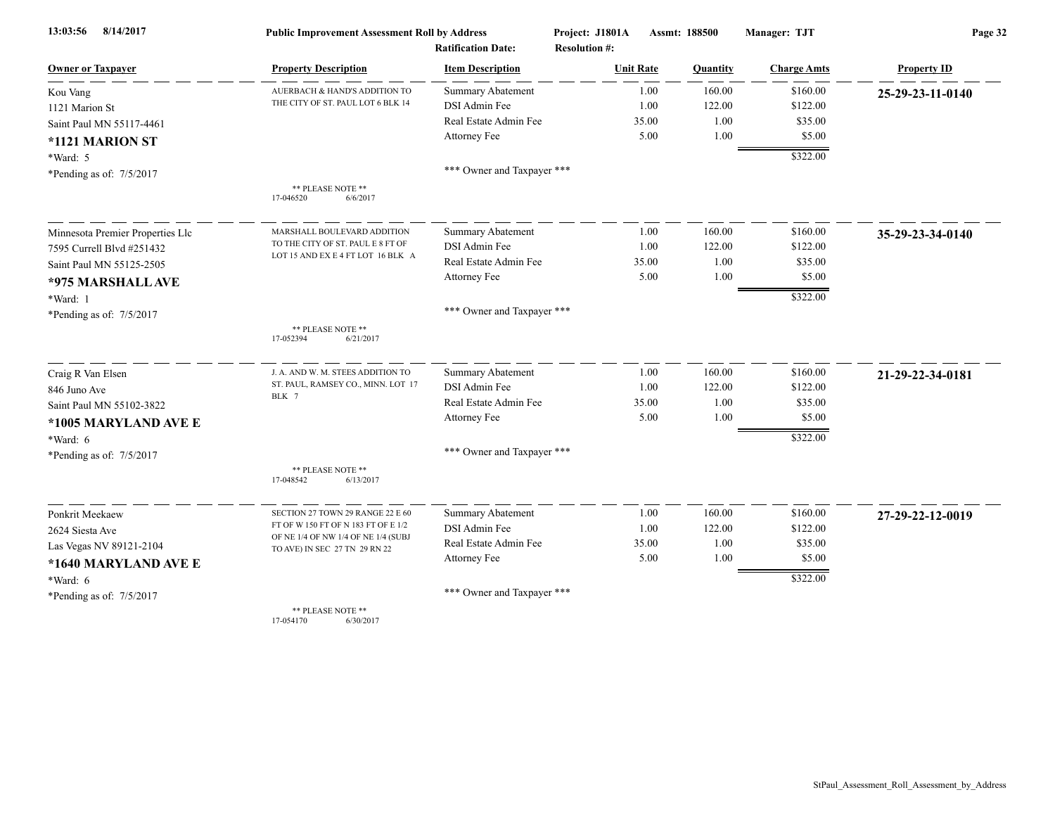**Public Improvement Assessment Roll by Address**

13:03:56 8/14/2017

Project: J1801A Assmt: 188500 Manager: TJT

Ratification Date: Resolution #:

| Owner or Taxpayer | Property Description | Item Description | Unit Rate | Quantity | Charge Amts | Property ID |
|---|---|---|---|---|---|---|
| Kou Vang<br>1121 Marion St<br>Saint Paul MN 55117-4461<br>**\*1121 MARION ST**<br>\*Ward: 5<br>\*Pending as of: 7/5/2017 | AUERBACH & HAND'S ADDITION TO THE CITY OF ST. PAUL LOT 6 BLK 14<br><br>** PLEASE NOTE **<br>17-046520 6/6/2017 | Summary Abatement | 1.00 | 160.00 | $160.00 | **25-29-23-11-0140** |
| | | DSI Admin Fee | 1.00 | 122.00 | $122.00 | |
| | | Real Estate Admin Fee | 35.00 | 1.00 | $35.00 | |
| | | Attorney Fee | 5.00 | 1.00 | $5.00 | |
| | | | | | $322.00 | |
| | | *** Owner and Taxpayer *** | | | | |
| Minnesota Premier Properties Llc<br>7595 Currell Blvd #251432<br>Saint Paul MN 55125-2505<br>**\*975 MARSHALL AVE**<br>\*Ward: 1<br>\*Pending as of: 7/5/2017 | MARSHALL BOULEVARD ADDITION TO THE CITY OF ST. PAUL E 8 FT OF LOT 15 AND EX E 4 FT LOT 16 BLK A<br><br>** PLEASE NOTE **<br>17-052394 6/21/2017 | Summary Abatement | 1.00 | 160.00 | $160.00 | **35-29-23-34-0140** |
| | | DSI Admin Fee | 1.00 | 122.00 | $122.00 | |
| | | Real Estate Admin Fee | 35.00 | 1.00 | $35.00 | |
| | | Attorney Fee | 5.00 | 1.00 | $5.00 | |
| | | | | | $322.00 | |
| | | *** Owner and Taxpayer *** | | | | |
| Craig R Van Elsen<br>846 Juno Ave<br>Saint Paul MN 55102-3822<br>**\*1005 MARYLAND AVE E**<br>\*Ward: 6<br>\*Pending as of: 7/5/2017 | J. A. AND W. M. STEES ADDITION TO ST. PAUL, RAMSEY CO., MINN. LOT 17 BLK 7<br><br>** PLEASE NOTE **<br>17-048542 6/13/2017 | Summary Abatement | 1.00 | 160.00 | $160.00 | **21-29-22-34-0181** |
| | | DSI Admin Fee | 1.00 | 122.00 | $122.00 | |
| | | Real Estate Admin Fee | 35.00 | 1.00 | $35.00 | |
| | | Attorney Fee | 5.00 | 1.00 | $5.00 | |
| | | | | | $322.00 | |
| | | *** Owner and Taxpayer *** | | | | |
| Ponkrit Meekaew<br>2624 Siesta Ave<br>Las Vegas NV 89121-2104<br>**\*1640 MARYLAND AVE E**<br>\*Ward: 6<br>\*Pending as of: 7/5/2017 | SECTION 27 TOWN 29 RANGE 22 E 60 FT OF W 150 FT OF N 183 FT OF E 1/2 OF NE 1/4 OF NW 1/4 OF NE 1/4 (SUBJ TO AVE) IN SEC 27 TN 29 RN 22<br><br>** PLEASE NOTE **<br>17-054170 6/30/2017 | Summary Abatement | 1.00 | 160.00 | $160.00 | **27-29-22-12-0019** |
| | | DSI Admin Fee | 1.00 | 122.00 | $122.00 | |
| | | Real Estate Admin Fee | 35.00 | 1.00 | $35.00 | |
| | | Attorney Fee | 5.00 | 1.00 | $5.00 | |
| | | | | | $322.00 | |
| | | *** Owner and Taxpayer *** | | | | |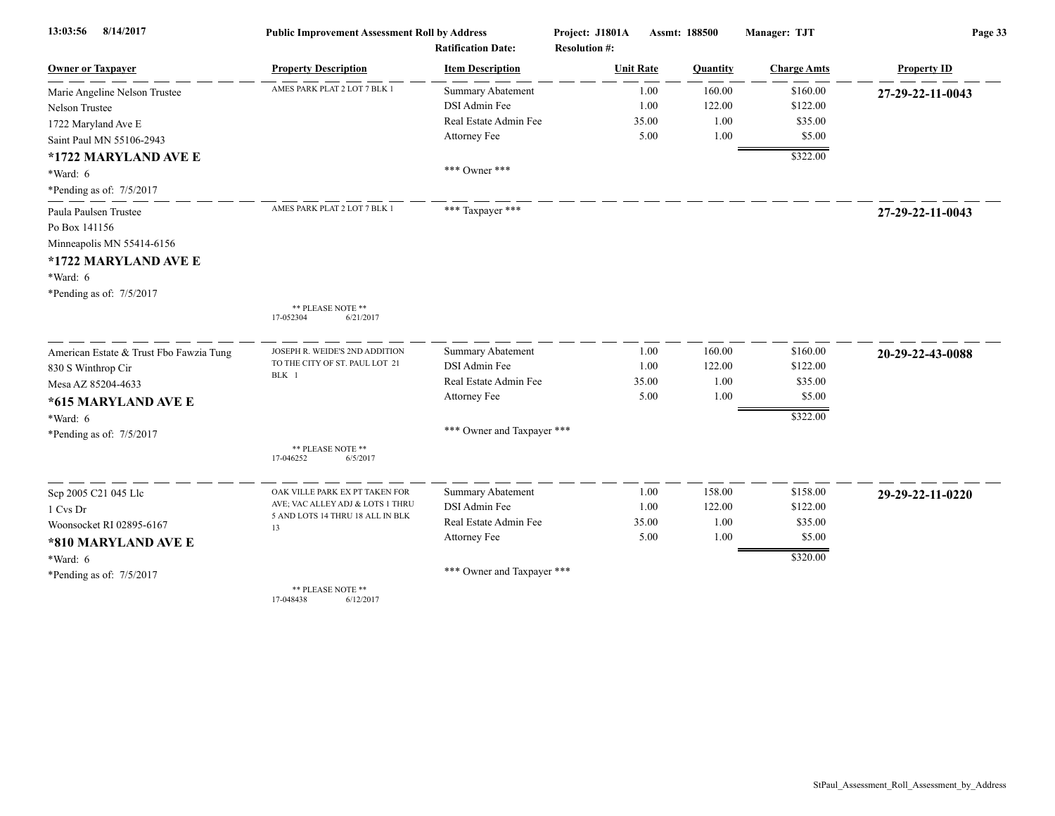Public Improvement Assessment Roll by Address

Project: J1801A Assmt: 188500 Manager: TJT

Ratification Date: Resolution #:

| Owner or Taxpayer | Property Description | Item Description | Unit Rate | Quantity | Charge Amts | Property ID |
|---|---|---|---|---|---|---|
| Marie Angeline Nelson Trustee<br>Nelson Trustee<br>1722 Maryland Ave E<br>Saint Paul MN 55106-2943<br>**\*1722 MARYLAND AVE E**<br>\*Ward: 6<br>\*Pending as of: 7/5/2017 | AMES PARK PLAT 2 LOT 7 BLK 1 | Summary Abatement | 1.00 | 160.00 | $160.00 | **27-29-22-11-0043** |
| | | DSI Admin Fee | 1.00 | 122.00 | $122.00 | |
| | | Real Estate Admin Fee | 35.00 | 1.00 | $35.00 | |
| | | Attorney Fee | 5.00 | 1.00 | $5.00 | |
| | | | | | $322.00 | |
| | | \*\*\* Owner \*\*\* | | | | |
| Paula Paulsen Trustee<br>Po Box 141156<br>Minneapolis MN 55414-6156<br>**\*1722 MARYLAND AVE E**<br>\*Ward: 6<br>\*Pending as of: 7/5/2017 | AMES PARK PLAT 2 LOT 7 BLK 1<br><br>\*\* PLEASE NOTE \*\*<br>17-052304 6/21/2017 | \*\*\* Taxpayer \*\*\* | | | | **27-29-22-11-0043** |
| American Estate & Trust Fbo Fawzia Tung<br>830 S Winthrop Cir<br>Mesa AZ 85204-4633<br>**\*615 MARYLAND AVE E**<br>\*Ward: 6<br>\*Pending as of: 7/5/2017 | JOSEPH R. WEIDE'S 2ND ADDITION TO THE CITY OF ST. PAUL LOT 21 BLK 1<br><br>\*\* PLEASE NOTE \*\*<br>17-046252 6/5/2017 | Summary Abatement | 1.00 | 160.00 | $160.00 | **20-29-22-43-0088** |
| | | DSI Admin Fee | 1.00 | 122.00 | $122.00 | |
| | | Real Estate Admin Fee | 35.00 | 1.00 | $35.00 | |
| | | Attorney Fee | 5.00 | 1.00 | $5.00 | |
| | | | | | $322.00 | |
| | | \*\*\* Owner and Taxpayer \*\*\* | | | | |
| Scp 2005 C21 045 Llc<br>1 Cvs Dr<br>Woonsocket RI 02895-6167<br>**\*810 MARYLAND AVE E**<br>\*Ward: 6<br>\*Pending as of: 7/5/2017 | OAK VILLE PARK EX PT TAKEN FOR AVE; VAC ALLEY ADJ & LOTS 1 THRU 5 AND LOTS 14 THRU 18 ALL IN BLK 13<br><br>\*\* PLEASE NOTE \*\*<br>17-048438 6/12/2017 | Summary Abatement | 1.00 | 158.00 | $158.00 | **29-29-22-11-0220** |
| | | DSI Admin Fee | 1.00 | 122.00 | $122.00 | |
| | | Real Estate Admin Fee | 35.00 | 1.00 | $35.00 | |
| | | Attorney Fee | 5.00 | 1.00 | $5.00 | |
| | | | | | $320.00 | |
| | | \*\*\* Owner and Taxpayer \*\*\* | | | | |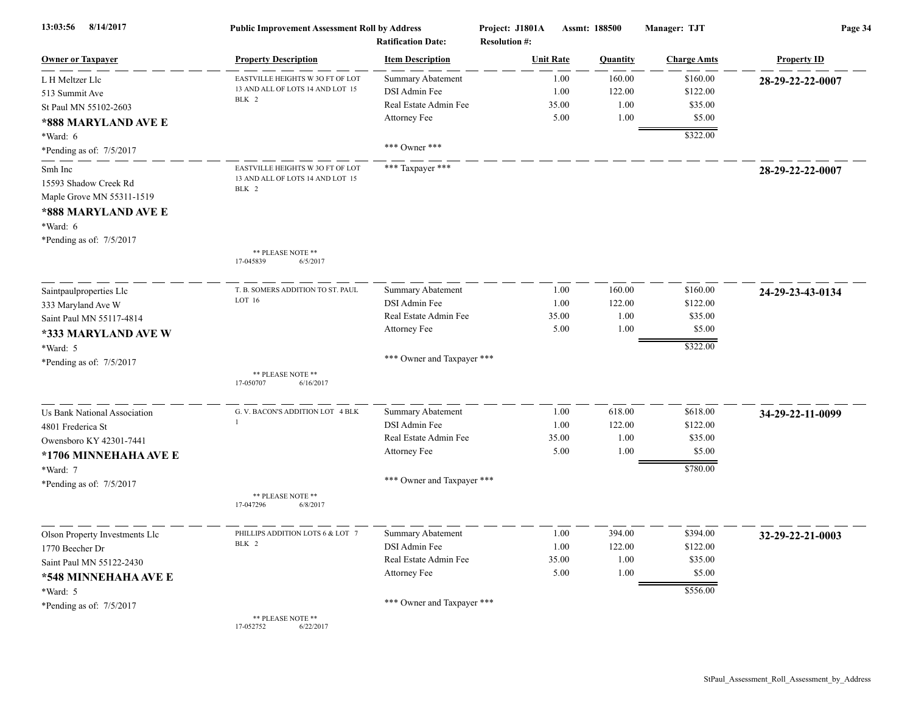**Public Improvement Assessment Roll by Address** — Project: J1801A — Assmt: 188500 — Manager: TJT

Ratification Date: — Resolution #:

| Owner or Taxpayer | Property Description | Item Description | Unit Rate | Quantity | Charge Amts | Property ID |
|---|---|---|---|---|---|---|
| L H Meltzer Llc<br>513 Summit Ave<br>St Paul MN 55102-2603<br>**\*888 MARYLAND AVE E**<br>\*Ward: 6<br>\*Pending as of: 7/5/2017 | EASTVILLE HEIGHTS W 3O FT OF LOT 13 AND ALL OF LOTS 14 AND LOT 15 BLK 2 | Summary Abatement | 1.00 | 160.00 | $160.00 | **28-29-22-22-0007** |
| | | DSI Admin Fee | 1.00 | 122.00 | $122.00 | |
| | | Real Estate Admin Fee | 35.00 | 1.00 | $35.00 | |
| | | Attorney Fee | 5.00 | 1.00 | $5.00 | |
| | | | | | $322.00 | |
| | | \*\*\* Owner \*\*\* | | | | |
| Smh Inc<br>15593 Shadow Creek Rd<br>Maple Grove MN 55311-1519<br>**\*888 MARYLAND AVE E**<br>\*Ward: 6<br>\*Pending as of: 7/5/2017 | EASTVILLE HEIGHTS W 3O FT OF LOT 13 AND ALL OF LOTS 14 AND LOT 15 BLK 2<br>\*\* PLEASE NOTE \*\*<br>17-045839 6/5/2017 | \*\*\* Taxpayer \*\*\* | | | | **28-29-22-22-0007** |
| Saintpaulproperties Llc<br>333 Maryland Ave W<br>Saint Paul MN 55117-4814<br>**\*333 MARYLAND AVE W**<br>\*Ward: 5<br>\*Pending as of: 7/5/2017 | T. B. SOMERS ADDITION TO ST. PAUL LOT 16<br>\*\* PLEASE NOTE \*\*<br>17-050707 6/16/2017 | Summary Abatement | 1.00 | 160.00 | $160.00 | **24-29-23-43-0134** |
| | | DSI Admin Fee | 1.00 | 122.00 | $122.00 | |
| | | Real Estate Admin Fee | 35.00 | 1.00 | $35.00 | |
| | | Attorney Fee | 5.00 | 1.00 | $5.00 | |
| | | | | | $322.00 | |
| | | \*\*\* Owner and Taxpayer \*\*\* | | | | |
| Us Bank National Association<br>4801 Frederica St<br>Owensboro KY 42301-7441<br>**\*1706 MINNEHAHA AVE E**<br>\*Ward: 7<br>\*Pending as of: 7/5/2017 | G. V. BACON'S ADDITION LOT 4 BLK 1<br>\*\* PLEASE NOTE \*\*<br>17-047296 6/8/2017 | Summary Abatement | 1.00 | 618.00 | $618.00 | **34-29-22-11-0099** |
| | | DSI Admin Fee | 1.00 | 122.00 | $122.00 | |
| | | Real Estate Admin Fee | 35.00 | 1.00 | $35.00 | |
| | | Attorney Fee | 5.00 | 1.00 | $5.00 | |
| | | | | | $780.00 | |
| | | \*\*\* Owner and Taxpayer \*\*\* | | | | |
| Olson Property Investments Llc<br>1770 Beecher Dr<br>Saint Paul MN 55122-2430<br>**\*548 MINNEHAHA AVE E**<br>\*Ward: 5<br>\*Pending as of: 7/5/2017 | PHILLIPS ADDITION LOTS 6 & LOT 7 BLK 2<br>\*\* PLEASE NOTE \*\*<br>17-052752 6/22/2017 | Summary Abatement | 1.00 | 394.00 | $394.00 | **32-29-22-21-0003** |
| | | DSI Admin Fee | 1.00 | 122.00 | $122.00 | |
| | | Real Estate Admin Fee | 35.00 | 1.00 | $35.00 | |
| | | Attorney Fee | 5.00 | 1.00 | $5.00 | |
| | | | | | $556.00 | |
| | | \*\*\* Owner and Taxpayer \*\*\* | | | | |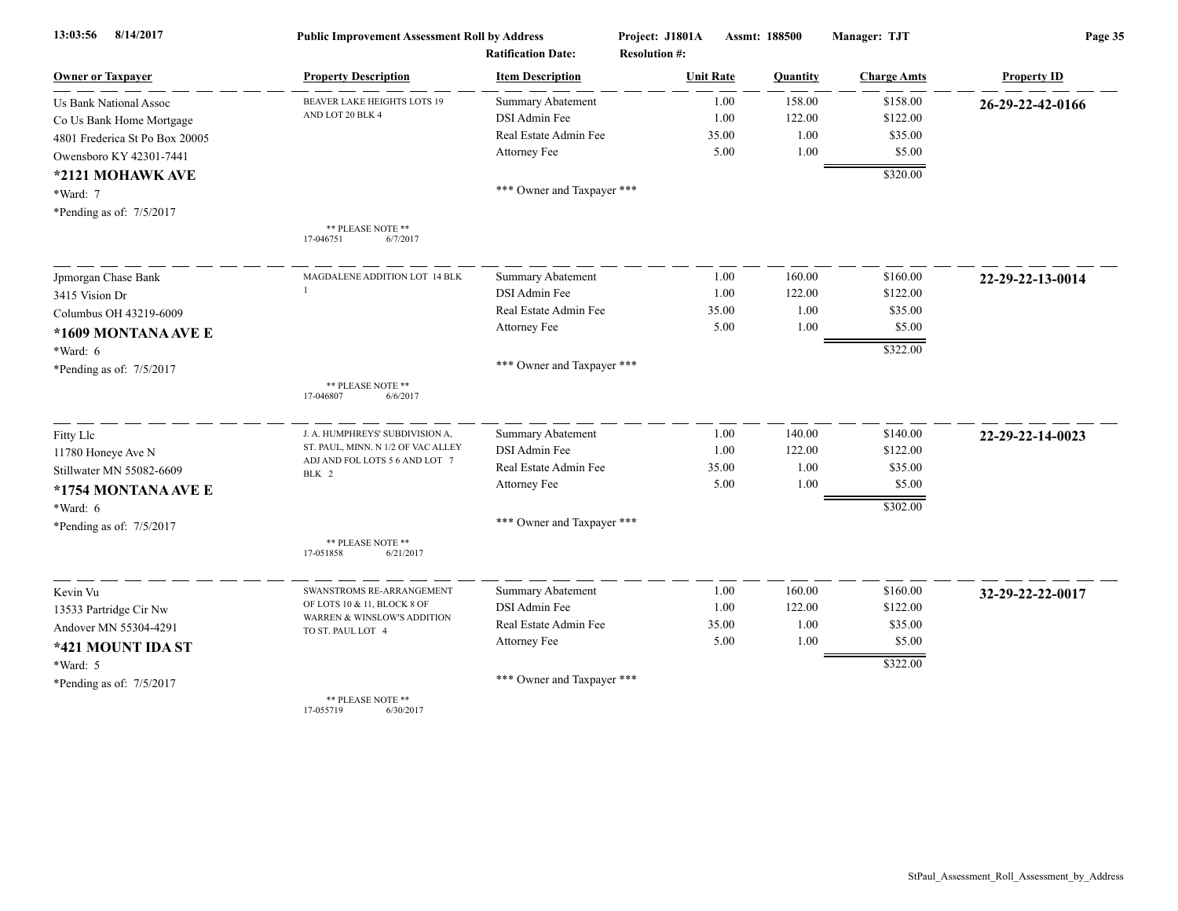**Public Improvement Assessment Roll by Address**

Project: J1801A Assmt: 188500 Manager: TJT

Ratification Date: Resolution #:

| Owner or Taxpayer | Property Description | Item Description | Unit Rate | Quantity | Charge Amts | Property ID |
|---|---|---|---|---|---|---|
| Us Bank National Assoc<br>Co Us Bank Home Mortgage<br>4801 Frederica St Po Box 20005<br>Owensboro KY 42301-7441<br>**\*2121 MOHAWK AVE**<br>\*Ward: 7<br>\*Pending as of: 7/5/2017 | BEAVER LAKE HEIGHTS LOTS 19 AND LOT 20 BLK 4<br><br>** PLEASE NOTE **<br>17-046751 6/7/2017 | Summary Abatement | 1.00 | 158.00 | $158.00 | **26-29-22-42-0166** |
| | | DSI Admin Fee | 1.00 | 122.00 | $122.00 | |
| | | Real Estate Admin Fee | 35.00 | 1.00 | $35.00 | |
| | | Attorney Fee | 5.00 | 1.00 | $5.00 | |
| | | | | | $320.00 | |
| | | \*\*\* Owner and Taxpayer \*\*\* | | | | |
| Jpmorgan Chase Bank<br>3415 Vision Dr<br>Columbus OH 43219-6009<br>**\*1609 MONTANA AVE E**<br>\*Ward: 6<br>\*Pending as of: 7/5/2017 | MAGDALENE ADDITION LOT 14 BLK 1<br><br>** PLEASE NOTE **<br>17-046807 6/6/2017 | Summary Abatement | 1.00 | 160.00 | $160.00 | **22-29-22-13-0014** |
| | | DSI Admin Fee | 1.00 | 122.00 | $122.00 | |
| | | Real Estate Admin Fee | 35.00 | 1.00 | $35.00 | |
| | | Attorney Fee | 5.00 | 1.00 | $5.00 | |
| | | | | | $322.00 | |
| | | \*\*\* Owner and Taxpayer \*\*\* | | | | |
| Fitty Llc<br>11780 Honeye Ave N<br>Stillwater MN 55082-6609<br>**\*1754 MONTANA AVE E**<br>\*Ward: 6<br>\*Pending as of: 7/5/2017 | J. A. HUMPHREYS' SUBDIVISION A, ST. PAUL, MINN. N 1/2 OF VAC ALLEY ADJ AND FOL LOTS 5 6 AND LOT 7 BLK 2<br><br>** PLEASE NOTE **<br>17-051858 6/21/2017 | Summary Abatement | 1.00 | 140.00 | $140.00 | **22-29-22-14-0023** |
| | | DSI Admin Fee | 1.00 | 122.00 | $122.00 | |
| | | Real Estate Admin Fee | 35.00 | 1.00 | $35.00 | |
| | | Attorney Fee | 5.00 | 1.00 | $5.00 | |
| | | | | | $302.00 | |
| | | \*\*\* Owner and Taxpayer \*\*\* | | | | |
| Kevin Vu<br>13533 Partridge Cir Nw<br>Andover MN 55304-4291<br>**\*421 MOUNT IDA ST**<br>\*Ward: 5<br>\*Pending as of: 7/5/2017 | SWANSTROMS RE-ARRANGEMENT OF LOTS 10 & 11, BLOCK 8 OF WARREN & WINSLOW'S ADDITION TO ST. PAUL LOT 4<br><br>** PLEASE NOTE **<br>17-055719 6/30/2017 | Summary Abatement | 1.00 | 160.00 | $160.00 | **32-29-22-22-0017** |
| | | DSI Admin Fee | 1.00 | 122.00 | $122.00 | |
| | | Real Estate Admin Fee | 35.00 | 1.00 | $35.00 | |
| | | Attorney Fee | 5.00 | 1.00 | $5.00 | |
| | | | | | $322.00 | |
| | | \*\*\* Owner and Taxpayer \*\*\* | | | | |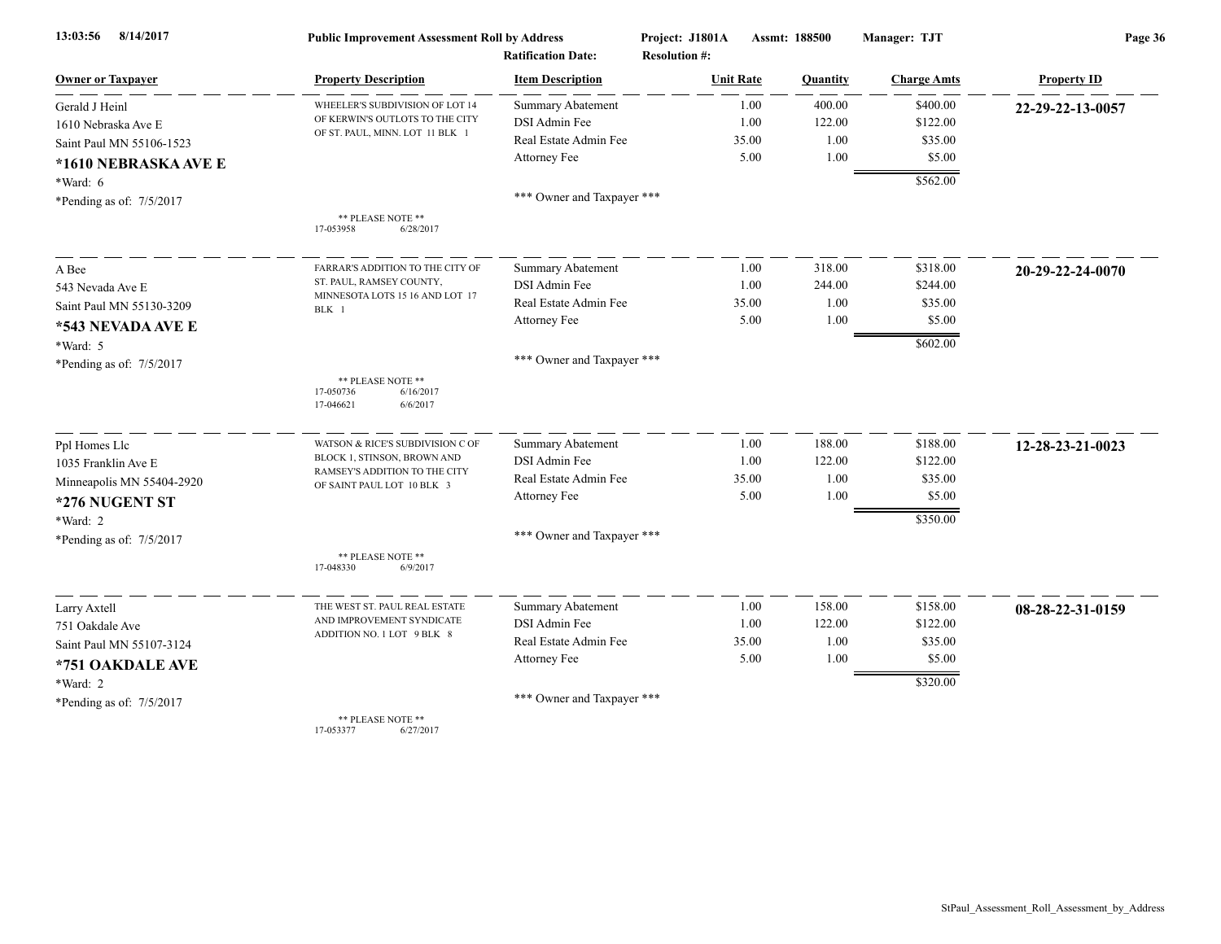| Owner or Taxpayer | Property Description | Item Description | Unit Rate | Quantity | Charge Amts | Property ID |
|---|---|---|---|---|---|---|
| Gerald J Heinl | WHEELER'S SUBDIVISION OF LOT 14 OF KERWIN'S OUTLOTS TO THE CITY OF ST. PAUL, MINN. LOT 11 BLK 1 | Summary Abatement | 1.00 | 400.00 | $400.00 | 22-29-22-13-0057 |
| 1610 Nebraska Ave E | | DSI Admin Fee | 1.00 | 122.00 | $122.00 | |
| Saint Paul MN 55106-1523 | | Real Estate Admin Fee | 35.00 | 1.00 | $35.00 | |
| **\*1610 NEBRASKA AVE E** | | Attorney Fee | 5.00 | 1.00 | $5.00 | |
| \*Ward: 6 | | | | | $562.00 | |
| \*Pending as of: 7/5/2017 | | \*\*\* Owner and Taxpayer \*\*\* | | | | |
| | \*\* PLEASE NOTE \*\* 17-053958 6/28/2017 | | | | | |
| A Bee | FARRAR'S ADDITION TO THE CITY OF ST. PAUL, RAMSEY COUNTY, MINNESOTA LOTS 15 16 AND LOT 17 BLK 1 | Summary Abatement | 1.00 | 318.00 | $318.00 | 20-29-22-24-0070 |
| 543 Nevada Ave E | | DSI Admin Fee | 1.00 | 244.00 | $244.00 | |
| Saint Paul MN 55130-3209 | | Real Estate Admin Fee | 35.00 | 1.00 | $35.00 | |
| **\*543 NEVADA AVE E** | | Attorney Fee | 5.00 | 1.00 | $5.00 | |
| \*Ward: 5 | | | | | $602.00 | |
| \*Pending as of: 7/5/2017 | | \*\*\* Owner and Taxpayer \*\*\* | | | | |
| | \*\* PLEASE NOTE \*\* 17-050736 6/16/2017 17-046621 6/6/2017 | | | | | |
| Ppl Homes Llc | WATSON & RICE'S SUBDIVISION C OF BLOCK 1, STINSON, BROWN AND RAMSEY'S ADDITION TO THE CITY OF SAINT PAUL LOT 10 BLK 3 | Summary Abatement | 1.00 | 188.00 | $188.00 | 12-28-23-21-0023 |
| 1035 Franklin Ave E | | DSI Admin Fee | 1.00 | 122.00 | $122.00 | |
| Minneapolis MN 55404-2920 | | Real Estate Admin Fee | 35.00 | 1.00 | $35.00 | |
| **\*276 NUGENT ST** | | Attorney Fee | 5.00 | 1.00 | $5.00 | |
| \*Ward: 2 | | | | | $350.00 | |
| \*Pending as of: 7/5/2017 | | \*\*\* Owner and Taxpayer \*\*\* | | | | |
| | \*\* PLEASE NOTE \*\* 17-048330 6/9/2017 | | | | | |
| Larry Axtell | THE WEST ST. PAUL REAL ESTATE AND IMPROVEMENT SYNDICATE ADDITION NO. 1 LOT 9 BLK 8 | Summary Abatement | 1.00 | 158.00 | $158.00 | 08-28-22-31-0159 |
| 751 Oakdale Ave | | DSI Admin Fee | 1.00 | 122.00 | $122.00 | |
| Saint Paul MN 55107-3124 | | Real Estate Admin Fee | 35.00 | 1.00 | $35.00 | |
| **\*751 OAKDALE AVE** | | Attorney Fee | 5.00 | 1.00 | $5.00 | |
| \*Ward: 2 | | | | | $320.00 | |
| \*Pending as of: 7/5/2017 | | \*\*\* Owner and Taxpayer \*\*\* | | | | |
| | \*\* PLEASE NOTE \*\* 17-053377 6/27/2017 | | | | | |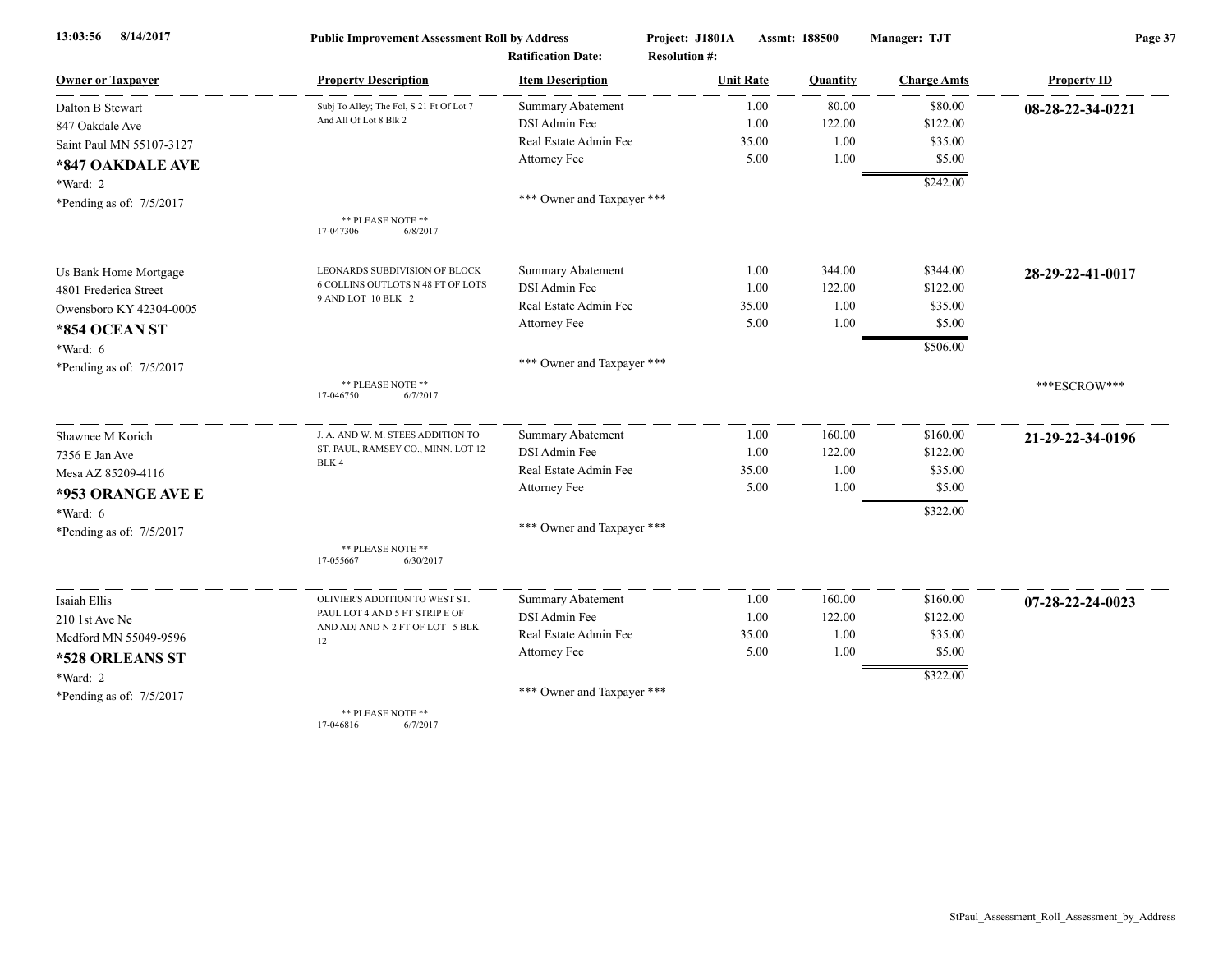13:03:56 8/14/2017 **Public Improvement Assessment Roll by Address** Project: J1801A Assmt: 188500 Manager: TJT

Ratification Date: Resolution #:

| Owner or Taxpayer | Property Description | Item Description | Unit Rate | Quantity | Charge Amts | Property ID |
|---|---|---|---|---|---|---|
| Dalton B Stewart<br>847 Oakdale Ave<br>Saint Paul MN 55107-3127<br>**\*847 OAKDALE AVE**<br>\*Ward: 2<br>\*Pending as of: 7/5/2017 | Subj To Alley; The Fol, S 21 Ft Of Lot 7 And All Of Lot 8 Blk 2<br><br>** PLEASE NOTE **<br>17-047306 6/8/2017 | Summary Abatement<br>DSI Admin Fee<br>Real Estate Admin Fee<br>Attorney Fee<br><br>*** Owner and Taxpayer *** | 1.00<br>1.00<br>35.00<br>5.00 | 80.00<br>122.00<br>1.00<br>1.00 | $80.00<br>$122.00<br>$35.00<br>$5.00<br>$242.00 | **08-28-22-34-0221** |
| Us Bank Home Mortgage<br>4801 Frederica Street<br>Owensboro KY 42304-0005<br>**\*854 OCEAN ST**<br>\*Ward: 6<br>\*Pending as of: 7/5/2017 | LEONARDS SUBDIVISION OF BLOCK 6 COLLINS OUTLOTS N 48 FT OF LOTS 9 AND LOT 10 BLK 2<br><br>** PLEASE NOTE **<br>17-046750 6/7/2017 | Summary Abatement<br>DSI Admin Fee<br>Real Estate Admin Fee<br>Attorney Fee<br><br>*** Owner and Taxpayer *** | 1.00<br>1.00<br>35.00<br>5.00 | 344.00<br>122.00<br>1.00<br>1.00 | $344.00<br>$122.00<br>$35.00<br>$5.00<br>$506.00 | **28-29-22-41-0017**<br><br>***ESCROW*** |
| Shawnee M Korich<br>7356 E Jan Ave<br>Mesa AZ 85209-4116<br>**\*953 ORANGE AVE E**<br>\*Ward: 6<br>\*Pending as of: 7/5/2017 | J. A. AND W. M. STEES ADDITION TO ST. PAUL, RAMSEY CO., MINN. LOT 12 BLK 4<br><br>** PLEASE NOTE **<br>17-055667 6/30/2017 | Summary Abatement<br>DSI Admin Fee<br>Real Estate Admin Fee<br>Attorney Fee<br><br>*** Owner and Taxpayer *** | 1.00<br>1.00<br>35.00<br>5.00 | 160.00<br>122.00<br>1.00<br>1.00 | $160.00<br>$122.00<br>$35.00<br>$5.00<br>$322.00 | **21-29-22-34-0196** |
| Isaiah Ellis<br>210 1st Ave Ne<br>Medford MN 55049-9596<br>**\*528 ORLEANS ST**<br>\*Ward: 2<br>\*Pending as of: 7/5/2017 | OLIVIER'S ADDITION TO WEST ST. PAUL LOT 4 AND 5 FT STRIP E OF AND ADJ AND N 2 FT OF LOT 5 BLK 12<br><br>** PLEASE NOTE **<br>17-046816 6/7/2017 | Summary Abatement<br>DSI Admin Fee<br>Real Estate Admin Fee<br>Attorney Fee<br><br>*** Owner and Taxpayer *** | 1.00<br>1.00<br>35.00<br>5.00 | 160.00<br>122.00<br>1.00<br>1.00 | $160.00<br>$122.00<br>$35.00<br>$5.00<br>$322.00 | **07-28-22-24-0023** |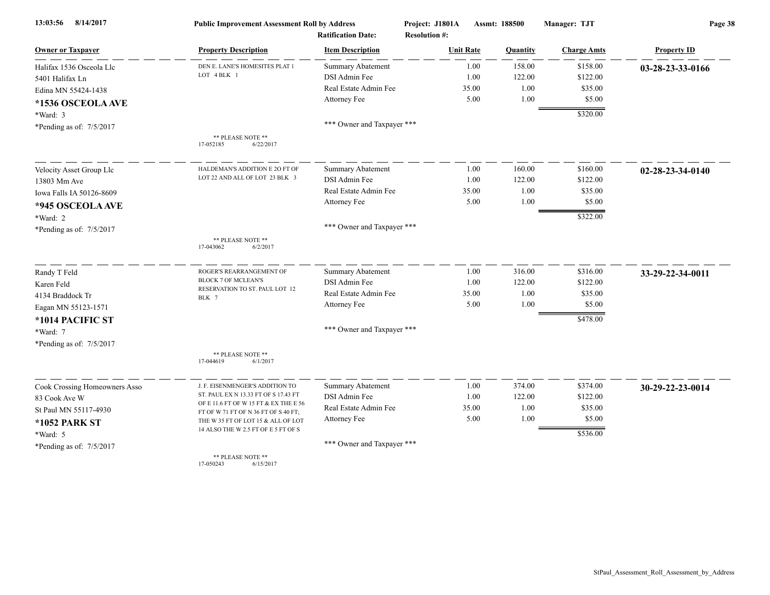Public Improvement Assessment Roll by Address — Project: J1801A — Assmt: 188500 — Manager: TJT

Ratification Date: — Resolution #:

| Owner or Taxpayer | Property Description | Item Description | Unit Rate | Quantity | Charge Amts | Property ID |
|---|---|---|---|---|---|---|
| Halifax 1536 Osceola Llc<br>5401 Halifax Ln<br>Edina MN 55424-1438<br>**\*1536 OSCEOLA AVE**<br>\*Ward: 3<br>\*Pending as of: 7/5/2017 | DEN E. LANE'S HOMESITES PLAT 1 LOT 4 BLK 1<br>** PLEASE NOTE **<br>17-052185 6/22/2017 | Summary Abatement<br>DSI Admin Fee<br>Real Estate Admin Fee<br>Attorney Fee<br>*** Owner and Taxpayer *** | 1.00<br>1.00<br>35.00<br>5.00 | 158.00<br>122.00<br>1.00<br>1.00 | $158.00<br>$122.00<br>$35.00<br>$5.00<br>$320.00 | **03-28-23-33-0166** |
| Velocity Asset Group Llc<br>13803 Mm Ave<br>Iowa Falls IA 50126-8609<br>**\*945 OSCEOLA AVE**<br>\*Ward: 2<br>\*Pending as of: 7/5/2017 | HALDEMAN'S ADDITION E 2O FT OF LOT 22 AND ALL OF LOT 23 BLK 3<br>** PLEASE NOTE **<br>17-043062 6/2/2017 | Summary Abatement<br>DSI Admin Fee<br>Real Estate Admin Fee<br>Attorney Fee<br>*** Owner and Taxpayer *** | 1.00<br>1.00<br>35.00<br>5.00 | 160.00<br>122.00<br>1.00<br>1.00 | $160.00<br>$122.00<br>$35.00<br>$5.00<br>$322.00 | **02-28-23-34-0140** |
| Randy T Feld<br>Karen Feld<br>4134 Braddock Tr<br>Eagan MN 55123-1571<br>**\*1014 PACIFIC ST**<br>\*Ward: 7<br>\*Pending as of: 7/5/2017 | ROGER'S REARRANGEMENT OF BLOCK 7 OF MCLEAN'S RESERVATION TO ST. PAUL LOT 12 BLK 7<br>** PLEASE NOTE **<br>17-044619 6/1/2017 | Summary Abatement<br>DSI Admin Fee<br>Real Estate Admin Fee<br>Attorney Fee<br>*** Owner and Taxpayer *** | 1.00<br>1.00<br>35.00<br>5.00 | 316.00<br>122.00<br>1.00<br>1.00 | $316.00<br>$122.00<br>$35.00<br>$5.00<br>$478.00 | **33-29-22-34-0011** |
| Cook Crossing Homeowners Asso<br>83 Cook Ave W<br>St Paul MN 55117-4930<br>**\*1052 PARK ST**<br>\*Ward: 5<br>\*Pending as of: 7/5/2017 | J. F. EISENMENGER'S ADDITION TO ST. PAUL EX N 13.33 FT OF S 17.43 FT OF E 11.6 FT OF W 15 FT & EX THE E 56 FT OF W 71 FT OF N 36 FT OF S 40 FT; THE W 35 FT OF LOT 15 & ALL OF LOT 14 ALSO THE W 2.5 FT OF E 5 FT OF S<br>** PLEASE NOTE **<br>17-050243 6/15/2017 | Summary Abatement<br>DSI Admin Fee<br>Real Estate Admin Fee<br>Attorney Fee<br>*** Owner and Taxpayer *** | 1.00<br>1.00<br>35.00<br>5.00 | 374.00<br>122.00<br>1.00<br>1.00 | $374.00<br>$122.00<br>$35.00<br>$5.00<br>$536.00 | **30-29-22-23-0014** |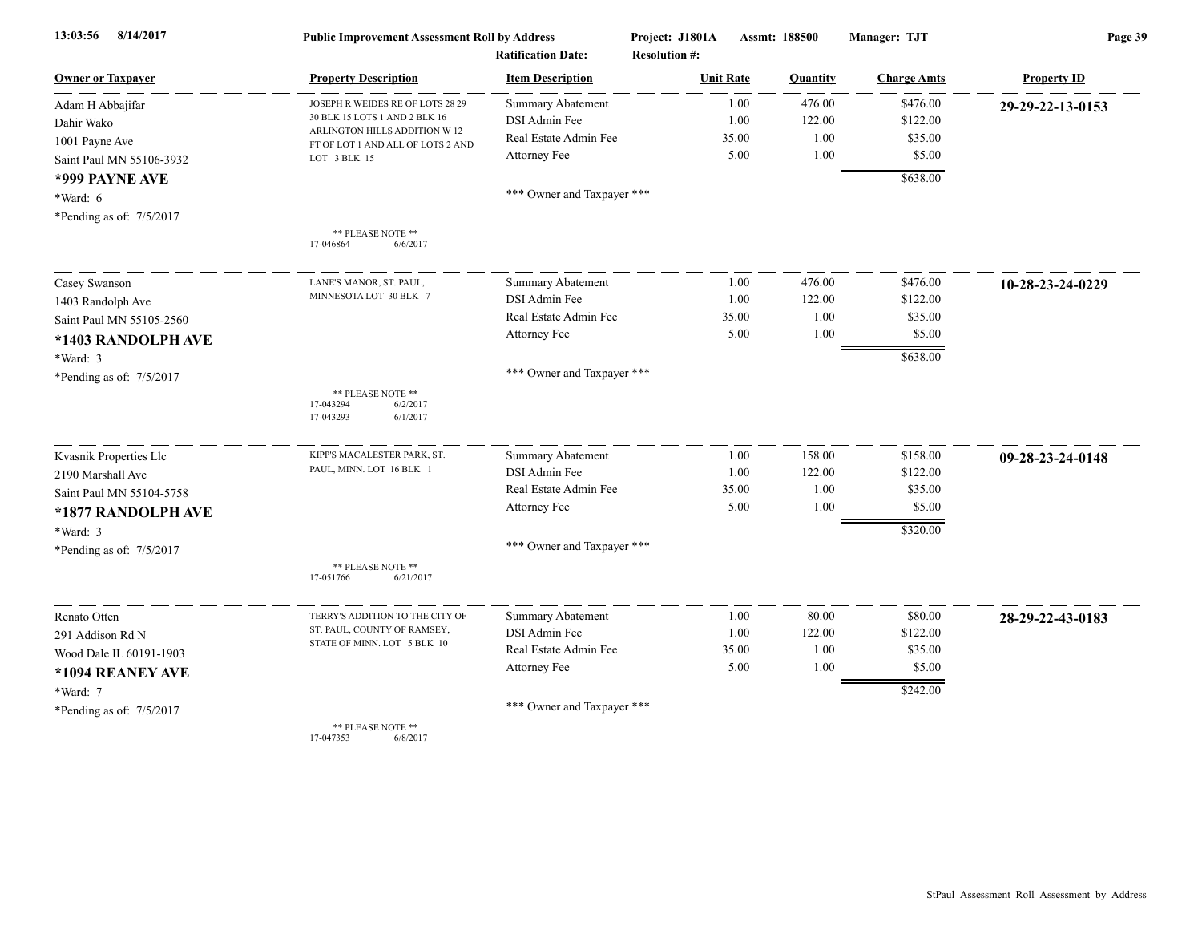**Public Improvement Assessment Roll by Address**

Project: J1801A | Assmt: 188500 | Manager: TJT

Ratification Date: | Resolution #:

| Owner or Taxpayer | Property Description | Item Description | Unit Rate | Quantity | Charge Amts | Property ID |
|---|---|---|---|---|---|---|
| Adam H Abbajifar<br>Dahir Wako<br>1001 Payne Ave<br>Saint Paul MN 55106-3932<br>**\*999 PAYNE AVE**<br>*Ward: 6<br>*Pending as of: 7/5/2017 | JOSEPH R WEIDES RE OF LOTS 28 29 30 BLK 15 LOTS 1 AND 2 BLK 16 ARLINGTON HILLS ADDITION W 12 FT OF LOT 1 AND ALL OF LOTS 2 AND LOT 3 BLK 15<br>** PLEASE NOTE **<br>17-046864 6/6/2017 | Summary Abatement<br>DSI Admin Fee<br>Real Estate Admin Fee<br>Attorney Fee<br>*** Owner and Taxpayer *** | 1.00<br>1.00<br>35.00<br>5.00 | 476.00<br>122.00<br>1.00<br>1.00 | $476.00<br>$122.00<br>$35.00<br>$5.00<br>**$638.00** | **29-29-22-13-0153** |
| Casey Swanson<br>1403 Randolph Ave<br>Saint Paul MN 55105-2560<br>**\*1403 RANDOLPH AVE**<br>*Ward: 3<br>*Pending as of: 7/5/2017 | LANE'S MANOR, ST. PAUL, MINNESOTA LOT 30 BLK 7<br>** PLEASE NOTE **<br>17-043294 6/2/2017<br>17-043293 6/1/2017 | Summary Abatement<br>DSI Admin Fee<br>Real Estate Admin Fee<br>Attorney Fee<br>*** Owner and Taxpayer *** | 1.00<br>1.00<br>35.00<br>5.00 | 476.00<br>122.00<br>1.00<br>1.00 | $476.00<br>$122.00<br>$35.00<br>$5.00<br>**$638.00** | **10-28-23-24-0229** |
| Kvasnik Properties Llc<br>2190 Marshall Ave<br>Saint Paul MN 55104-5758<br>**\*1877 RANDOLPH AVE**<br>*Ward: 3<br>*Pending as of: 7/5/2017 | KIPP'S MACALESTER PARK, ST. PAUL, MINN. LOT 16 BLK 1<br>** PLEASE NOTE **<br>17-051766 6/21/2017 | Summary Abatement<br>DSI Admin Fee<br>Real Estate Admin Fee<br>Attorney Fee<br>*** Owner and Taxpayer *** | 1.00<br>1.00<br>35.00<br>5.00 | 158.00<br>122.00<br>1.00<br>1.00 | $158.00<br>$122.00<br>$35.00<br>$5.00<br>**$320.00** | **09-28-23-24-0148** |
| Renato Otten<br>291 Addison Rd N<br>Wood Dale IL 60191-1903<br>**\*1094 REANEY AVE**<br>*Ward: 7<br>*Pending as of: 7/5/2017 | TERRY'S ADDITION TO THE CITY OF ST. PAUL, COUNTY OF RAMSEY, STATE OF MINN. LOT 5 BLK 10<br>** PLEASE NOTE **<br>17-047353 6/8/2017 | Summary Abatement<br>DSI Admin Fee<br>Real Estate Admin Fee<br>Attorney Fee<br>*** Owner and Taxpayer *** | 1.00<br>1.00<br>35.00<br>5.00 | 80.00<br>122.00<br>1.00<br>1.00 | $80.00<br>$122.00<br>$35.00<br>$5.00<br>**$242.00** | **28-29-22-43-0183** |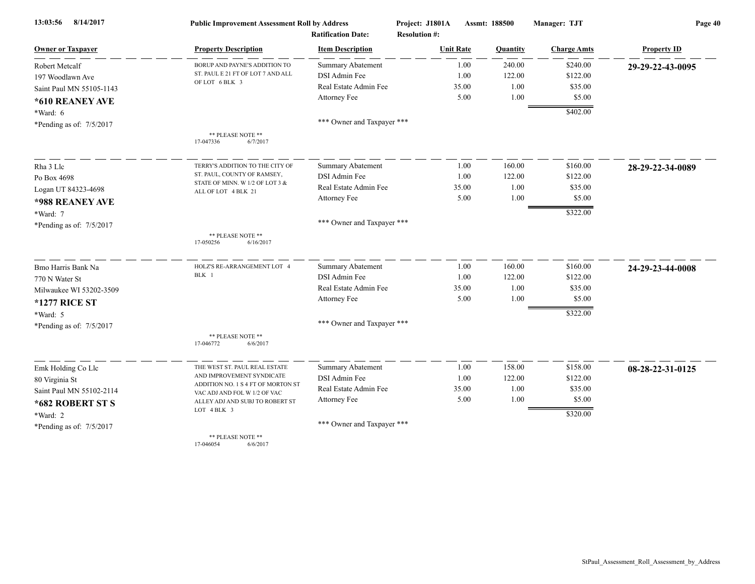13:03:56 8/14/2017 **Public Improvement Assessment Roll by Address** Project: J1801A Assmt: 188500 Manager: TJT

Ratification Date: Resolution #:

| Owner or Taxpayer | Property Description | Item Description | Unit Rate | Quantity | Charge Amts | Property ID |
|---|---|---|---|---|---|---|
| Robert Metcalf<br>197 Woodlawn Ave<br>Saint Paul MN 55105-1143<br>**\*610 REANEY AVE**<br>\*Ward: 6<br>\*Pending as of: 7/5/2017 | BORUP AND PAYNE'S ADDITION TO ST. PAUL E 21 FT OF LOT 7 AND ALL OF LOT 6 BLK 3<br>** PLEASE NOTE **<br>17-047336 6/7/2017 | Summary Abatement<br>DSI Admin Fee<br>Real Estate Admin Fee<br>Attorney Fee<br>\*\*\* Owner and Taxpayer \*\*\* | 1.00<br>1.00<br>35.00<br>5.00 | 240.00<br>122.00<br>1.00<br>1.00 | $240.00<br>$122.00<br>$35.00<br>$5.00<br>$402.00 | **29-29-22-43-0095** |
| Rha 3 Llc<br>Po Box 4698<br>Logan UT 84323-4698<br>**\*988 REANEY AVE**<br>\*Ward: 7<br>\*Pending as of: 7/5/2017 | TERRY'S ADDITION TO THE CITY OF ST. PAUL, COUNTY OF RAMSEY, STATE OF MINN. W 1/2 OF LOT 3 & ALL OF LOT 4 BLK 21<br>** PLEASE NOTE **<br>17-050256 6/16/2017 | Summary Abatement<br>DSI Admin Fee<br>Real Estate Admin Fee<br>Attorney Fee<br>\*\*\* Owner and Taxpayer \*\*\* | 1.00<br>1.00<br>35.00<br>5.00 | 160.00<br>122.00<br>1.00<br>1.00 | $160.00<br>$122.00<br>$35.00<br>$5.00<br>$322.00 | **28-29-22-34-0089** |
| Bmo Harris Bank Na<br>770 N Water St<br>Milwaukee WI 53202-3509<br>**\*1277 RICE ST**<br>\*Ward: 5<br>\*Pending as of: 7/5/2017 | HOLZ'S RE-ARRANGEMENT LOT 4 BLK 1<br>** PLEASE NOTE **<br>17-046772 6/6/2017 | Summary Abatement<br>DSI Admin Fee<br>Real Estate Admin Fee<br>Attorney Fee<br>\*\*\* Owner and Taxpayer \*\*\* | 1.00<br>1.00<br>35.00<br>5.00 | 160.00<br>122.00<br>1.00<br>1.00 | $160.00<br>$122.00<br>$35.00<br>$5.00<br>$322.00 | **24-29-23-44-0008** |
| Emk Holding Co Llc<br>80 Virginia St<br>Saint Paul MN 55102-2114<br>**\*682 ROBERT ST S**<br>\*Ward: 2<br>\*Pending as of: 7/5/2017 | THE WEST ST. PAUL REAL ESTATE AND IMPROVEMENT SYNDICATE ADDITION NO. 1 S 4 FT OF MORTON ST VAC ADJ AND FOL W 1/2 OF VAC ALLEY ADJ AND SUBJ TO ROBERT ST LOT 4 BLK 3<br>** PLEASE NOTE **<br>17-046054 6/6/2017 | Summary Abatement<br>DSI Admin Fee<br>Real Estate Admin Fee<br>Attorney Fee<br>\*\*\* Owner and Taxpayer \*\*\* | 1.00<br>1.00<br>35.00<br>5.00 | 158.00<br>122.00<br>1.00<br>1.00 | $158.00<br>$122.00<br>$35.00<br>$5.00<br>$320.00 | **08-28-22-31-0125** |

StPaul_Assessment_Roll_Assessment_by_Address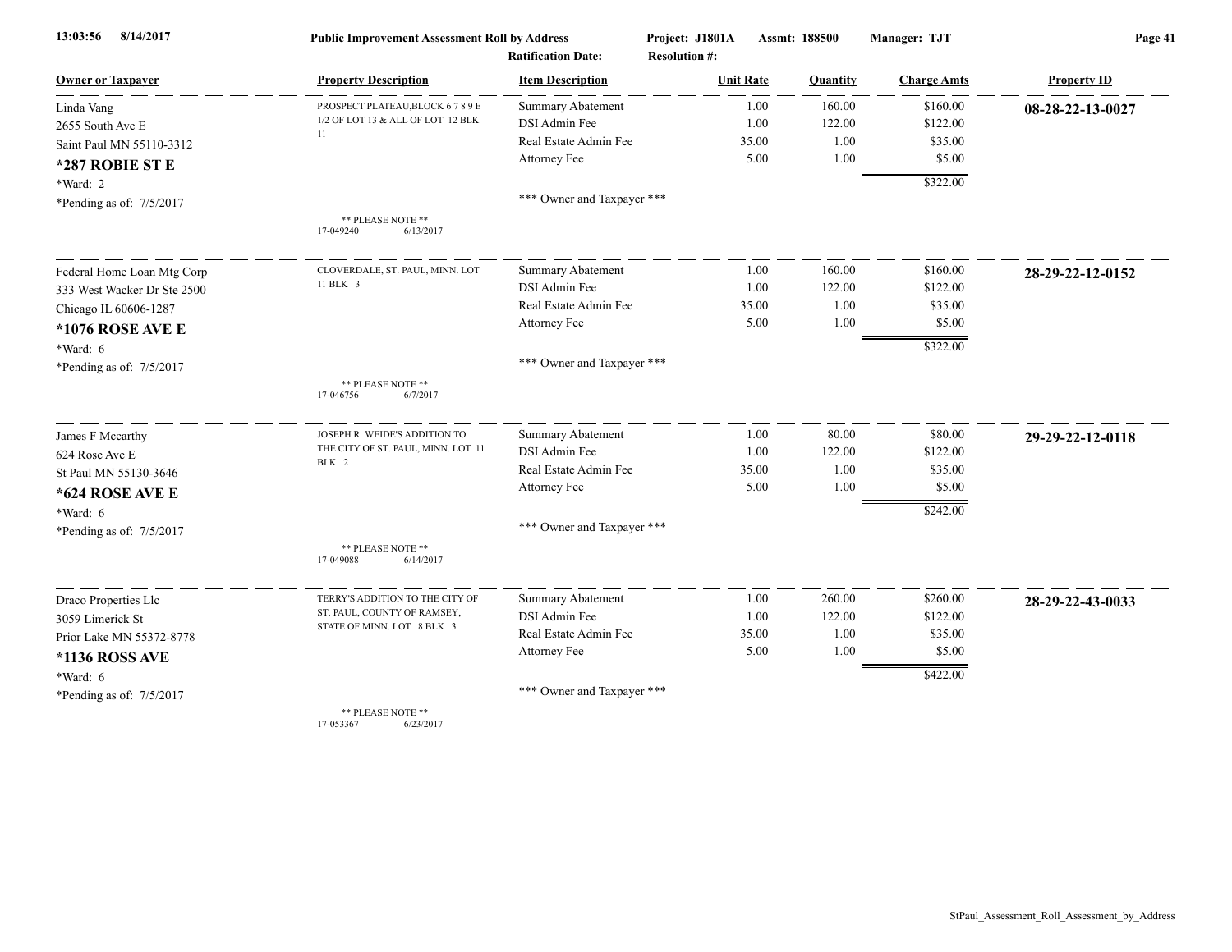**Public Improvement Assessment Roll by Address** — Project: J1801A — Assmt: 188500 — Manager: TJT

Ratification Date: — Resolution #:

| Owner or Taxpayer | Property Description | Item Description | Unit Rate | Quantity | Charge Amts | Property ID |
|---|---|---|---|---|---|---|
| Linda Vang | PROSPECT PLATEAU,BLOCK 6 7 8 9 E 1/2 OF LOT 13 & ALL OF LOT 12 BLK 11 | Summary Abatement | 1.00 | 160.00 | $160.00 | 08-28-22-13-0027 |
| 2655 South Ave E | | DSI Admin Fee | 1.00 | 122.00 | $122.00 | |
| Saint Paul MN 55110-3312 | | Real Estate Admin Fee | 35.00 | 1.00 | $35.00 | |
| **\*287 ROBIE ST E** | | Attorney Fee | 5.00 | 1.00 | $5.00 | |
| \*Ward: 2 | | | | | $322.00 | |
| \*Pending as of: 7/5/2017 | ** PLEASE NOTE ** 17-049240 6/13/2017 | *** Owner and Taxpayer *** | | | | |
| Federal Home Loan Mtg Corp | CLOVERDALE, ST. PAUL, MINN. LOT 11 BLK 3 | Summary Abatement | 1.00 | 160.00 | $160.00 | 28-29-22-12-0152 |
| 333 West Wacker Dr Ste 2500 | | DSI Admin Fee | 1.00 | 122.00 | $122.00 | |
| Chicago IL 60606-1287 | | Real Estate Admin Fee | 35.00 | 1.00 | $35.00 | |
| **\*1076 ROSE AVE E** | | Attorney Fee | 5.00 | 1.00 | $5.00 | |
| \*Ward: 6 | | | | | $322.00 | |
| \*Pending as of: 7/5/2017 | ** PLEASE NOTE ** 17-046756 6/7/2017 | *** Owner and Taxpayer *** | | | | |
| James F Mccarthy | JOSEPH R. WEIDE'S ADDITION TO THE CITY OF ST. PAUL, MINN. LOT 11 BLK 2 | Summary Abatement | 1.00 | 80.00 | $80.00 | 29-29-22-12-0118 |
| 624 Rose Ave E | | DSI Admin Fee | 1.00 | 122.00 | $122.00 | |
| St Paul MN 55130-3646 | | Real Estate Admin Fee | 35.00 | 1.00 | $35.00 | |
| **\*624 ROSE AVE E** | | Attorney Fee | 5.00 | 1.00 | $5.00 | |
| \*Ward: 6 | | | | | $242.00 | |
| \*Pending as of: 7/5/2017 | ** PLEASE NOTE ** 17-049088 6/14/2017 | *** Owner and Taxpayer *** | | | | |
| Draco Properties Llc | TERRY'S ADDITION TO THE CITY OF ST. PAUL, COUNTY OF RAMSEY, STATE OF MINN. LOT 8 BLK 3 | Summary Abatement | 1.00 | 260.00 | $260.00 | 28-29-22-43-0033 |
| 3059 Limerick St | | DSI Admin Fee | 1.00 | 122.00 | $122.00 | |
| Prior Lake MN 55372-8778 | | Real Estate Admin Fee | 35.00 | 1.00 | $35.00 | |
| **\*1136 ROSS AVE** | | Attorney Fee | 5.00 | 1.00 | $5.00 | |
| \*Ward: 6 | | | | | $422.00 | |
| \*Pending as of: 7/5/2017 | ** PLEASE NOTE ** 17-053367 6/23/2017 | *** Owner and Taxpayer *** | | | | |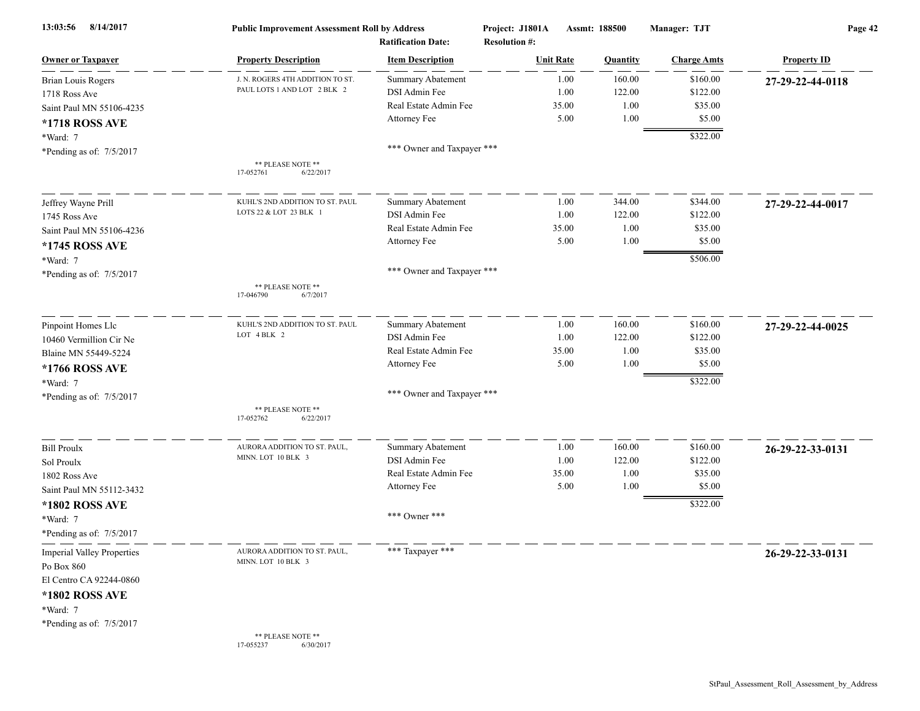**Public Improvement Assessment Roll by Address** — Project: J1801A — Assmt: 188500 — Manager: TJT

Ratification Date: — Resolution #:

| Owner or Taxpayer | Property Description | Item Description | Unit Rate | Quantity | Charge Amts | Property ID |
|---|---|---|---|---|---|---|
| Brian Louis Rogers | J. N. ROGERS 4TH ADDITION TO ST. PAUL LOTS 1 AND LOT 2 BLK 2 | Summary Abatement | 1.00 | 160.00 | $160.00 | **27-29-22-44-0118** |
| 1718 Ross Ave | | DSI Admin Fee | 1.00 | 122.00 | $122.00 | |
| Saint Paul MN 55106-4235 | | Real Estate Admin Fee | 35.00 | 1.00 | $35.00 | |
| **\*1718 ROSS AVE** | | Attorney Fee | 5.00 | 1.00 | $5.00 | |
| \*Ward: 7 | | | | | $322.00 | |
| \*Pending as of: 7/5/2017 | ** PLEASE NOTE ** 17-052761 6/22/2017 | *** Owner and Taxpayer *** | | | | |
| Jeffrey Wayne Prill | KUHL'S 2ND ADDITION TO ST. PAUL LOTS 22 & LOT 23 BLK 1 | Summary Abatement | 1.00 | 344.00 | $344.00 | **27-29-22-44-0017** |
| 1745 Ross Ave | | DSI Admin Fee | 1.00 | 122.00 | $122.00 | |
| Saint Paul MN 55106-4236 | | Real Estate Admin Fee | 35.00 | 1.00 | $35.00 | |
| **\*1745 ROSS AVE** | | Attorney Fee | 5.00 | 1.00 | $5.00 | |
| \*Ward: 7 | | | | | $506.00 | |
| \*Pending as of: 7/5/2017 | ** PLEASE NOTE ** 17-046790 6/7/2017 | *** Owner and Taxpayer *** | | | | |
| Pinpoint Homes Llc | KUHL'S 2ND ADDITION TO ST. PAUL LOT 4 BLK 2 | Summary Abatement | 1.00 | 160.00 | $160.00 | **27-29-22-44-0025** |
| 10460 Vermillion Cir Ne | | DSI Admin Fee | 1.00 | 122.00 | $122.00 | |
| Blaine MN 55449-5224 | | Real Estate Admin Fee | 35.00 | 1.00 | $35.00 | |
| **\*1766 ROSS AVE** | | Attorney Fee | 5.00 | 1.00 | $5.00 | |
| \*Ward: 7 | | | | | $322.00 | |
| \*Pending as of: 7/5/2017 | ** PLEASE NOTE ** 17-052762 6/22/2017 | *** Owner and Taxpayer *** | | | | |
| Bill Proulx | AURORA ADDITION TO ST. PAUL, MINN. LOT 10 BLK 3 | Summary Abatement | 1.00 | 160.00 | $160.00 | **26-29-22-33-0131** |
| Sol Proulx | | DSI Admin Fee | 1.00 | 122.00 | $122.00 | |
| 1802 Ross Ave | | Real Estate Admin Fee | 35.00 | 1.00 | $35.00 | |
| Saint Paul MN 55112-3432 | | Attorney Fee | 5.00 | 1.00 | $5.00 | |
| **\*1802 ROSS AVE** | | | | | $322.00 | |
| \*Ward: 7 | | *** Owner *** | | | | |
| \*Pending as of: 7/5/2017 | | | | | | |
| Imperial Valley Properties | AURORA ADDITION TO ST. PAUL, MINN. LOT 10 BLK 3 | *** Taxpayer *** | | | | **26-29-22-33-0131** |
| Po Box 860 | | | | | | |
| El Centro CA 92244-0860 | | | | | | |
| **\*1802 ROSS AVE** | | | | | | |
| \*Ward: 7 | | | | | | |
| \*Pending as of: 7/5/2017 | ** PLEASE NOTE ** 17-055237 6/30/2017 | | | | | |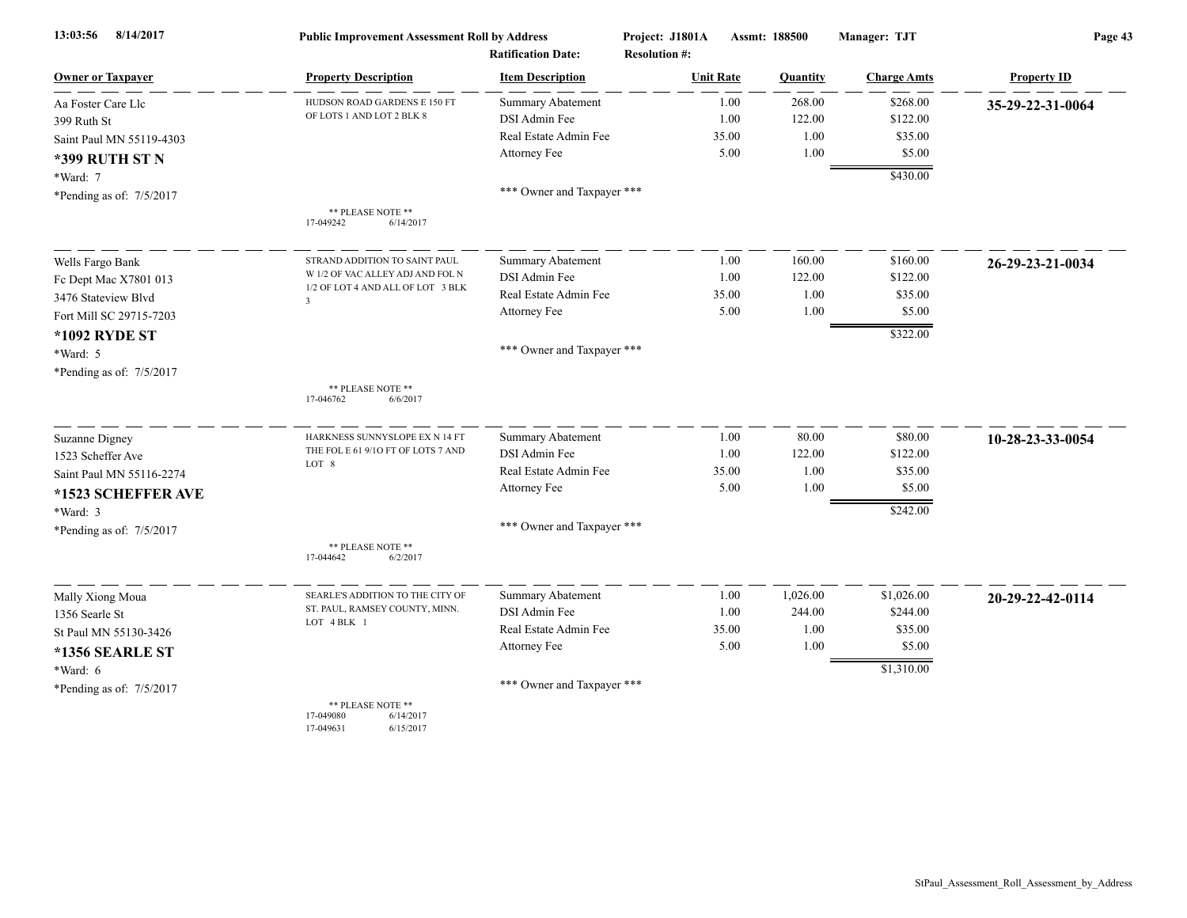13:03:56 8/14/2017 **Public Improvement Assessment Roll by Address** Project: J1801A Assmt: 188500 Manager: TJT

Ratification Date: Resolution #:

| Owner or Taxpayer | Property Description | Item Description | Unit Rate | Quantity | Charge Amts | Property ID |
|---|---|---|---|---|---|---|
| Aa Foster Care Llc<br>399 Ruth St<br>Saint Paul MN 55119-4303<br>**\*399 RUTH ST N**<br>\*Ward: 7<br>\*Pending as of: 7/5/2017 | HUDSON ROAD GARDENS E 150 FT OF LOTS 1 AND LOT 2 BLK 8<br><br>\*\* PLEASE NOTE \*\*<br>17-049242 6/14/2017 | Summary Abatement<br>DSI Admin Fee<br>Real Estate Admin Fee<br>Attorney Fee<br><br>\*\*\* Owner and Taxpayer \*\*\* | 1.00<br>1.00<br>35.00<br>5.00 | 268.00<br>122.00<br>1.00<br>1.00 | $268.00<br>$122.00<br>$35.00<br>$5.00<br>$430.00 | **35-29-22-31-0064** |
| Wells Fargo Bank<br>Fc Dept Mac X7801 013<br>3476 Stateview Blvd<br>Fort Mill SC 29715-7203<br>**\*1092 RYDE ST**<br>\*Ward: 5<br>\*Pending as of: 7/5/2017 | STRAND ADDITION TO SAINT PAUL W 1/2 OF VAC ALLEY ADJ AND FOL N 1/2 OF LOT 4 AND ALL OF LOT 3 BLK 3<br><br>\*\* PLEASE NOTE \*\*<br>17-046762 6/6/2017 | Summary Abatement<br>DSI Admin Fee<br>Real Estate Admin Fee<br>Attorney Fee<br><br>\*\*\* Owner and Taxpayer \*\*\* | 1.00<br>1.00<br>35.00<br>5.00 | 160.00<br>122.00<br>1.00<br>1.00 | $160.00<br>$122.00<br>$35.00<br>$5.00<br>$322.00 | **26-29-23-21-0034** |
| Suzanne Digney<br>1523 Scheffer Ave<br>Saint Paul MN 55116-2274<br>**\*1523 SCHEFFER AVE**<br>\*Ward: 3<br>\*Pending as of: 7/5/2017 | HARKNESS SUNNYSLOPE EX N 14 FT THE FOL E 61 9/1O FT OF LOTS 7 AND LOT 8<br><br>\*\* PLEASE NOTE \*\*<br>17-044642 6/2/2017 | Summary Abatement<br>DSI Admin Fee<br>Real Estate Admin Fee<br>Attorney Fee<br><br>\*\*\* Owner and Taxpayer \*\*\* | 1.00<br>1.00<br>35.00<br>5.00 | 80.00<br>122.00<br>1.00<br>1.00 | $80.00<br>$122.00<br>$35.00<br>$5.00<br>$242.00 | **10-28-23-33-0054** |
| Mally Xiong Moua<br>1356 Searle St<br>St Paul MN 55130-3426<br>**\*1356 SEARLE ST**<br>\*Ward: 6<br>\*Pending as of: 7/5/2017 | SEARLE'S ADDITION TO THE CITY OF ST. PAUL, RAMSEY COUNTY, MINN. LOT 4 BLK 1<br><br>\*\* PLEASE NOTE \*\*<br>17-049080 6/14/2017<br>17-049631 6/15/2017 | Summary Abatement<br>DSI Admin Fee<br>Real Estate Admin Fee<br>Attorney Fee<br><br>\*\*\* Owner and Taxpayer \*\*\* | 1.00<br>1.00<br>35.00<br>5.00 | 1,026.00<br>244.00<br>1.00<br>1.00 | $1,026.00<br>$244.00<br>$35.00<br>$5.00<br>$1,310.00 | **20-29-22-42-0114** |

StPaul_Assessment_Roll_Assessment_by_Address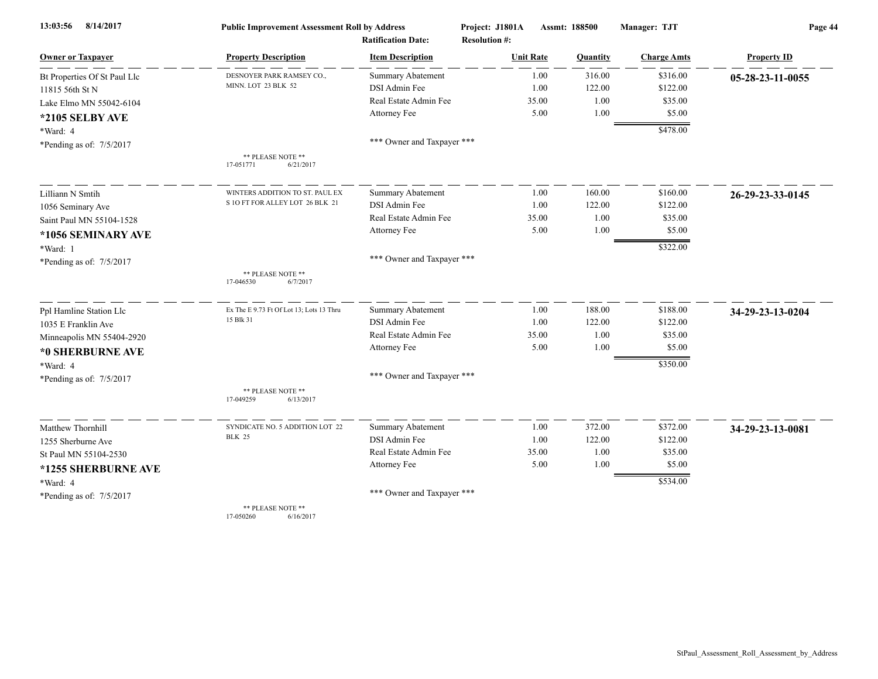**Public Improvement Assessment Roll by Address** — Project: J1801A — Assmt: 188500 — Manager: TJT

Ratification Date: — Resolution #:

| Owner or Taxpayer | Property Description | Item Description | Unit Rate | Quantity | Charge Amts | Property ID |
|---|---|---|---|---|---|---|
| Bt Properties Of St Paul Llc | DESNOYER PARK RAMSEY CO., MINN. LOT 23 BLK 52 | Summary Abatement | 1.00 | 316.00 | $316.00 | 05-28-23-11-0055 |
| 11815 56th St N | | DSI Admin Fee | 1.00 | 122.00 | $122.00 | |
| Lake Elmo MN 55042-6104 | | Real Estate Admin Fee | 35.00 | 1.00 | $35.00 | |
| **\*2105 SELBY AVE** | | Attorney Fee | 5.00 | 1.00 | $5.00 | |
| \*Ward: 4 | | | | | $478.00 | |
| \*Pending as of: 7/5/2017 | \*\* PLEASE NOTE \*\* 17-051771 6/21/2017 | \*\*\* Owner and Taxpayer \*\*\* | | | | |
| Lilliann N Smtih | WINTERS ADDITION TO ST. PAUL EX S 1O FT FOR ALLEY LOT 26 BLK 21 | Summary Abatement | 1.00 | 160.00 | $160.00 | 26-29-23-33-0145 |
| 1056 Seminary Ave | | DSI Admin Fee | 1.00 | 122.00 | $122.00 | |
| Saint Paul MN 55104-1528 | | Real Estate Admin Fee | 35.00 | 1.00 | $35.00 | |
| **\*1056 SEMINARY AVE** | | Attorney Fee | 5.00 | 1.00 | $5.00 | |
| \*Ward: 1 | | | | | $322.00 | |
| \*Pending as of: 7/5/2017 | \*\* PLEASE NOTE \*\* 17-046530 6/7/2017 | \*\*\* Owner and Taxpayer \*\*\* | | | | |
| Ppl Hamline Station Llc | Ex The E 9.73 Ft Of Lot 13; Lots 13 Thru 15 Blk 31 | Summary Abatement | 1.00 | 188.00 | $188.00 | 34-29-23-13-0204 |
| 1035 E Franklin Ave | | DSI Admin Fee | 1.00 | 122.00 | $122.00 | |
| Minneapolis MN 55404-2920 | | Real Estate Admin Fee | 35.00 | 1.00 | $35.00 | |
| **\*0 SHERBURNE AVE** | | Attorney Fee | 5.00 | 1.00 | $5.00 | |
| \*Ward: 4 | | | | | $350.00 | |
| \*Pending as of: 7/5/2017 | \*\* PLEASE NOTE \*\* 17-049259 6/13/2017 | \*\*\* Owner and Taxpayer \*\*\* | | | | |
| Matthew Thornhill | SYNDICATE NO. 5 ADDITION LOT 22 BLK 25 | Summary Abatement | 1.00 | 372.00 | $372.00 | 34-29-23-13-0081 |
| 1255 Sherburne Ave | | DSI Admin Fee | 1.00 | 122.00 | $122.00 | |
| St Paul MN 55104-2530 | | Real Estate Admin Fee | 35.00 | 1.00 | $35.00 | |
| **\*1255 SHERBURNE AVE** | | Attorney Fee | 5.00 | 1.00 | $5.00 | |
| \*Ward: 4 | | | | | $534.00 | |
| \*Pending as of: 7/5/2017 | \*\* PLEASE NOTE \*\* 17-050260 6/16/2017 | \*\*\* Owner and Taxpayer \*\*\* | | | | |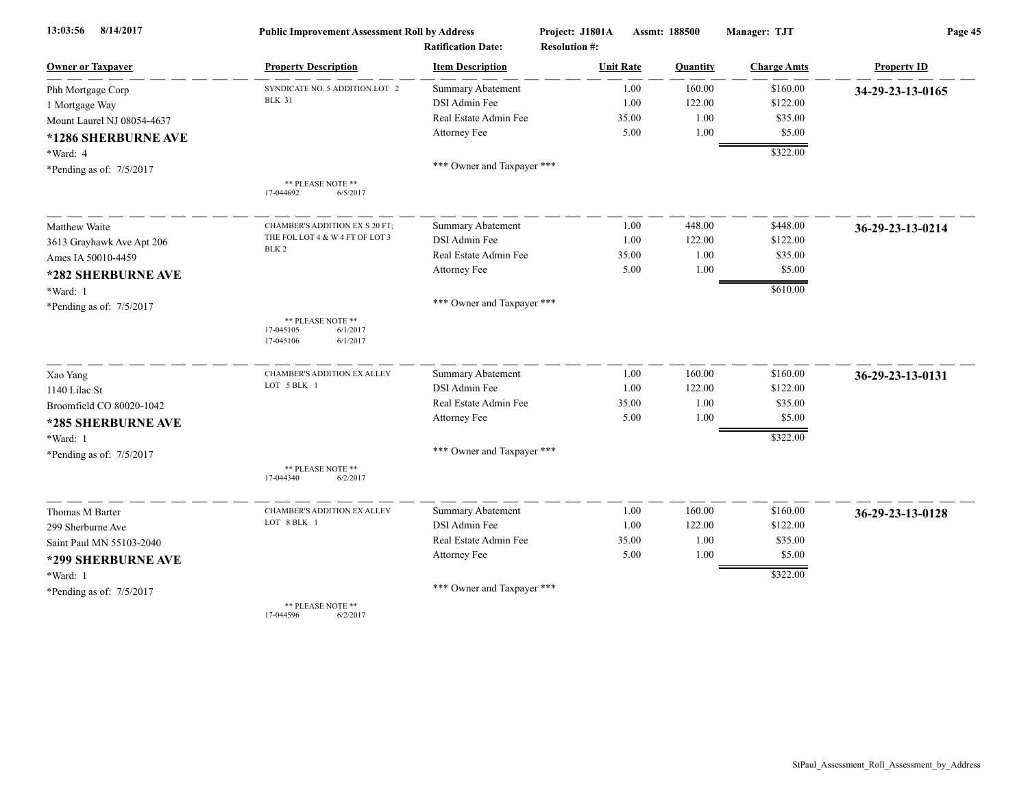**Public Improvement Assessment Roll by Address** — Project: J1801A — Assmt: 188500 — Manager: TJT

Ratification Date: — Resolution #:

| Owner or Taxpayer | Property Description | Item Description | Unit Rate | Quantity | Charge Amts | Property ID |
|---|---|---|---|---|---|---|
| Phh Mortgage Corp | SYNDICATE NO. 5 ADDITION LOT 2 | Summary Abatement | 1.00 | 160.00 | $160.00 | **34-29-23-13-0165** |
| 1 Mortgage Way | BLK 31 | DSI Admin Fee | 1.00 | 122.00 | $122.00 | |
| Mount Laurel NJ 08054-4637 | | Real Estate Admin Fee | 35.00 | 1.00 | $35.00 | |
| **\*1286 SHERBURNE AVE** | | Attorney Fee | 5.00 | 1.00 | $5.00 | |
| \*Ward: 4 | | | | | $322.00 | |
| \*Pending as of: 7/5/2017 | | \*\*\* Owner and Taxpayer \*\*\* | | | | |
| | \*\* PLEASE NOTE \*\* 17-044692 6/5/2017 | | | | | |
| Matthew Waite | CHAMBER'S ADDITION EX S 20 FT; | Summary Abatement | 1.00 | 448.00 | $448.00 | **36-29-23-13-0214** |
| 3613 Grayhawk Ave Apt 206 | THE FOL LOT 4 & W 4 FT OF LOT 3 | DSI Admin Fee | 1.00 | 122.00 | $122.00 | |
| Ames IA 50010-4459 | BLK 2 | Real Estate Admin Fee | 35.00 | 1.00 | $35.00 | |
| **\*282 SHERBURNE AVE** | | Attorney Fee | 5.00 | 1.00 | $5.00 | |
| \*Ward: 1 | | | | | $610.00 | |
| \*Pending as of: 7/5/2017 | | \*\*\* Owner and Taxpayer \*\*\* | | | | |
| | \*\* PLEASE NOTE \*\* 17-045105 6/1/2017; 17-045106 6/1/2017 | | | | | |
| Xao Yang | CHAMBER'S ADDITION EX ALLEY | Summary Abatement | 1.00 | 160.00 | $160.00 | **36-29-23-13-0131** |
| 1140 Lilac St | LOT 5 BLK 1 | DSI Admin Fee | 1.00 | 122.00 | $122.00 | |
| Broomfield CO 80020-1042 | | Real Estate Admin Fee | 35.00 | 1.00 | $35.00 | |
| **\*285 SHERBURNE AVE** | | Attorney Fee | 5.00 | 1.00 | $5.00 | |
| \*Ward: 1 | | | | | $322.00 | |
| \*Pending as of: 7/5/2017 | | \*\*\* Owner and Taxpayer \*\*\* | | | | |
| | \*\* PLEASE NOTE \*\* 17-044340 6/2/2017 | | | | | |
| Thomas M Barter | CHAMBER'S ADDITION EX ALLEY | Summary Abatement | 1.00 | 160.00 | $160.00 | **36-29-23-13-0128** |
| 299 Sherburne Ave | LOT 8 BLK 1 | DSI Admin Fee | 1.00 | 122.00 | $122.00 | |
| Saint Paul MN 55103-2040 | | Real Estate Admin Fee | 35.00 | 1.00 | $35.00 | |
| **\*299 SHERBURNE AVE** | | Attorney Fee | 5.00 | 1.00 | $5.00 | |
| \*Ward: 1 | | | | | $322.00 | |
| \*Pending as of: 7/5/2017 | | \*\*\* Owner and Taxpayer \*\*\* | | | | |
| | \*\* PLEASE NOTE \*\* 17-044596 6/2/2017 | | | | | |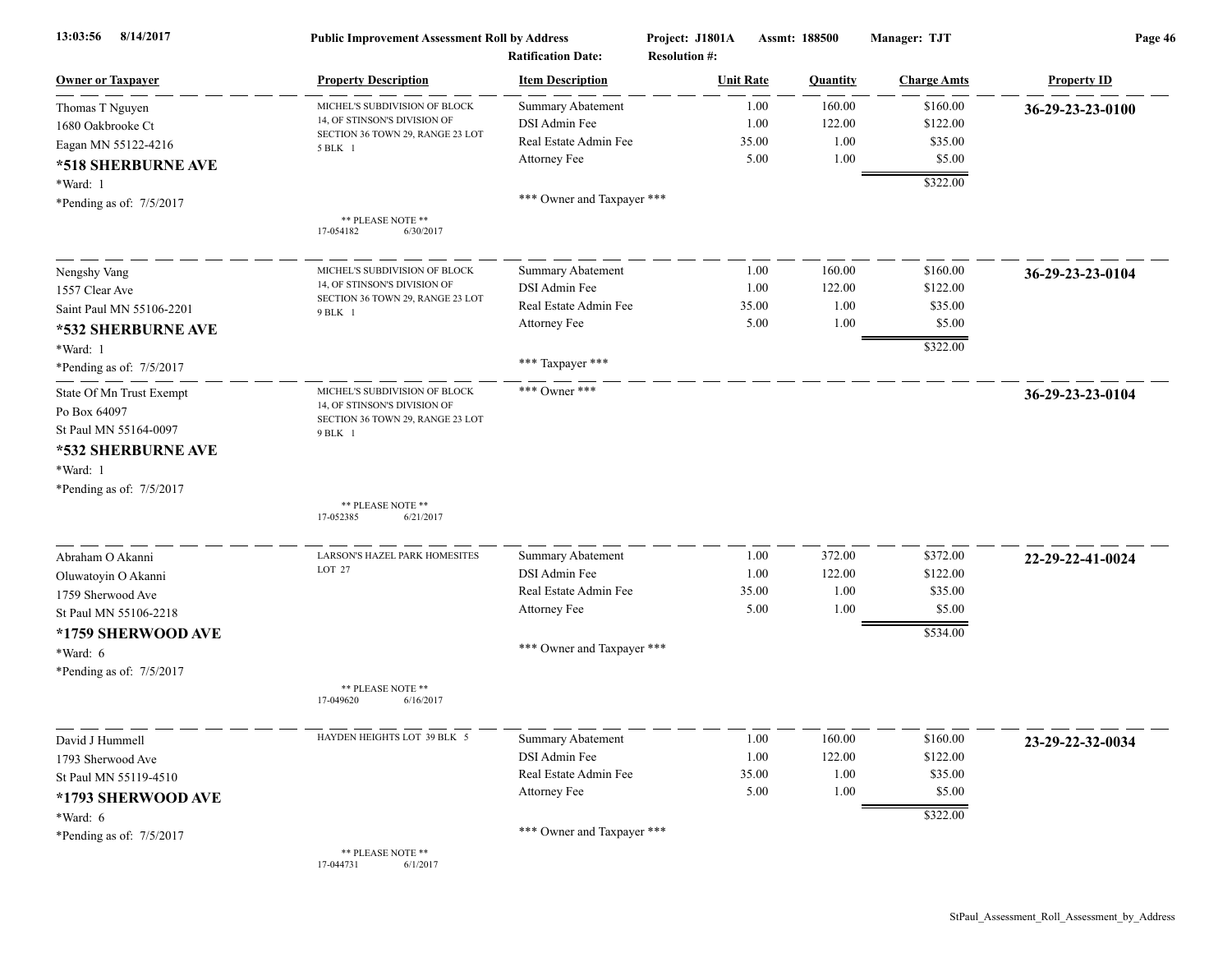**Public Improvement Assessment Roll by Address** — Project: J1801A — Assmt: 188500 — Manager: TJT
Ratification Date: — Resolution #:

| Owner or Taxpayer | Property Description | Item Description | Unit Rate | Quantity | Charge Amts | Property ID |
|---|---|---|---|---|---|---|
| Thomas T Nguyen<br>1680 Oakbrooke Ct<br>Eagan MN 55122-4216<br>**\*518 SHERBURNE AVE**<br>*Ward: 1<br>*Pending as of: 7/5/2017 | MICHEL'S SUBDIVISION OF BLOCK 14, OF STINSON'S DIVISION OF SECTION 36 TOWN 29, RANGE 23 LOT 5 BLK 1<br>** PLEASE NOTE **<br>17-054182 6/30/2017 | Summary Abatement<br>DSI Admin Fee<br>Real Estate Admin Fee<br>Attorney Fee<br>*** Owner and Taxpayer *** | 1.00<br>1.00<br>35.00<br>5.00 | 160.00<br>122.00<br>1.00<br>1.00 | $160.00<br>$122.00<br>$35.00<br>$5.00<br>$322.00 | **36-29-23-23-0100** |
| Nengshy Vang<br>1557 Clear Ave<br>Saint Paul MN 55106-2201<br>**\*532 SHERBURNE AVE**<br>*Ward: 1<br>*Pending as of: 7/5/2017 | MICHEL'S SUBDIVISION OF BLOCK 14, OF STINSON'S DIVISION OF SECTION 36 TOWN 29, RANGE 23 LOT 9 BLK 1 | Summary Abatement<br>DSI Admin Fee<br>Real Estate Admin Fee<br>Attorney Fee<br>*** Taxpayer *** | 1.00<br>1.00<br>35.00<br>5.00 | 160.00<br>122.00<br>1.00<br>1.00 | $160.00<br>$122.00<br>$35.00<br>$5.00<br>$322.00 | **36-29-23-23-0104** |
| State Of Mn Trust Exempt<br>Po Box 64097<br>St Paul MN 55164-0097<br>**\*532 SHERBURNE AVE**<br>*Ward: 1<br>*Pending as of: 7/5/2017 | MICHEL'S SUBDIVISION OF BLOCK 14, OF STINSON'S DIVISION OF SECTION 36 TOWN 29, RANGE 23 LOT 9 BLK 1<br>** PLEASE NOTE **<br>17-052385 6/21/2017 | *** Owner *** | | | | **36-29-23-23-0104** |
| Abraham O Akanni<br>Oluwatoyin O Akanni<br>1759 Sherwood Ave<br>St Paul MN 55106-2218<br>**\*1759 SHERWOOD AVE**<br>*Ward: 6<br>*Pending as of: 7/5/2017 | LARSON'S HAZEL PARK HOMESITES LOT 27<br>** PLEASE NOTE **<br>17-049620 6/16/2017 | Summary Abatement<br>DSI Admin Fee<br>Real Estate Admin Fee<br>Attorney Fee<br>*** Owner and Taxpayer *** | 1.00<br>1.00<br>35.00<br>5.00 | 372.00<br>122.00<br>1.00<br>1.00 | $372.00<br>$122.00<br>$35.00<br>$5.00<br>$534.00 | **22-29-22-41-0024** |
| David J Hummell<br>1793 Sherwood Ave<br>St Paul MN 55119-4510<br>**\*1793 SHERWOOD AVE**<br>*Ward: 6<br>*Pending as of: 7/5/2017 | HAYDEN HEIGHTS LOT 39 BLK 5<br>** PLEASE NOTE **<br>17-044731 6/1/2017 | Summary Abatement<br>DSI Admin Fee<br>Real Estate Admin Fee<br>Attorney Fee<br>*** Owner and Taxpayer *** | 1.00<br>1.00<br>35.00<br>5.00 | 160.00<br>122.00<br>1.00<br>1.00 | $160.00<br>$122.00<br>$35.00<br>$5.00<br>$322.00 | **23-29-22-32-0034** |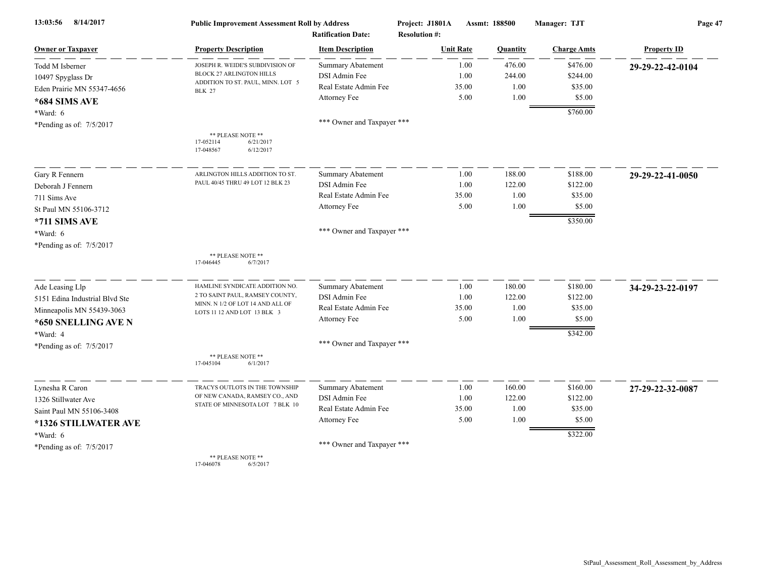| Owner or Taxpayer | Property Description | Item Description | Unit Rate | Quantity | Charge Amts | Property ID |
|---|---|---|---|---|---|---|
| Todd M Isberner<br>10497 Spyglass Dr<br>Eden Prairie MN 55347-4656<br>**\*684 SIMS AVE**<br>\*Ward: 6<br>\*Pending as of: 7/5/2017 | JOSEPH R. WEIDE'S SUBDIVISION OF BLOCK 27 ARLINGTON HILLS ADDITION TO ST. PAUL, MINN. LOT 5 BLK 27<br><br>\*\* PLEASE NOTE \*\*<br>17-052114 6/21/2017<br>17-048567 6/12/2017 | Summary Abatement<br>DSI Admin Fee<br>Real Estate Admin Fee<br>Attorney Fee<br><br>\*\*\* Owner and Taxpayer \*\*\* | 1.00<br>1.00<br>35.00<br>5.00 | 476.00<br>244.00<br>1.00<br>1.00 | $476.00<br>$244.00<br>$35.00<br>$5.00<br>$760.00 | **29-29-22-42-0104** |
| Gary R Fennern<br>Deborah J Fennern<br>711 Sims Ave<br>St Paul MN 55106-3712<br>**\*711 SIMS AVE**<br>\*Ward: 6<br>\*Pending as of: 7/5/2017 | ARLINGTON HILLS ADDITION TO ST. PAUL 40/45 THRU 49 LOT 12 BLK 23<br><br>\*\* PLEASE NOTE \*\*<br>17-046445 6/7/2017 | Summary Abatement<br>DSI Admin Fee<br>Real Estate Admin Fee<br>Attorney Fee<br><br>\*\*\* Owner and Taxpayer \*\*\* | 1.00<br>1.00<br>35.00<br>5.00 | 188.00<br>122.00<br>1.00<br>1.00 | $188.00<br>$122.00<br>$35.00<br>$5.00<br>$350.00 | **29-29-22-41-0050** |
| Ade Leasing Llp<br>5151 Edina Industrial Blvd Ste<br>Minneapolis MN 55439-3063<br>**\*650 SNELLING AVE N**<br>\*Ward: 4<br>\*Pending as of: 7/5/2017 | HAMLINE SYNDICATE ADDITION NO. 2 TO SAINT PAUL, RAMSEY COUNTY, MINN. N 1/2 OF LOT 14 AND ALL OF LOTS 11 12 AND LOT 13 BLK 3<br><br>\*\* PLEASE NOTE \*\*<br>17-045104 6/1/2017 | Summary Abatement<br>DSI Admin Fee<br>Real Estate Admin Fee<br>Attorney Fee<br><br>\*\*\* Owner and Taxpayer \*\*\* | 1.00<br>1.00<br>35.00<br>5.00 | 180.00<br>122.00<br>1.00<br>1.00 | $180.00<br>$122.00<br>$35.00<br>$5.00<br>$342.00 | **34-29-23-22-0197** |
| Lynesha R Caron<br>1326 Stillwater Ave<br>Saint Paul MN 55106-3408<br>**\*1326 STILLWATER AVE**<br>\*Ward: 6<br>\*Pending as of: 7/5/2017 | TRACYS OUTLOTS IN THE TOWNSHIP OF NEW CANADA, RAMSEY CO., AND STATE OF MINNESOTA LOT 7 BLK 10<br><br>\*\* PLEASE NOTE \*\*<br>17-046078 6/5/2017 | Summary Abatement<br>DSI Admin Fee<br>Real Estate Admin Fee<br>Attorney Fee<br><br>\*\*\* Owner and Taxpayer \*\*\* | 1.00<br>1.00<br>35.00<br>5.00 | 160.00<br>122.00<br>1.00<br>1.00 | $160.00<br>$122.00<br>$35.00<br>$5.00<br>$322.00 | **27-29-22-32-0087** |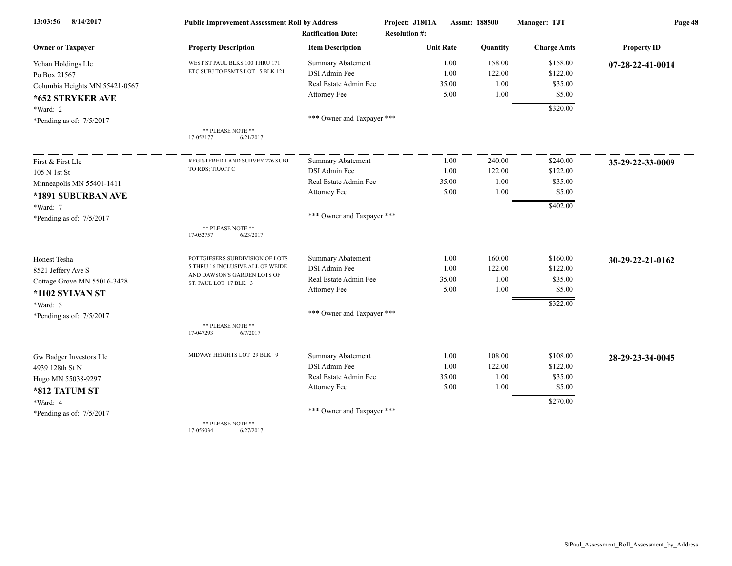13:03:56 8/14/2017 **Public Improvement Assessment Roll by Address** Project: J1801A Assmt: 188500 Manager: TJT

Ratification Date: Resolution #:

| Owner or Taxpayer | Property Description | Item Description | Unit Rate | Quantity | Charge Amts | Property ID |
|---|---|---|---|---|---|---|
| Yohan Holdings Llc<br>Po Box 21567<br>Columbia Heights MN 55421-0567<br>**\*652 STRYKER AVE**<br>\*Ward: 2<br>\*Pending as of: 7/5/2017 | WEST ST PAUL BLKS 100 THRU 171 ETC SUBJ TO ESMTS LOT 5 BLK 121<br>\*\* PLEASE NOTE \*\*<br>17-052177 6/21/2017 | Summary Abatement | 1.00 | 158.00 | $158.00 | **07-28-22-41-0014** |
| | | DSI Admin Fee | 1.00 | 122.00 | $122.00 | |
| | | Real Estate Admin Fee | 35.00 | 1.00 | $35.00 | |
| | | Attorney Fee | 5.00 | 1.00 | $5.00 | |
| | | | | | $320.00 | |
| | | \*\*\* Owner and Taxpayer \*\*\* | | | | |
| First & First Llc<br>105 N 1st St<br>Minneapolis MN 55401-1411<br>**\*1891 SUBURBAN AVE**<br>\*Ward: 7<br>\*Pending as of: 7/5/2017 | REGISTERED LAND SURVEY 276 SUBJ TO RDS; TRACT C<br>\*\* PLEASE NOTE \*\*<br>17-052757 6/23/2017 | Summary Abatement | 1.00 | 240.00 | $240.00 | **35-29-22-33-0009** |
| | | DSI Admin Fee | 1.00 | 122.00 | $122.00 | |
| | | Real Estate Admin Fee | 35.00 | 1.00 | $35.00 | |
| | | Attorney Fee | 5.00 | 1.00 | $5.00 | |
| | | | | | $402.00 | |
| | | \*\*\* Owner and Taxpayer \*\*\* | | | | |
| Honest Tesha<br>8521 Jeffery Ave S<br>Cottage Grove MN 55016-3428<br>**\*1102 SYLVAN ST**<br>\*Ward: 5<br>\*Pending as of: 7/5/2017 | POTTGIESERS SUBDIVISION OF LOTS 5 THRU 16 INCLUSIVE ALL OF WEIDE AND DAWSON'S GARDEN LOTS OF ST. PAUL LOT 17 BLK 3<br>\*\* PLEASE NOTE \*\*<br>17-047293 6/7/2017 | Summary Abatement | 1.00 | 160.00 | $160.00 | **30-29-22-21-0162** |
| | | DSI Admin Fee | 1.00 | 122.00 | $122.00 | |
| | | Real Estate Admin Fee | 35.00 | 1.00 | $35.00 | |
| | | Attorney Fee | 5.00 | 1.00 | $5.00 | |
| | | | | | $322.00 | |
| | | \*\*\* Owner and Taxpayer \*\*\* | | | | |
| Gw Badger Investors Llc<br>4939 128th St N<br>Hugo MN 55038-9297<br>**\*812 TATUM ST**<br>\*Ward: 4<br>\*Pending as of: 7/5/2017 | MIDWAY HEIGHTS LOT 29 BLK 9<br>\*\* PLEASE NOTE \*\*<br>17-055034 6/27/2017 | Summary Abatement | 1.00 | 108.00 | $108.00 | **28-29-23-34-0045** |
| | | DSI Admin Fee | 1.00 | 122.00 | $122.00 | |
| | | Real Estate Admin Fee | 35.00 | 1.00 | $35.00 | |
| | | Attorney Fee | 5.00 | 1.00 | $5.00 | |
| | | | | | $270.00 | |
| | | \*\*\* Owner and Taxpayer \*\*\* | | | | |

StPaul_Assessment_Roll_Assessment_by_Address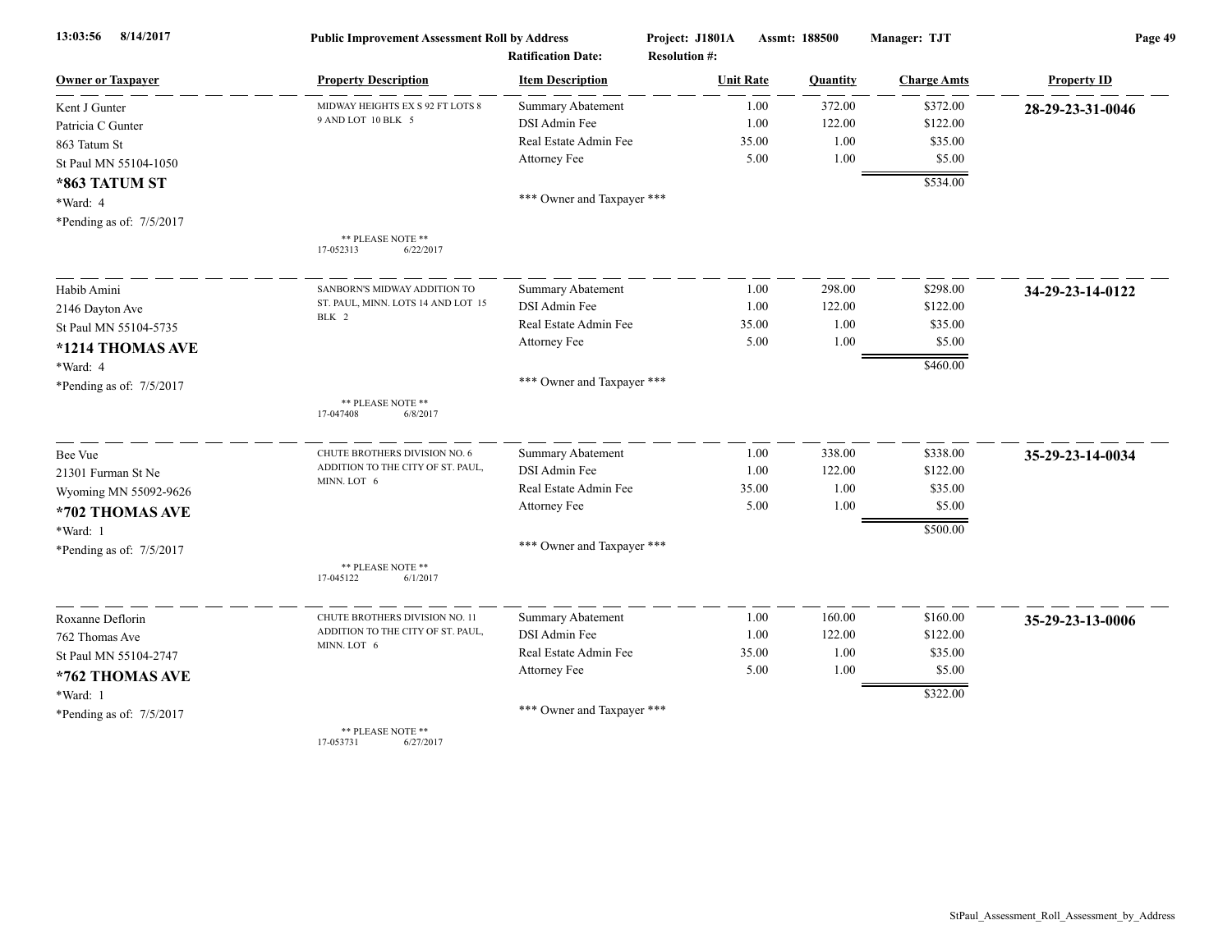**Public Improvement Assessment Roll by Address** | Project: J1801A | Assmt: 188500 | Manager: TJT

Ratification Date: | Resolution #:

| Owner or Taxpayer | Property Description | Item Description | Unit Rate | Quantity | Charge Amts | Property ID |
|---|---|---|---|---|---|---|
| Kent J Gunter | MIDWAY HEIGHTS EX S 92 FT LOTS 8 9 AND LOT 10 BLK 5 | Summary Abatement | 1.00 | 372.00 | $372.00 | **28-29-23-31-0046** |
| Patricia C Gunter | | DSI Admin Fee | 1.00 | 122.00 | $122.00 | |
| 863 Tatum St | | Real Estate Admin Fee | 35.00 | 1.00 | $35.00 | |
| St Paul MN 55104-1050 | | Attorney Fee | 5.00 | 1.00 | $5.00 | |
| **\*863 TATUM ST** | | | | | $534.00 | |
| *Ward: 4 | | *** Owner and Taxpayer *** | | | | |
| *Pending as of: 7/5/2017 | ** PLEASE NOTE ** 17-052313 6/22/2017 | | | | | |
| Habib Amini | SANBORN'S MIDWAY ADDITION TO ST. PAUL, MINN. LOTS 14 AND LOT 15 BLK 2 | Summary Abatement | 1.00 | 298.00 | $298.00 | **34-29-23-14-0122** |
| 2146 Dayton Ave | | DSI Admin Fee | 1.00 | 122.00 | $122.00 | |
| St Paul MN 55104-5735 | | Real Estate Admin Fee | 35.00 | 1.00 | $35.00 | |
| **\*1214 THOMAS AVE** | | Attorney Fee | 5.00 | 1.00 | $5.00 | |
| *Ward: 4 | | | | | $460.00 | |
| *Pending as of: 7/5/2017 | ** PLEASE NOTE ** 17-047408 6/8/2017 | *** Owner and Taxpayer *** | | | | |
| Bee Vue | CHUTE BROTHERS DIVISION NO. 6 ADDITION TO THE CITY OF ST. PAUL, MINN. LOT 6 | Summary Abatement | 1.00 | 338.00 | $338.00 | **35-29-23-14-0034** |
| 21301 Furman St Ne | | DSI Admin Fee | 1.00 | 122.00 | $122.00 | |
| Wyoming MN 55092-9626 | | Real Estate Admin Fee | 35.00 | 1.00 | $35.00 | |
| **\*702 THOMAS AVE** | | Attorney Fee | 5.00 | 1.00 | $5.00 | |
| *Ward: 1 | | | | | $500.00 | |
| *Pending as of: 7/5/2017 | ** PLEASE NOTE ** 17-045122 6/1/2017 | *** Owner and Taxpayer *** | | | | |
| Roxanne Deflorin | CHUTE BROTHERS DIVISION NO. 11 ADDITION TO THE CITY OF ST. PAUL, MINN. LOT 6 | Summary Abatement | 1.00 | 160.00 | $160.00 | **35-29-23-13-0006** |
| 762 Thomas Ave | | DSI Admin Fee | 1.00 | 122.00 | $122.00 | |
| St Paul MN 55104-2747 | | Real Estate Admin Fee | 35.00 | 1.00 | $35.00 | |
| **\*762 THOMAS AVE** | | Attorney Fee | 5.00 | 1.00 | $5.00 | |
| *Ward: 1 | | | | | $322.00 | |
| *Pending as of: 7/5/2017 | ** PLEASE NOTE ** 17-053731 6/27/2017 | *** Owner and Taxpayer *** | | | | |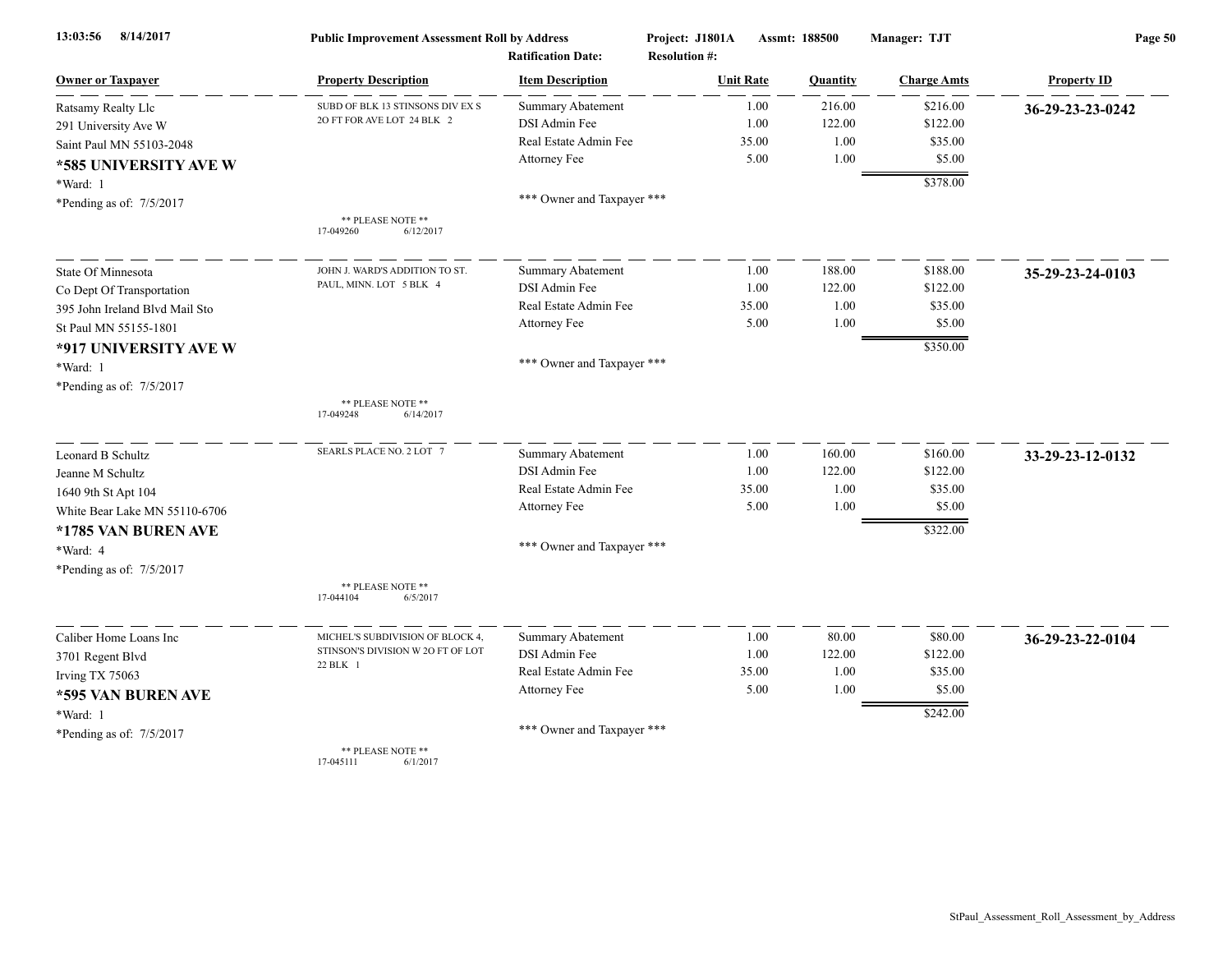13:03:56 8/14/2017 **Public Improvement Assessment Roll by Address** Project: J1801A Assmt: 188500 Manager: TJT

Ratification Date: Resolution #:

| Owner or Taxpayer | Property Description | Item Description | Unit Rate | Quantity | Charge Amts | Property ID |
|---|---|---|---|---|---|---|
| Ratsamy Realty Llc | SUBD OF BLK 13 STINSONS DIV EX S 2O FT FOR AVE LOT 24 BLK 2 | Summary Abatement | 1.00 | 216.00 | $216.00 | **36-29-23-23-0242** |
| 291 University Ave W | | DSI Admin Fee | 1.00 | 122.00 | $122.00 | |
| Saint Paul MN 55103-2048 | | Real Estate Admin Fee | 35.00 | 1.00 | $35.00 | |
| **\*585 UNIVERSITY AVE W** | | Attorney Fee | 5.00 | 1.00 | $5.00 | |
| \*Ward: 1 | | | | | $378.00 | |
| \*Pending as of: 7/5/2017 | ** PLEASE NOTE ** 17-049260 6/12/2017 | *** Owner and Taxpayer *** | | | | |
| State Of Minnesota | JOHN J. WARD'S ADDITION TO ST. PAUL, MINN. LOT 5 BLK 4 | Summary Abatement | 1.00 | 188.00 | $188.00 | **35-29-23-24-0103** |
| Co Dept Of Transportation | | DSI Admin Fee | 1.00 | 122.00 | $122.00 | |
| 395 John Ireland Blvd Mail Sto | | Real Estate Admin Fee | 35.00 | 1.00 | $35.00 | |
| St Paul MN 55155-1801 | | Attorney Fee | 5.00 | 1.00 | $5.00 | |
| **\*917 UNIVERSITY AVE W** | | | | | $350.00 | |
| \*Ward: 1 | | *** Owner and Taxpayer *** | | | | |
| \*Pending as of: 7/5/2017 | ** PLEASE NOTE ** 17-049248 6/14/2017 | | | | | |
| Leonard B Schultz | SEARLS PLACE NO. 2 LOT 7 | Summary Abatement | 1.00 | 160.00 | $160.00 | **33-29-23-12-0132** |
| Jeanne M Schultz | | DSI Admin Fee | 1.00 | 122.00 | $122.00 | |
| 1640 9th St Apt 104 | | Real Estate Admin Fee | 35.00 | 1.00 | $35.00 | |
| White Bear Lake MN 55110-6706 | | Attorney Fee | 5.00 | 1.00 | $5.00 | |
| **\*1785 VAN BUREN AVE** | | | | | $322.00 | |
| \*Ward: 4 | | *** Owner and Taxpayer *** | | | | |
| \*Pending as of: 7/5/2017 | ** PLEASE NOTE ** 17-044104 6/5/2017 | | | | | |
| Caliber Home Loans Inc | MICHEL'S SUBDIVISION OF BLOCK 4, STINSON'S DIVISION W 2O FT OF LOT 22 BLK 1 | Summary Abatement | 1.00 | 80.00 | $80.00 | **36-29-23-22-0104** |
| 3701 Regent Blvd | | DSI Admin Fee | 1.00 | 122.00 | $122.00 | |
| Irving TX 75063 | | Real Estate Admin Fee | 35.00 | 1.00 | $35.00 | |
| **\*595 VAN BUREN AVE** | | Attorney Fee | 5.00 | 1.00 | $5.00 | |
| \*Ward: 1 | | | | | $242.00 | |
| \*Pending as of: 7/5/2017 | ** PLEASE NOTE ** 17-045111 6/1/2017 | *** Owner and Taxpayer *** | | | | |

StPaul_Assessment_Roll_Assessment_by_Address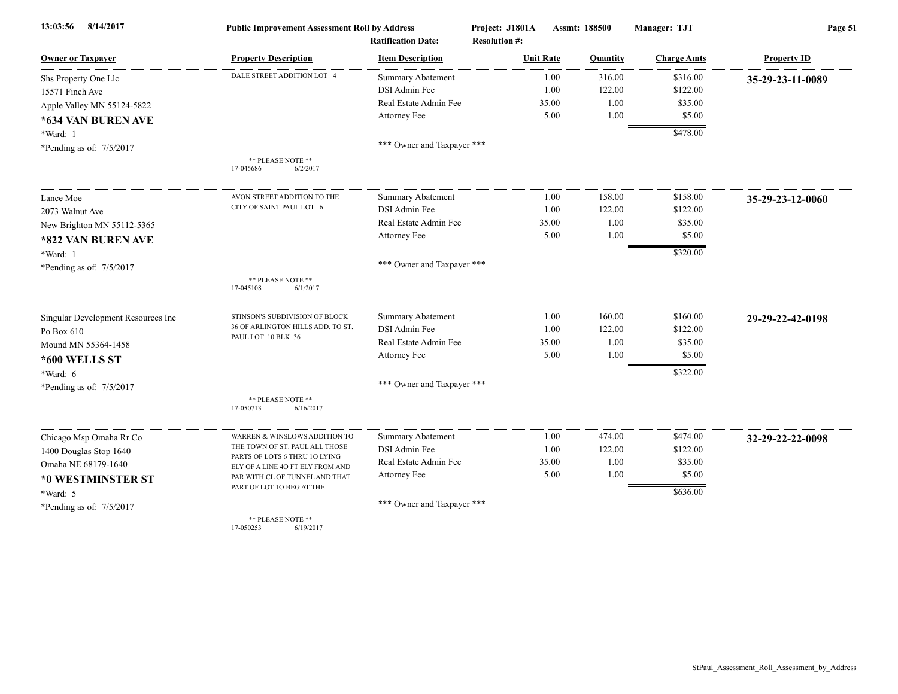**Public Improvement Assessment Roll by Address** | Project: J1801A | Assmt: 188500 | Manager: TJT

Ratification Date: | Resolution #:

| Owner or Taxpayer | Property Description | Item Description | Unit Rate | Quantity | Charge Amts | Property ID |
|---|---|---|---|---|---|---|
| Shs Property One Llc | DALE STREET ADDITION LOT 4 | Summary Abatement | 1.00 | 316.00 | $316.00 | **35-29-23-11-0089** |
| 15571 Finch Ave | | DSI Admin Fee | 1.00 | 122.00 | $122.00 | |
| Apple Valley MN 55124-5822 | | Real Estate Admin Fee | 35.00 | 1.00 | $35.00 | |
| **\*634 VAN BUREN AVE** | | Attorney Fee | 5.00 | 1.00 | $5.00 | |
| \*Ward: 1 | | | | | $478.00 | |
| \*Pending as of: 7/5/2017 | | \*\*\* Owner and Taxpayer \*\*\* | | | | |
| | \*\* PLEASE NOTE \*\* 17-045686 6/2/2017 | | | | | |
| Lance Moe | AVON STREET ADDITION TO THE CITY OF SAINT PAUL LOT 6 | Summary Abatement | 1.00 | 158.00 | $158.00 | **35-29-23-12-0060** |
| 2073 Walnut Ave | | DSI Admin Fee | 1.00 | 122.00 | $122.00 | |
| New Brighton MN 55112-5365 | | Real Estate Admin Fee | 35.00 | 1.00 | $35.00 | |
| **\*822 VAN BUREN AVE** | | Attorney Fee | 5.00 | 1.00 | $5.00 | |
| \*Ward: 1 | | | | | $320.00 | |
| \*Pending as of: 7/5/2017 | | \*\*\* Owner and Taxpayer \*\*\* | | | | |
| | \*\* PLEASE NOTE \*\* 17-045108 6/1/2017 | | | | | |
| Singular Development Resources Inc | STINSON'S SUBDIVISION OF BLOCK 36 OF ARLINGTON HILLS ADD. TO ST. PAUL LOT 10 BLK 36 | Summary Abatement | 1.00 | 160.00 | $160.00 | **29-29-22-42-0198** |
| Po Box 610 | | DSI Admin Fee | 1.00 | 122.00 | $122.00 | |
| Mound MN 55364-1458 | | Real Estate Admin Fee | 35.00 | 1.00 | $35.00 | |
| **\*600 WELLS ST** | | Attorney Fee | 5.00 | 1.00 | $5.00 | |
| \*Ward: 6 | | | | | $322.00 | |
| \*Pending as of: 7/5/2017 | | \*\*\* Owner and Taxpayer \*\*\* | | | | |
| | \*\* PLEASE NOTE \*\* 17-050713 6/16/2017 | | | | | |
| Chicago Msp Omaha Rr Co | WARREN & WINSLOWS ADDITION TO THE TOWN OF ST. PAUL ALL THOSE PARTS OF LOTS 6 THRU 1O LYING ELY OF A LINE 4O FT ELY FROM AND PAR WITH CL OF TUNNEL AND THAT PART OF LOT 1O BEG AT THE | Summary Abatement | 1.00 | 474.00 | $474.00 | **32-29-22-22-0098** |
| 1400 Douglas Stop 1640 | | DSI Admin Fee | 1.00 | 122.00 | $122.00 | |
| Omaha NE 68179-1640 | | Real Estate Admin Fee | 35.00 | 1.00 | $35.00 | |
| **\*0 WESTMINSTER ST** | | Attorney Fee | 5.00 | 1.00 | $5.00 | |
| \*Ward: 5 | | | | | $636.00 | |
| \*Pending as of: 7/5/2017 | | \*\*\* Owner and Taxpayer \*\*\* | | | | |
| | \*\* PLEASE NOTE \*\* 17-050253 6/19/2017 | | | | | |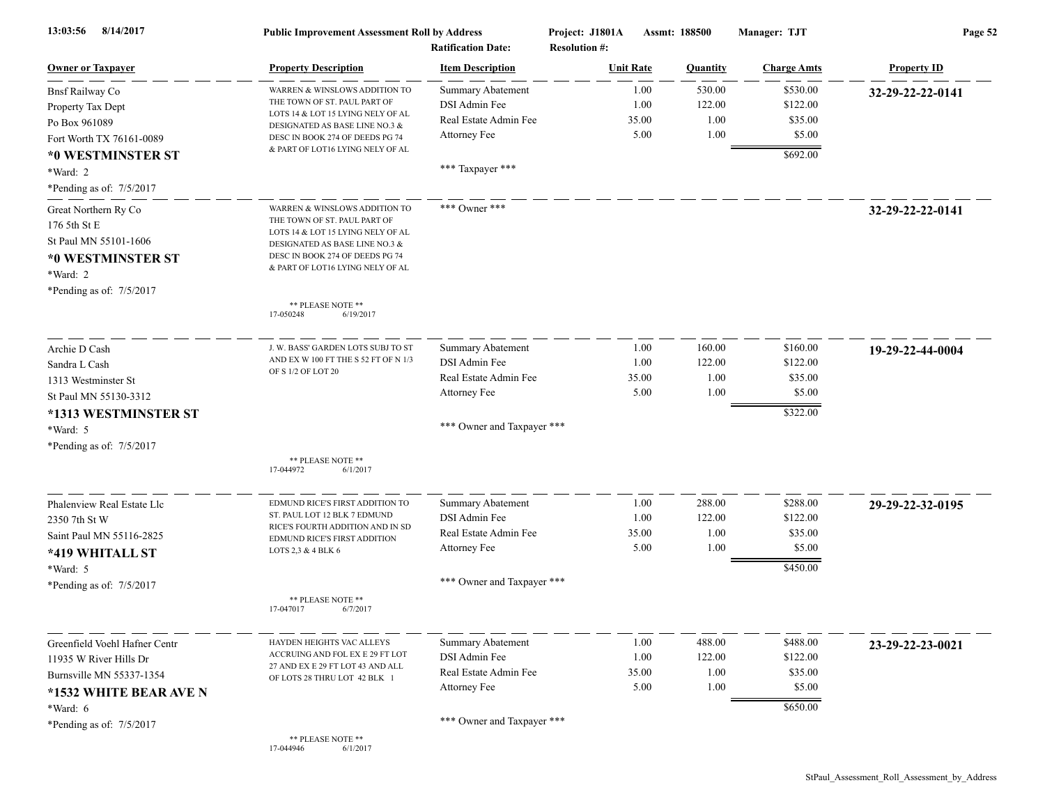| Owner or Taxpayer | Property Description | Item Description | Unit Rate | Quantity | Charge Amts | Property ID |
|---|---|---|---|---|---|---|
| Bnsf Railway Co<br>Property Tax Dept<br>Po Box 961089<br>Fort Worth TX 76161-0089<br>**\*0 WESTMINSTER ST**<br>\*Ward: 2<br>\*Pending as of: 7/5/2017 | WARREN & WINSLOWS ADDITION TO THE TOWN OF ST. PAUL PART OF LOTS 14 & LOT 15 LYING NELY OF AL DESIGNATED AS BASE LINE NO.3 & DESC IN BOOK 274 OF DEEDS PG 74 & PART OF LOT16 LYING NELY OF AL | Summary Abatement<br>DSI Admin Fee<br>Real Estate Admin Fee<br>Attorney Fee<br><br>\*\*\* Taxpayer \*\*\* | 1.00<br>1.00<br>35.00<br>5.00 | 530.00<br>122.00<br>1.00<br>1.00 | $530.00<br>$122.00<br>$35.00<br>$5.00<br>$692.00 | **32-29-22-22-0141** |
| Great Northern Ry Co<br>176 5th St E<br>St Paul MN 55101-1606<br>**\*0 WESTMINSTER ST**<br>\*Ward: 2<br>\*Pending as of: 7/5/2017 | WARREN & WINSLOWS ADDITION TO THE TOWN OF ST. PAUL PART OF LOTS 14 & LOT 15 LYING NELY OF AL DESIGNATED AS BASE LINE NO.3 & DESC IN BOOK 274 OF DEEDS PG 74 & PART OF LOT16 LYING NELY OF AL<br><br>\*\* PLEASE NOTE \*\*<br>17-050248 6/19/2017 | \*\*\* Owner \*\*\* | | | | **32-29-22-22-0141** |
| Archie D Cash<br>Sandra L Cash<br>1313 Westminster St<br>St Paul MN 55130-3312<br>**\*1313 WESTMINSTER ST**<br>\*Ward: 5<br>\*Pending as of: 7/5/2017 | J. W. BASS' GARDEN LOTS SUBJ TO ST AND EX W 100 FT THE S 52 FT OF N 1/3 OF S 1/2 OF LOT 20<br><br>\*\* PLEASE NOTE \*\*<br>17-044972 6/1/2017 | Summary Abatement<br>DSI Admin Fee<br>Real Estate Admin Fee<br>Attorney Fee<br><br>\*\*\* Owner and Taxpayer \*\*\* | 1.00<br>1.00<br>35.00<br>5.00 | 160.00<br>122.00<br>1.00<br>1.00 | $160.00<br>$122.00<br>$35.00<br>$5.00<br>$322.00 | **19-29-22-44-0004** |
| Phalenview Real Estate Llc<br>2350 7th St W<br>Saint Paul MN 55116-2825<br>**\*419 WHITALL ST**<br>\*Ward: 5<br>\*Pending as of: 7/5/2017 | EDMUND RICE'S FIRST ADDITION TO ST. PAUL LOT 12 BLK 7 EDMUND RICE'S FOURTH ADDITION AND IN SD EDMUND RICE'S FIRST ADDITION LOTS 2,3 & 4 BLK 6<br><br>\*\* PLEASE NOTE \*\*<br>17-047017 6/7/2017 | Summary Abatement<br>DSI Admin Fee<br>Real Estate Admin Fee<br>Attorney Fee<br><br>\*\*\* Owner and Taxpayer \*\*\* | 1.00<br>1.00<br>35.00<br>5.00 | 288.00<br>122.00<br>1.00<br>1.00 | $288.00<br>$122.00<br>$35.00<br>$5.00<br>$450.00 | **29-29-22-32-0195** |
| Greenfield Voehl Hafner Centr<br>11935 W River Hills Dr<br>Burnsville MN 55337-1354<br>**\*1532 WHITE BEAR AVE N**<br>\*Ward: 6<br>\*Pending as of: 7/5/2017 | HAYDEN HEIGHTS VAC ALLEYS ACCRUING AND FOL EX E 29 FT LOT 27 AND EX E 29 FT LOT 43 AND ALL OF LOTS 28 THRU LOT 42 BLK 1<br><br>\*\* PLEASE NOTE \*\*<br>17-044946 6/1/2017 | Summary Abatement<br>DSI Admin Fee<br>Real Estate Admin Fee<br>Attorney Fee<br><br>\*\*\* Owner and Taxpayer \*\*\* | 1.00<br>1.00<br>35.00<br>5.00 | 488.00<br>122.00<br>1.00<br>1.00 | $488.00<br>$122.00<br>$35.00<br>$5.00<br>$650.00 | **23-29-22-23-0021** |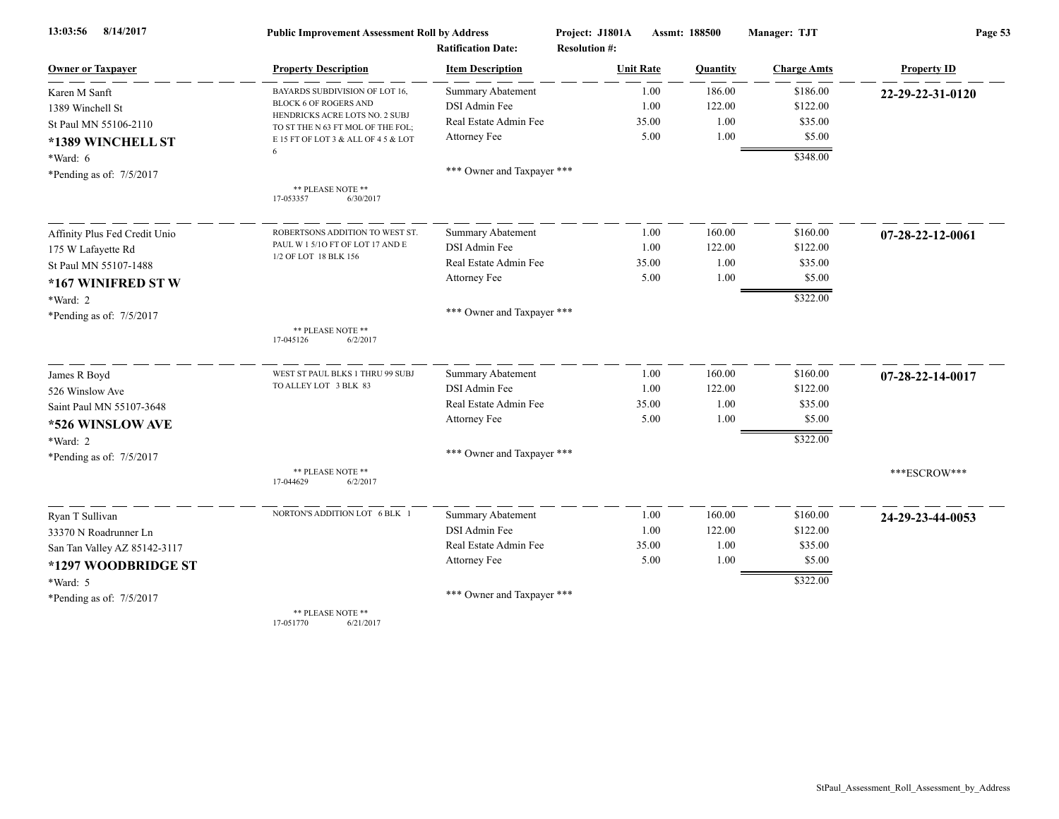**Public Improvement Assessment Roll by Address** — Project: J1801A — Assmt: 188500 — Manager: TJT

Ratification Date: — Resolution #:

| Owner or Taxpayer | Property Description | Item Description | Unit Rate | Quantity | Charge Amts | Property ID |
|---|---|---|---|---|---|---|
| Karen M Sanft<br>1389 Winchell St<br>St Paul MN 55106-2110<br>**\*1389 WINCHELL ST**<br>*Ward: 6<br>*Pending as of: 7/5/2017 | BAYARDS SUBDIVISION OF LOT 16, BLOCK 6 OF ROGERS AND HENDRICKS ACRE LOTS NO. 2 SUBJ TO ST THE N 63 FT MOL OF THE FOL; E 15 FT OF LOT 3 & ALL OF 4 5 & LOT 6<br>** PLEASE NOTE **<br>17-053357 6/30/2017 | Summary Abatement<br>DSI Admin Fee<br>Real Estate Admin Fee<br>Attorney Fee<br><br>*** Owner and Taxpayer *** | 1.00<br>1.00<br>35.00<br>5.00 | 186.00<br>122.00<br>1.00<br>1.00 | $186.00<br>$122.00<br>$35.00<br>$5.00<br>$348.00 | **22-29-22-31-0120** |
| Affinity Plus Fed Credit Unio<br>175 W Lafayette Rd<br>St Paul MN 55107-1488<br>**\*167 WINIFRED ST W**<br>*Ward: 2<br>*Pending as of: 7/5/2017 | ROBERTSONS ADDITION TO WEST ST. PAUL W 1 5/1O FT OF LOT 17 AND E 1/2 OF LOT 18 BLK 156<br>** PLEASE NOTE **<br>17-045126 6/2/2017 | Summary Abatement<br>DSI Admin Fee<br>Real Estate Admin Fee<br>Attorney Fee<br><br>*** Owner and Taxpayer *** | 1.00<br>1.00<br>35.00<br>5.00 | 160.00<br>122.00<br>1.00<br>1.00 | $160.00<br>$122.00<br>$35.00<br>$5.00<br>$322.00 | **07-28-22-12-0061** |
| James R Boyd<br>526 Winslow Ave<br>Saint Paul MN 55107-3648<br>**\*526 WINSLOW AVE**<br>*Ward: 2<br>*Pending as of: 7/5/2017 | WEST ST PAUL BLKS 1 THRU 99 SUBJ TO ALLEY LOT 3 BLK 83<br>** PLEASE NOTE **<br>17-044629 6/2/2017 | Summary Abatement<br>DSI Admin Fee<br>Real Estate Admin Fee<br>Attorney Fee<br><br>*** Owner and Taxpayer *** | 1.00<br>1.00<br>35.00<br>5.00 | 160.00<br>122.00<br>1.00<br>1.00 | $160.00<br>$122.00<br>$35.00<br>$5.00<br>$322.00 | **07-28-22-14-0017**<br><br>***ESCROW*** |
| Ryan T Sullivan<br>33370 N Roadrunner Ln<br>San Tan Valley AZ 85142-3117<br>**\*1297 WOODBRIDGE ST**<br>*Ward: 5<br>*Pending as of: 7/5/2017 | NORTON'S ADDITION LOT 6 BLK 1<br>** PLEASE NOTE **<br>17-051770 6/21/2017 | Summary Abatement<br>DSI Admin Fee<br>Real Estate Admin Fee<br>Attorney Fee<br><br>*** Owner and Taxpayer *** | 1.00<br>1.00<br>35.00<br>5.00 | 160.00<br>122.00<br>1.00<br>1.00 | $160.00<br>$122.00<br>$35.00<br>$5.00<br>$322.00 | **24-29-23-44-0053** |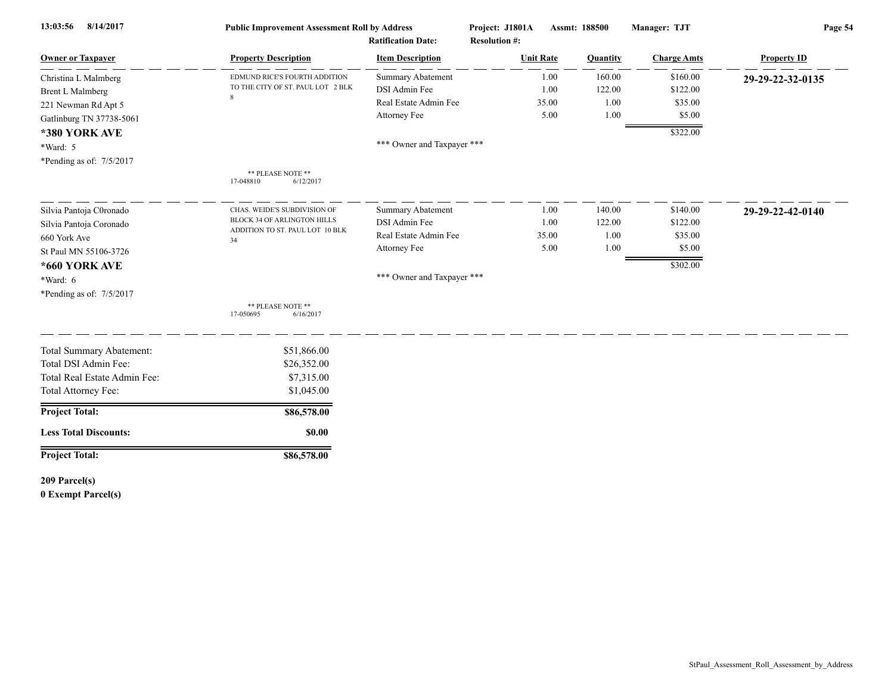| Owner or Taxpayer | Property Description | Item Description | Unit Rate | Quantity | Charge Amts | Property ID |
|---|---|---|---|---|---|---|
| Christina L Malmberg<br>Brent L Malmberg<br>221 Newman Rd Apt 5<br>Gatlinburg TN 37738-5061<br>**\*380 YORK AVE**<br>\*Ward: 5<br>\*Pending as of: 7/5/2017 | EDMUND RICE'S FOURTH ADDITION TO THE CITY OF ST. PAUL LOT 2 BLK 8<br><br>** PLEASE NOTE **<br>17-048810 6/12/2017 | Summary Abatement<br>DSI Admin Fee<br>Real Estate Admin Fee<br>Attorney Fee<br><br>*** Owner and Taxpayer *** | 1.00<br>1.00<br>35.00<br>5.00 | 160.00<br>122.00<br>1.00<br>1.00 | $160.00<br>$122.00<br>$35.00<br>$5.00<br>$322.00 | **29-29-22-32-0135** |
| Silvia Pantoja C0ronado<br>Silvia Pantoja Coronado<br>660 York Ave<br>St Paul MN 55106-3726<br>**\*660 YORK AVE**<br>\*Ward: 6<br>\*Pending as of: 7/5/2017 | CHAS. WEIDE'S SUBDIVISION OF BLOCK 34 OF ARLINGTON HILLS ADDITION TO ST. PAUL LOT 10 BLK 34<br><br>** PLEASE NOTE **<br>17-050695 6/16/2017 | Summary Abatement<br>DSI Admin Fee<br>Real Estate Admin Fee<br>Attorney Fee<br><br>*** Owner and Taxpayer *** | 1.00<br>1.00<br>35.00<br>5.00 | 140.00<br>122.00<br>1.00<br>1.00 | $140.00<br>$122.00<br>$35.00<br>$5.00<br>$302.00 | **29-29-22-42-0140** |

| | |
|---|---|
| Total Summary Abatement: | $51,866.00 |
| Total DSI Admin Fee: | $26,352.00 |
| Total Real Estate Admin Fee: | $7,315.00 |
| Total Attorney Fee: | $1,045.00 |
| **Project Total:** | **$86,578.00** |
| **Less Total Discounts:** | **$0.00** |
| **Project Total:** | **$86,578.00** |

**209 Parcel(s)**
**0 Exempt Parcel(s)**